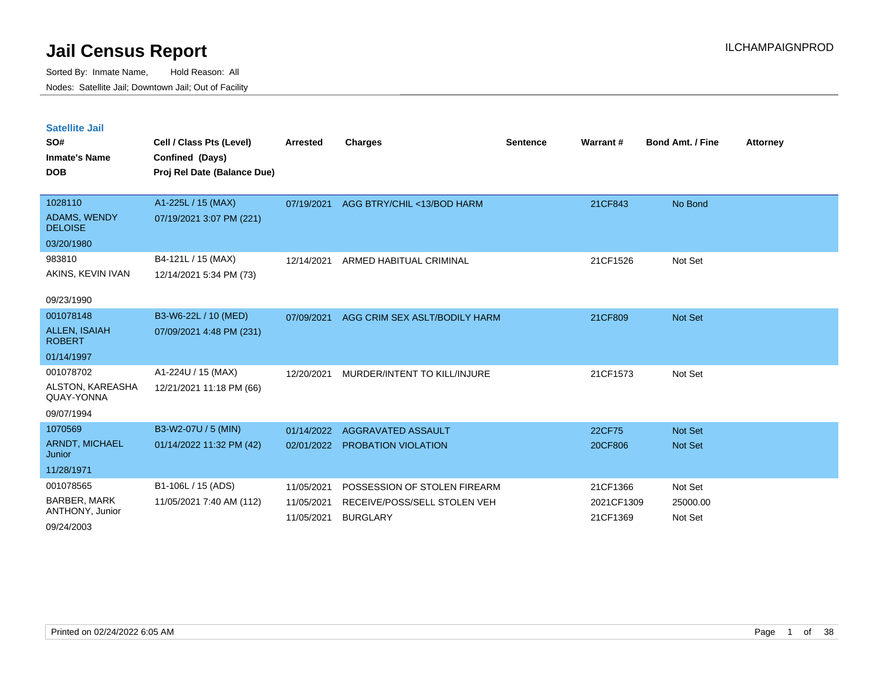# Jail Census Report

ILCHAMPAIGNPROD

Sorted By: Inmate Name, Hold Reason: All

Nodes: Satellite Jail; Downtown Jail; Out of Facility

## Satellite Jail

| SO# / Inmate's Name / DOB | Cell / Class Pts (Level) / Confined (Days) / Proj Rel Date (Balance Due) | Arrested | Charges | Sentence | Warrant # | Bond Amt. / Fine | Attorney |
|---|---|---|---|---|---|---|---|
| 1028110<br>ADAMS, WENDY DELOISE<br>03/20/1980 | A1-225L / 15 (MAX)<br>07/19/2021 3:07 PM (221) | 07/19/2021 | AGG BTRY/CHIL <13/BOD HARM | | 21CF843 | No Bond | |
| 983810<br>AKINS, KEVIN IVAN<br>09/23/1990 | B4-121L / 15 (MAX)<br>12/14/2021 5:34 PM (73) | 12/14/2021 | ARMED HABITUAL CRIMINAL | | 21CF1526 | Not Set | |
| 001078148<br>ALLEN, ISAIAH ROBERT<br>01/14/1997 | B3-W6-22L / 10 (MED)<br>07/09/2021 4:48 PM (231) | 07/09/2021 | AGG CRIM SEX ASLT/BODILY HARM | | 21CF809 | Not Set | |
| 001078702<br>ALSTON, KAREASHA QUAY-YONNA<br>09/07/1994 | A1-224U / 15 (MAX)<br>12/21/2021 11:18 PM (66) | 12/20/2021 | MURDER/INTENT TO KILL/INJURE | | 21CF1573 | Not Set | |
| 1070569<br>ARNDT, MICHAEL Junior<br>11/28/1971 | B3-W2-07U / 5 (MIN)<br>01/14/2022 11:32 PM (42) | 01/14/2022 | AGGRAVATED ASSAULT | | 22CF75 | Not Set | |
| | | 02/01/2022 | PROBATION VIOLATION | | 20CF806 | Not Set | |
| 001078565<br>BARBER, MARK ANTHONY, Junior<br>09/24/2003 | B1-106L / 15 (ADS)<br>11/05/2021 7:40 AM (112) | 11/05/2021 | POSSESSION OF STOLEN FIREARM | | 21CF1366 | Not Set | |
| | | 11/05/2021 | RECEIVE/POSS/SELL STOLEN VEH | | 2021CF1309 | 25000.00 | |
| | | 11/05/2021 | BURGLARY | | 21CF1369 | Not Set | |

Printed on 02/24/2022 6:05 AM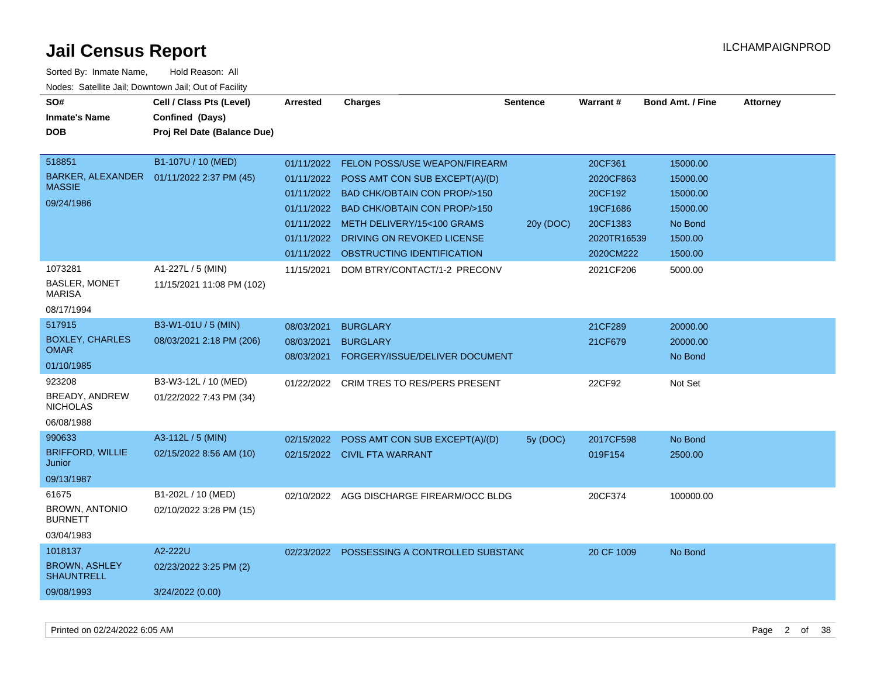# Jail Census Report

ILCHAMPAIGNPROD

Sorted By: Inmate Name, Hold Reason: All

Nodes: Satellite Jail; Downtown Jail; Out of Facility

| SO# / Inmate's Name / DOB | Cell / Class Pts (Level) / Confined (Days) / Proj Rel Date (Balance Due) | Arrested | Charges | Sentence | Warrant # | Bond Amt. / Fine | Attorney |
|---|---|---|---|---|---|---|---|
| 518851<br>BARKER, ALEXANDER MASSIE<br>09/24/1986 | B1-107U / 10 (MED)<br>01/11/2022 2:37 PM (45) | 01/11/2022 | FELON POSS/USE WEAPON/FIREARM | | 20CF361 | 15000.00 | |
| | | 01/11/2022 | POSS AMT CON SUB EXCEPT(A)/(D) | | 2020CF863 | 15000.00 | |
| | | 01/11/2022 | BAD CHK/OBTAIN CON PROP/>150 | | 20CF192 | 15000.00 | |
| | | 01/11/2022 | BAD CHK/OBTAIN CON PROP/>150 | | 19CF1686 | 15000.00 | |
| | | 01/11/2022 | METH DELIVERY/15<100 GRAMS | 20y (DOC) | 20CF1383 | No Bond | |
| | | 01/11/2022 | DRIVING ON REVOKED LICENSE | | 2020TR16539 | 1500.00 | |
| | | 01/11/2022 | OBSTRUCTING IDENTIFICATION | | 2020CM222 | 1500.00 | |
| 1073281<br>BASLER, MONET MARISA<br>08/17/1994 | A1-227L / 5 (MIN)<br>11/15/2021 11:08 PM (102) | 11/15/2021 | DOM BTRY/CONTACT/1-2 PRECONV | | 2021CF206 | 5000.00 | |
| 517915<br>BOXLEY, CHARLES OMAR<br>01/10/1985 | B3-W1-01U / 5 (MIN)<br>08/03/2021 2:18 PM (206) | 08/03/2021 | BURGLARY | | 21CF289 | 20000.00 | |
| | | 08/03/2021 | BURGLARY | | 21CF679 | 20000.00 | |
| | | 08/03/2021 | FORGERY/ISSUE/DELIVER DOCUMENT | | | No Bond | |
| 923208<br>BREADY, ANDREW NICHOLAS<br>06/08/1988 | B3-W3-12L / 10 (MED)<br>01/22/2022 7:43 PM (34) | 01/22/2022 | CRIM TRES TO RES/PERS PRESENT | | 22CF92 | Not Set | |
| 990633<br>BRIFFORD, WILLIE Junior<br>09/13/1987 | A3-112L / 5 (MIN)<br>02/15/2022 8:56 AM (10) | 02/15/2022 | POSS AMT CON SUB EXCEPT(A)/(D) | 5y (DOC) | 2017CF598 | No Bond | |
| | | 02/15/2022 | CIVIL FTA WARRANT | | 019F154 | 2500.00 | |
| 61675<br>BROWN, ANTONIO BURNETT<br>03/04/1983 | B1-202L / 10 (MED)<br>02/10/2022 3:28 PM (15) | 02/10/2022 | AGG DISCHARGE FIREARM/OCC BLDG | | 20CF374 | 100000.00 | |
| 1018137<br>BROWN, ASHLEY SHAUNTRELL<br>09/08/1993 | A2-222U<br>02/23/2022 3:25 PM (2)<br>3/24/2022 (0.00) | 02/23/2022 | POSSESSING A CONTROLLED SUBSTANC | | 20 CF 1009 | No Bond | |

Printed on 02/24/2022 6:05 AM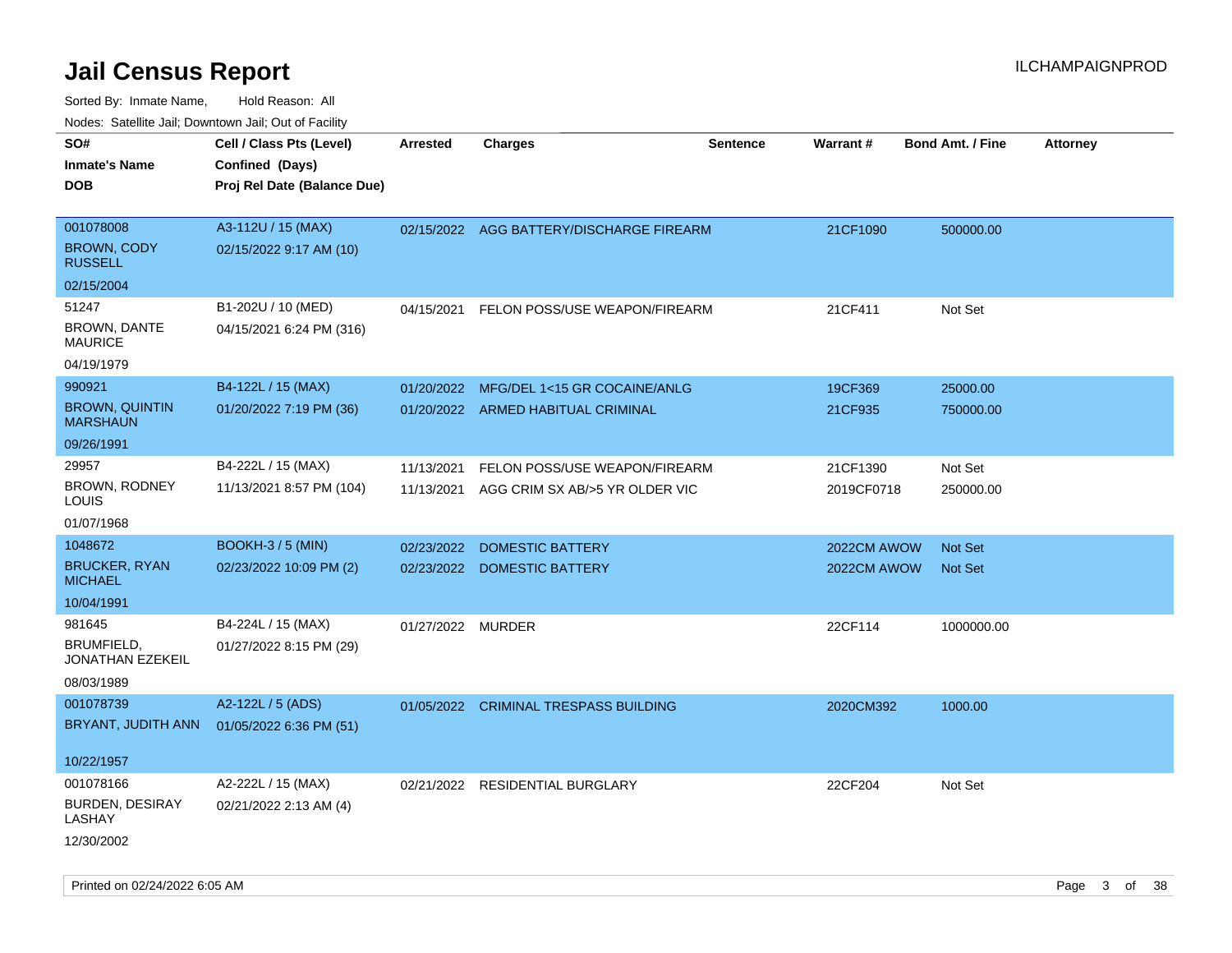# Jail Census Report

ILCHAMPAIGNPROD

Sorted By: Inmate Name, Hold Reason: All

Nodes: Satellite Jail; Downtown Jail; Out of Facility

| SO# / Inmate's Name / DOB | Cell / Class Pts (Level) / Confined (Days) / Proj Rel Date (Balance Due) | Arrested | Charges | Sentence | Warrant # | Bond Amt. / Fine | Attorney |
|---|---|---|---|---|---|---|---|
| 001078008<br>BROWN, CODY RUSSELL<br>02/15/2004 | A3-112U / 15 (MAX)<br>02/15/2022 9:17 AM (10) | 02/15/2022 | AGG BATTERY/DISCHARGE FIREARM | | 21CF1090 | 500000.00 | |
| 51247<br>BROWN, DANTE MAURICE<br>04/19/1979 | B1-202U / 10 (MED)<br>04/15/2021 6:24 PM (316) | 04/15/2021 | FELON POSS/USE WEAPON/FIREARM | | 21CF411 | Not Set | |
| 990921<br>BROWN, QUINTIN MARSHAUN<br>09/26/1991 | B4-122L / 15 (MAX)<br>01/20/2022 7:19 PM (36) | 01/20/2022<br>01/20/2022 | MFG/DEL 1<15 GR COCAINE/ANLG<br>ARMED HABITUAL CRIMINAL | | 19CF369<br>21CF935 | 25000.00<br>750000.00 | |
| 29957<br>BROWN, RODNEY LOUIS<br>01/07/1968 | B4-222L / 15 (MAX)<br>11/13/2021 8:57 PM (104) | 11/13/2021<br>11/13/2021 | FELON POSS/USE WEAPON/FIREARM<br>AGG CRIM SX AB/>5 YR OLDER VIC | | 21CF1390<br>2019CF0718 | Not Set<br>250000.00 | |
| 1048672<br>BRUCKER, RYAN MICHAEL<br>10/04/1991 | BOOKH-3 / 5 (MIN)<br>02/23/2022 10:09 PM (2) | 02/23/2022<br>02/23/2022 | DOMESTIC BATTERY<br>DOMESTIC BATTERY | | 2022CM AWOW<br>2022CM AWOW | Not Set<br>Not Set | |
| 981645<br>BRUMFIELD, JONATHAN EZEKEIL<br>08/03/1989 | B4-224L / 15 (MAX)<br>01/27/2022 8:15 PM (29) | 01/27/2022 | MURDER | | 22CF114 | 1000000.00 | |
| 001078739<br>BRYANT, JUDITH ANN<br>10/22/1957 | A2-122L / 5 (ADS)<br>01/05/2022 6:36 PM (51) | 01/05/2022 | CRIMINAL TRESPASS BUILDING | | 2020CM392 | 1000.00 | |
| 001078166<br>BURDEN, DESIRAY LASHAY<br>12/30/2002 | A2-222L / 15 (MAX)<br>02/21/2022 2:13 AM (4) | 02/21/2022 | RESIDENTIAL BURGLARY | | 22CF204 | Not Set | |

Printed on 02/24/2022 6:05 AM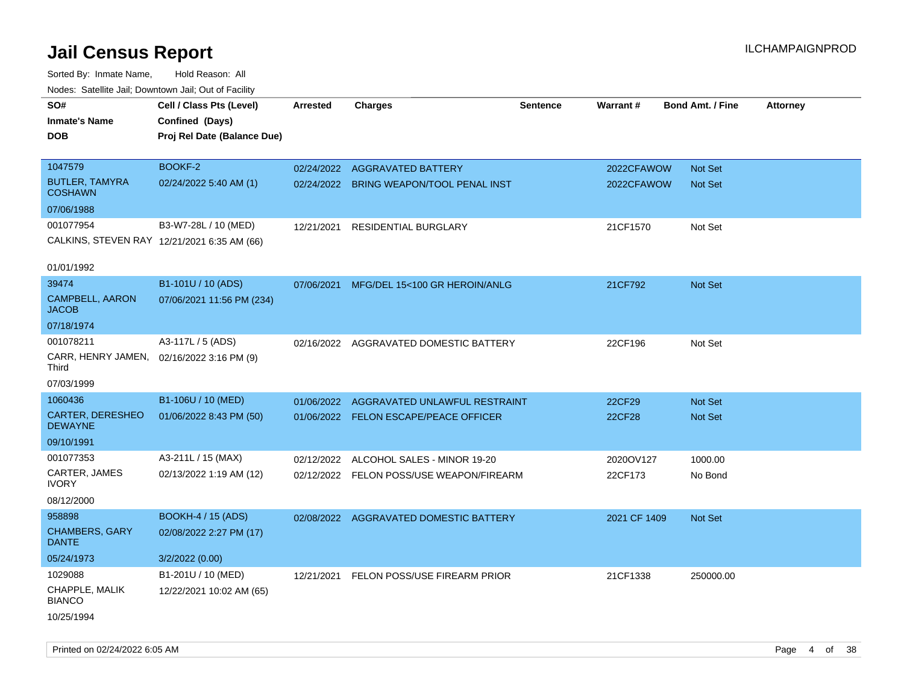# Jail Census Report

ILCHAMPAIGNPROD

Sorted By: Inmate Name, Hold Reason: All

Nodes: Satellite Jail; Downtown Jail; Out of Facility

| SO# / Inmate's Name / DOB | Cell / Class Pts (Level) / Confined (Days) / Proj Rel Date (Balance Due) | Arrested | Charges | Sentence | Warrant # | Bond Amt. / Fine | Attorney |
|---|---|---|---|---|---|---|---|
| 1047579<br>BUTLER, TAMYRA COSHAWN<br>07/06/1988 | BOOKF-2<br>02/24/2022 5:40 AM (1) | 02/24/2022 | AGGRAVATED BATTERY | | 2022CFAWOW | Not Set | |
| | | 02/24/2022 | BRING WEAPON/TOOL PENAL INST | | 2022CFAWOW | Not Set | |
| 001077954<br>CALKINS, STEVEN RAY<br>01/01/1992 | B3-W7-28L / 10 (MED)<br>12/21/2021 6:35 AM (66) | 12/21/2021 | RESIDENTIAL BURGLARY | | 21CF1570 | Not Set | |
| 39474<br>CAMPBELL, AARON JACOB<br>07/18/1974 | B1-101U / 10 (ADS)<br>07/06/2021 11:56 PM (234) | 07/06/2021 | MFG/DEL 15<100 GR HEROIN/ANLG | | 21CF792 | Not Set | |
| 001078211<br>CARR, HENRY JAMEN, Third<br>07/03/1999 | A3-117L / 5 (ADS)<br>02/16/2022 3:16 PM (9) | 02/16/2022 | AGGRAVATED DOMESTIC BATTERY | | 22CF196 | Not Set | |
| 1060436<br>CARTER, DERESHEO DEWAYNE<br>09/10/1991 | B1-106U / 10 (MED)<br>01/06/2022 8:43 PM (50) | 01/06/2022 | AGGRAVATED UNLAWFUL RESTRAINT | | 22CF29 | Not Set | |
| | | 01/06/2022 | FELON ESCAPE/PEACE OFFICER | | 22CF28 | Not Set | |
| 001077353<br>CARTER, JAMES IVORY<br>08/12/2000 | A3-211L / 15 (MAX)<br>02/13/2022 1:19 AM (12) | 02/12/2022 | ALCOHOL SALES - MINOR 19-20 | | 2020OV127 | 1000.00 | |
| | | 02/12/2022 | FELON POSS/USE WEAPON/FIREARM | | 22CF173 | No Bond | |
| 958898<br>CHAMBERS, GARY DANTE<br>05/24/1973 | BOOKH-4 / 15 (ADS)<br>02/08/2022 2:27 PM (17)<br>3/2/2022 (0.00) | 02/08/2022 | AGGRAVATED DOMESTIC BATTERY | | 2021 CF 1409 | Not Set | |
| 1029088<br>CHAPPLE, MALIK BIANCO<br>10/25/1994 | B1-201U / 10 (MED)<br>12/22/2021 10:02 AM (65) | 12/21/2021 | FELON POSS/USE FIREARM PRIOR | | 21CF1338 | 250000.00 | |

Printed on 02/24/2022 6:05 AM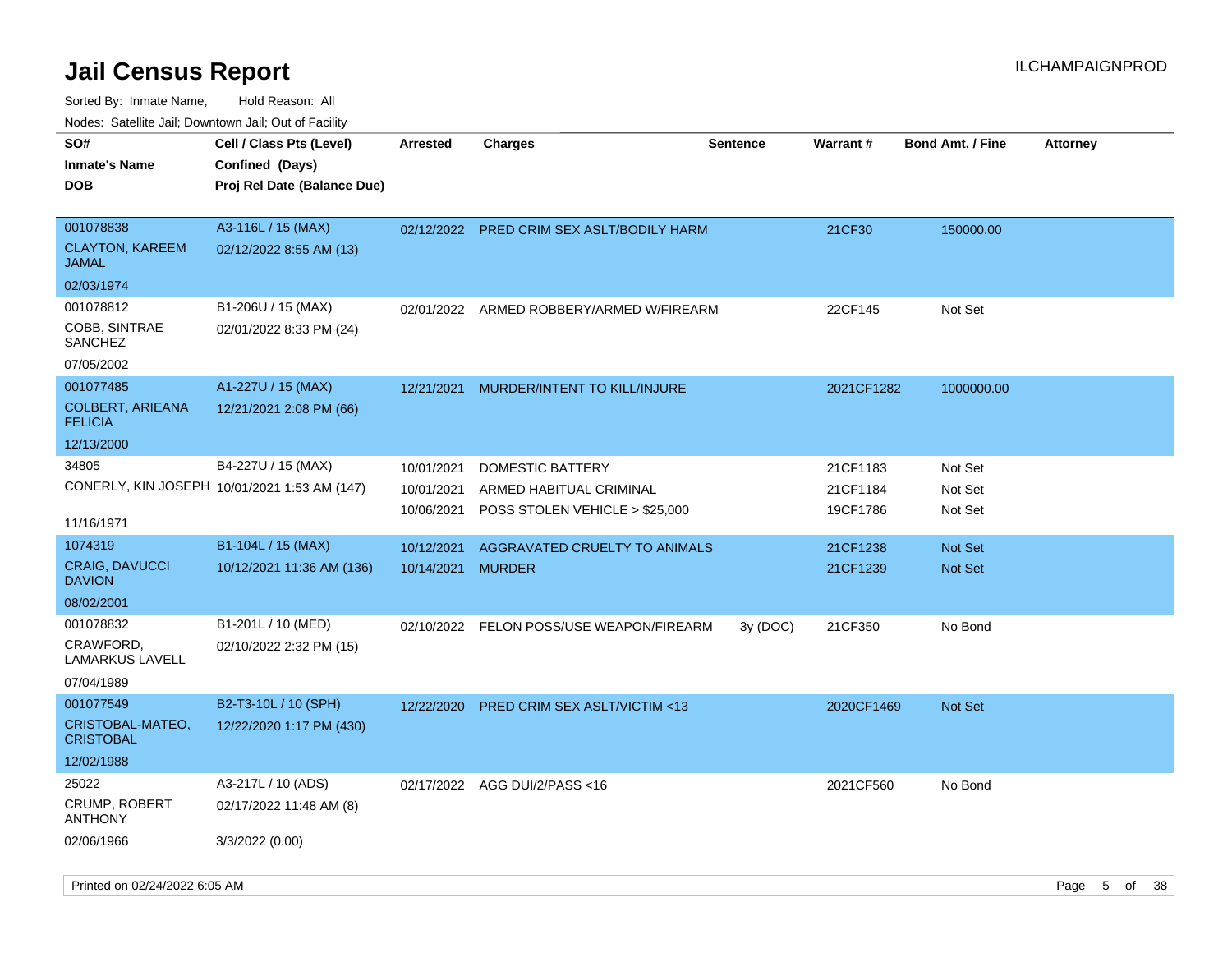# Jail Census Report

ILCHAMPAIGNPROD

Sorted By: Inmate Name, Hold Reason: All

Nodes: Satellite Jail; Downtown Jail; Out of Facility

| SO# / Inmate's Name / DOB | Cell / Class Pts (Level) / Confined (Days) / Proj Rel Date (Balance Due) | Arrested | Charges | Sentence | Warrant # | Bond Amt. / Fine | Attorney |
|---|---|---|---|---|---|---|---|
| 001078838 CLAYTON, KAREEM JAMAL 02/03/1974 | A3-116L / 15 (MAX) 02/12/2022 8:55 AM (13) | 02/12/2022 | PRED CRIM SEX ASLT/BODILY HARM | | 21CF30 | 150000.00 | |
| 001078812 COBB, SINTRAE SANCHEZ 07/05/2002 | B1-206U / 15 (MAX) 02/01/2022 8:33 PM (24) | 02/01/2022 | ARMED ROBBERY/ARMED W/FIREARM | | 22CF145 | Not Set | |
| 001077485 COLBERT, ARIEANA FELICIA 12/13/2000 | A1-227U / 15 (MAX) 12/21/2021 2:08 PM (66) | 12/21/2021 | MURDER/INTENT TO KILL/INJURE | | 2021CF1282 | 1000000.00 | |
| 34805 CONERLY, KIN JOSEPH 11/16/1971 | B4-227U / 15 (MAX) 10/01/2021 1:53 AM (147) | 10/01/2021 | DOMESTIC BATTERY | | 21CF1183 | Not Set | |
| | | 10/01/2021 | ARMED HABITUAL CRIMINAL | | 21CF1184 | Not Set | |
| | | 10/06/2021 | POSS STOLEN VEHICLE > $25,000 | | 19CF1786 | Not Set | |
| 1074319 CRAIG, DAVUCCI DAVION 08/02/2001 | B1-104L / 15 (MAX) 10/12/2021 11:36 AM (136) | 10/12/2021 | AGGRAVATED CRUELTY TO ANIMALS | | 21CF1238 | Not Set | |
| | | 10/14/2021 | MURDER | | 21CF1239 | Not Set | |
| 001078832 CRAWFORD, LAMARKUS LAVELL 07/04/1989 | B1-201L / 10 (MED) 02/10/2022 2:32 PM (15) | 02/10/2022 | FELON POSS/USE WEAPON/FIREARM | 3y (DOC) | 21CF350 | No Bond | |
| 001077549 CRISTOBAL-MATEO, CRISTOBAL 12/02/1988 | B2-T3-10L / 10 (SPH) 12/22/2020 1:17 PM (430) | 12/22/2020 | PRED CRIM SEX ASLT/VICTIM <13 | | 2020CF1469 | Not Set | |
| 25022 CRUMP, ROBERT ANTHONY 02/06/1966 | A3-217L / 10 (ADS) 02/17/2022 11:48 AM (8) 3/3/2022 (0.00) | 02/17/2022 | AGG DUI/2/PASS <16 | | 2021CF560 | No Bond | |

Printed on 02/24/2022 6:05 AM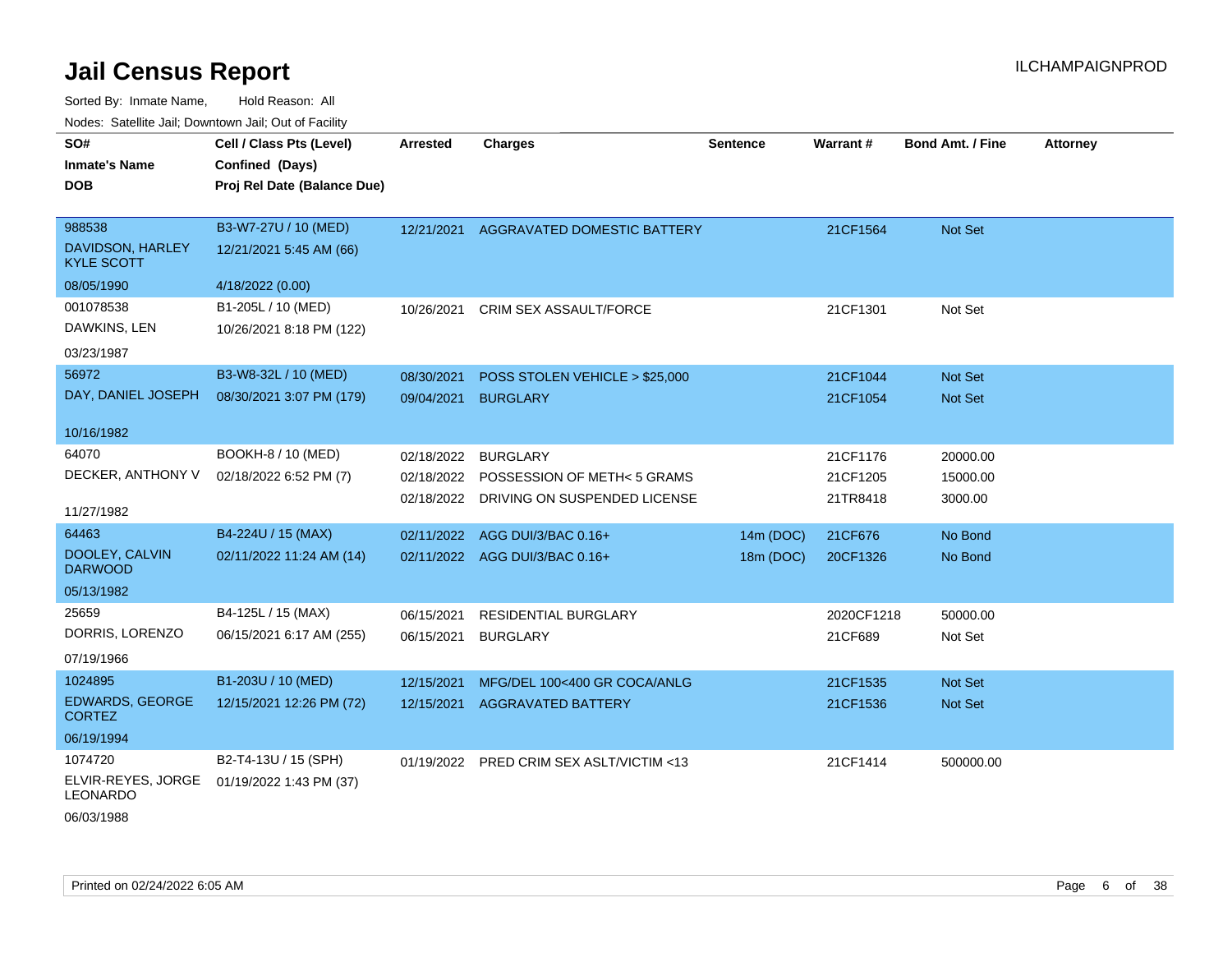# Jail Census Report

ILCHAMPAIGNPROD

Sorted By: Inmate Name, Hold Reason: All

Nodes: Satellite Jail; Downtown Jail; Out of Facility

| SO# / Inmate's Name / DOB | Cell / Class Pts (Level) / Confined (Days) / Proj Rel Date (Balance Due) | Arrested | Charges | Sentence | Warrant # | Bond Amt. / Fine | Attorney |
|---|---|---|---|---|---|---|---|
| 988538<br>DAVIDSON, HARLEY KYLE SCOTT<br>08/05/1990 | B3-W7-27U / 10 (MED)<br>12/21/2021 5:45 AM (66)<br>4/18/2022 (0.00) | 12/21/2021 | AGGRAVATED DOMESTIC BATTERY | | 21CF1564 | Not Set | |
| 001078538<br>DAWKINS, LEN<br>03/23/1987 | B1-205L / 10 (MED)<br>10/26/2021 8:18 PM (122) | 10/26/2021 | CRIM SEX ASSAULT/FORCE | | 21CF1301 | Not Set | |
| 56972<br>DAY, DANIEL JOSEPH<br>10/16/1982 | B3-W8-32L / 10 (MED)<br>08/30/2021 3:07 PM (179) | 08/30/2021 | POSS STOLEN VEHICLE > $25,000 | | 21CF1044 | Not Set | |
| | | 09/04/2021 | BURGLARY | | 21CF1054 | Not Set | |
| 64070<br>DECKER, ANTHONY V<br>11/27/1982 | BOOKH-8 / 10 (MED)<br>02/18/2022 6:52 PM (7) | 02/18/2022 | BURGLARY | | 21CF1176 | 20000.00 | |
| | | 02/18/2022 | POSSESSION OF METH< 5 GRAMS | | 21CF1205 | 15000.00 | |
| | | 02/18/2022 | DRIVING ON SUSPENDED LICENSE | | 21TR8418 | 3000.00 | |
| 64463<br>DOOLEY, CALVIN DARWOOD<br>05/13/1982 | B4-224U / 15 (MAX)<br>02/11/2022 11:24 AM (14) | 02/11/2022 | AGG DUI/3/BAC 0.16+ | 14m (DOC) | 21CF676 | No Bond | |
| | | 02/11/2022 | AGG DUI/3/BAC 0.16+ | 18m (DOC) | 20CF1326 | No Bond | |
| 25659<br>DORRIS, LORENZO<br>07/19/1966 | B4-125L / 15 (MAX)<br>06/15/2021 6:17 AM (255) | 06/15/2021 | RESIDENTIAL BURGLARY | | 2020CF1218 | 50000.00 | |
| | | 06/15/2021 | BURGLARY | | 21CF689 | Not Set | |
| 1024895<br>EDWARDS, GEORGE CORTEZ<br>06/19/1994 | B1-203U / 10 (MED)<br>12/15/2021 12:26 PM (72) | 12/15/2021 | MFG/DEL 100<400 GR COCA/ANLG | | 21CF1535 | Not Set | |
| | | 12/15/2021 | AGGRAVATED BATTERY | | 21CF1536 | Not Set | |
| 1074720<br>ELVIR-REYES, JORGE LEONARDO<br>06/03/1988 | B2-T4-13U / 15 (SPH)<br>01/19/2022 1:43 PM (37) | 01/19/2022 | PRED CRIM SEX ASLT/VICTIM <13 | | 21CF1414 | 500000.00 | |

Printed on 02/24/2022 6:05 AM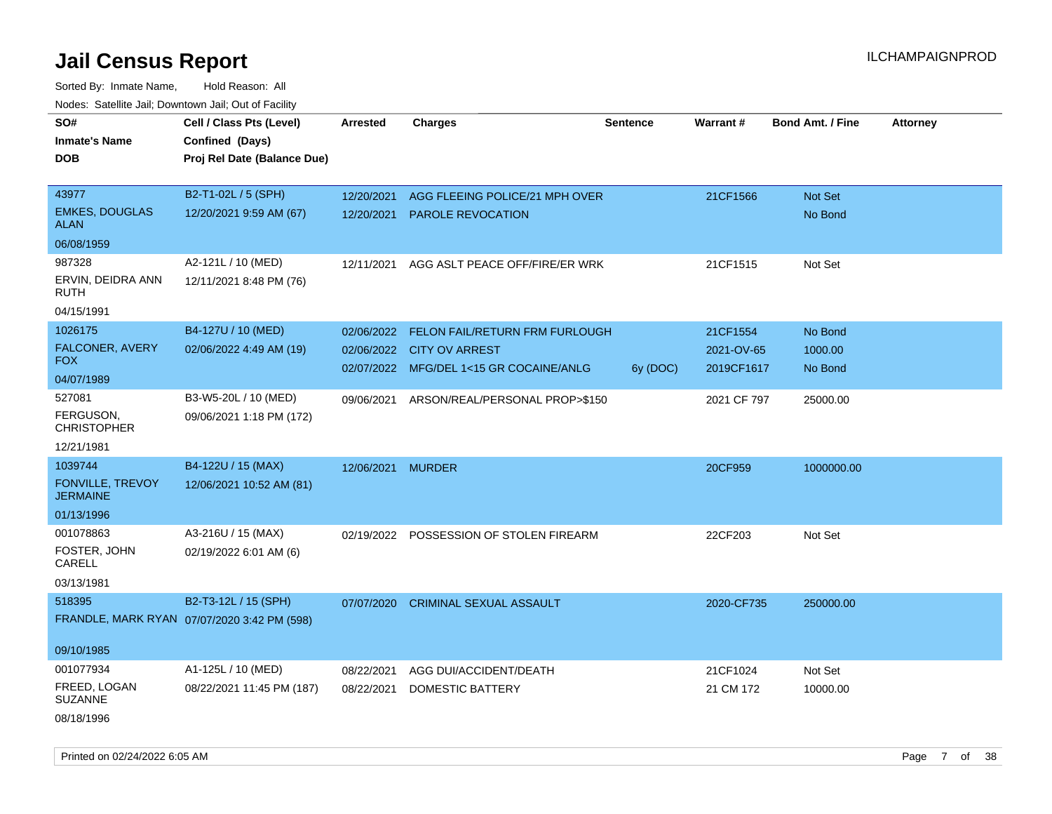# Jail Census Report

ILCHAMPAIGNPROD

Sorted By: Inmate Name, Hold Reason: All

Nodes: Satellite Jail; Downtown Jail; Out of Facility

| SO# / Inmate's Name / DOB | Cell / Class Pts (Level) / Confined (Days) / Proj Rel Date (Balance Due) | Arrested | Charges | Sentence | Warrant # | Bond Amt. / Fine | Attorney |
|---|---|---|---|---|---|---|---|
| 43977<br>EMKES, DOUGLAS ALAN<br>06/08/1959 | B2-T1-02L / 5 (SPH)<br>12/20/2021 9:59 AM (67) | 12/20/2021<br>12/20/2021 | AGG FLEEING POLICE/21 MPH OVER<br>PAROLE REVOCATION | | 21CF1566 | Not Set<br>No Bond | |
| 987328<br>ERVIN, DEIDRA ANN RUTH<br>04/15/1991 | A2-121L / 10 (MED)<br>12/11/2021 8:48 PM (76) | 12/11/2021 | AGG ASLT PEACE OFF/FIRE/ER WRK | | 21CF1515 | Not Set | |
| 1026175<br>FALCONER, AVERY FOX<br>04/07/1989 | B4-127U / 10 (MED)<br>02/06/2022 4:49 AM (19) | 02/06/2022<br>02/06/2022<br>02/07/2022 | FELON FAIL/RETURN FRM FURLOUGH<br>CITY OV ARREST<br>MFG/DEL 1<15 GR COCAINE/ANLG | <br><br>6y (DOC) | 21CF1554<br>2021-OV-65<br>2019CF1617 | No Bond<br>1000.00<br>No Bond | |
| 527081<br>FERGUSON, CHRISTOPHER<br>12/21/1981 | B3-W5-20L / 10 (MED)<br>09/06/2021 1:18 PM (172) | 09/06/2021 | ARSON/REAL/PERSONAL PROP>$150 | | 2021 CF 797 | 25000.00 | |
| 1039744<br>FONVILLE, TREVOY JERMAINE<br>01/13/1996 | B4-122U / 15 (MAX)<br>12/06/2021 10:52 AM (81) | 12/06/2021 | MURDER | | 20CF959 | 1000000.00 | |
| 001078863<br>FOSTER, JOHN CARELL<br>03/13/1981 | A3-216U / 15 (MAX)<br>02/19/2022 6:01 AM (6) | 02/19/2022 | POSSESSION OF STOLEN FIREARM | | 22CF203 | Not Set | |
| 518395<br>FRANDLE, MARK RYAN<br>09/10/1985 | B2-T3-12L / 15 (SPH)<br>07/07/2020 3:42 PM (598) | 07/07/2020 | CRIMINAL SEXUAL ASSAULT | | 2020-CF735 | 250000.00 | |
| 001077934<br>FREED, LOGAN SUZANNE<br>08/18/1996 | A1-125L / 10 (MED)<br>08/22/2021 11:45 PM (187) | 08/22/2021<br>08/22/2021 | AGG DUI/ACCIDENT/DEATH<br>DOMESTIC BATTERY | | 21CF1024<br>21 CM 172 | Not Set<br>10000.00 | |

Printed on 02/24/2022 6:05 AM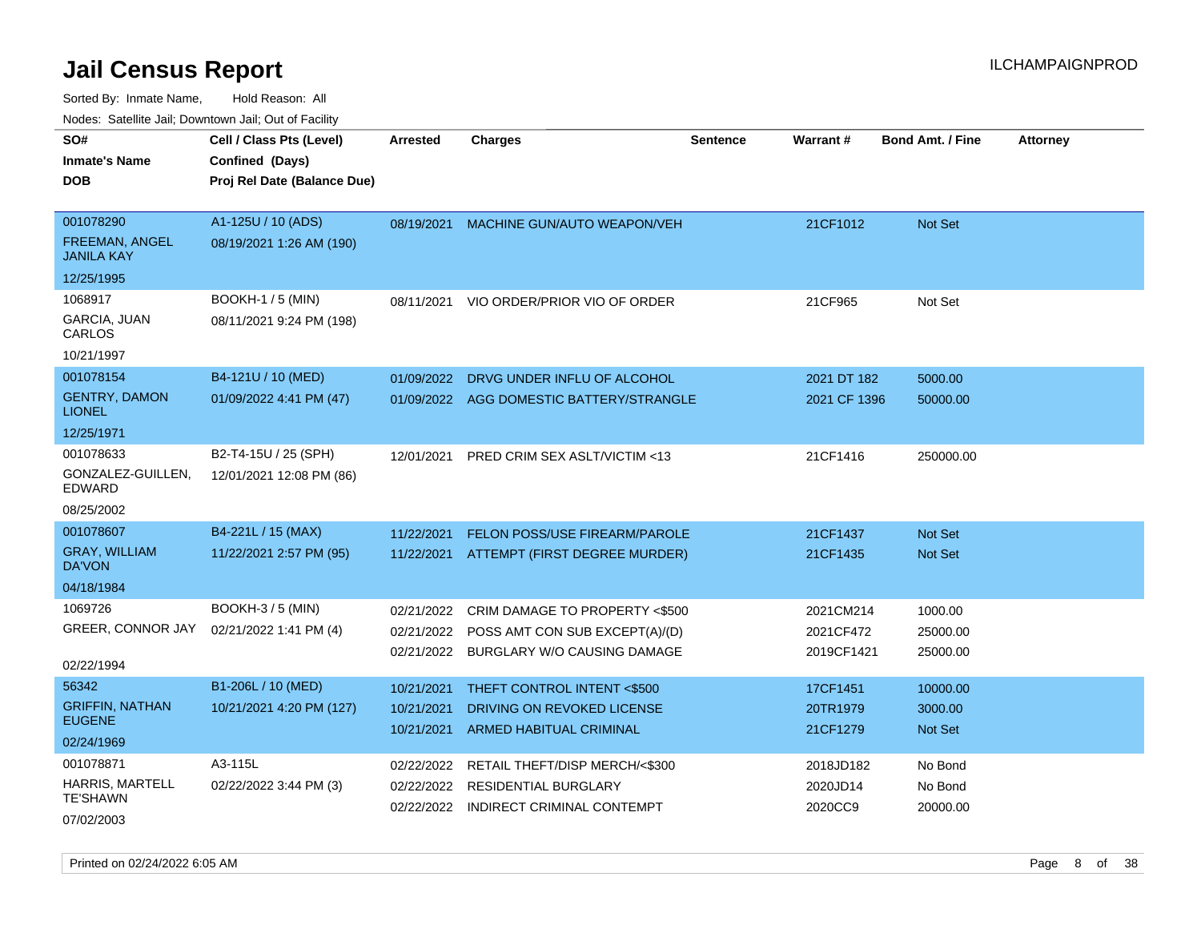# Jail Census Report

ILCHAMPAIGNPROD

Sorted By: Inmate Name, Hold Reason: All

Nodes: Satellite Jail; Downtown Jail; Out of Facility

| SO# / Inmate's Name / DOB | Cell / Class Pts (Level) / Confined (Days) / Proj Rel Date (Balance Due) | Arrested | Charges | Sentence | Warrant # | Bond Amt. / Fine | Attorney |
|---|---|---|---|---|---|---|---|
| 001078290<br>FREEMAN, ANGEL JANILA KAY<br>12/25/1995 | A1-125U / 10 (ADS)<br>08/19/2021 1:26 AM (190) | 08/19/2021 | MACHINE GUN/AUTO WEAPON/VEH | | 21CF1012 | Not Set | |
| 1068917<br>GARCIA, JUAN CARLOS<br>10/21/1997 | BOOKH-1 / 5 (MIN)<br>08/11/2021 9:24 PM (198) | 08/11/2021 | VIO ORDER/PRIOR VIO OF ORDER | | 21CF965 | Not Set | |
| 001078154<br>GENTRY, DAMON LIONEL<br>12/25/1971 | B4-121U / 10 (MED)<br>01/09/2022 4:41 PM (47) | 01/09/2022<br>01/09/2022 | DRVG UNDER INFLU OF ALCOHOL<br>AGG DOMESTIC BATTERY/STRANGLE | | 2021 DT 182<br>2021 CF 1396 | 5000.00<br>50000.00 | |
| 001078633<br>GONZALEZ-GUILLEN, EDWARD<br>08/25/2002 | B2-T4-15U / 25 (SPH)<br>12/01/2021 12:08 PM (86) | 12/01/2021 | PRED CRIM SEX ASLT/VICTIM <13 | | 21CF1416 | 250000.00 | |
| 001078607<br>GRAY, WILLIAM DA'VON<br>04/18/1984 | B4-221L / 15 (MAX)<br>11/22/2021 2:57 PM (95) | 11/22/2021<br>11/22/2021 | FELON POSS/USE FIREARM/PAROLE<br>ATTEMPT (FIRST DEGREE MURDER) | | 21CF1437<br>21CF1435 | Not Set<br>Not Set | |
| 1069726<br>GREER, CONNOR JAY<br>02/22/1994 | BOOKH-3 / 5 (MIN)<br>02/21/2022 1:41 PM (4) | 02/21/2022<br>02/21/2022<br>02/21/2022 | CRIM DAMAGE TO PROPERTY <$500<br>POSS AMT CON SUB EXCEPT(A)/(D)<br>BURGLARY W/O CAUSING DAMAGE | | 2021CM214<br>2021CF472<br>2019CF1421 | 1000.00<br>25000.00<br>25000.00 | |
| 56342<br>GRIFFIN, NATHAN EUGENE<br>02/24/1969 | B1-206L / 10 (MED)<br>10/21/2021 4:20 PM (127) | 10/21/2021<br>10/21/2021<br>10/21/2021 | THEFT CONTROL INTENT <$500<br>DRIVING ON REVOKED LICENSE<br>ARMED HABITUAL CRIMINAL | | 17CF1451<br>20TR1979<br>21CF1279 | 10000.00<br>3000.00<br>Not Set | |
| 001078871<br>HARRIS, MARTELL TE'SHAWN<br>07/02/2003 | A3-115L<br>02/22/2022 3:44 PM (3) | 02/22/2022<br>02/22/2022<br>02/22/2022 | RETAIL THEFT/DISP MERCH/<$300<br>RESIDENTIAL BURGLARY<br>INDIRECT CRIMINAL CONTEMPT | | 2018JD182<br>2020JD14<br>2020CC9 | No Bond<br>No Bond<br>20000.00 | |

Printed on 02/24/2022 6:05 AM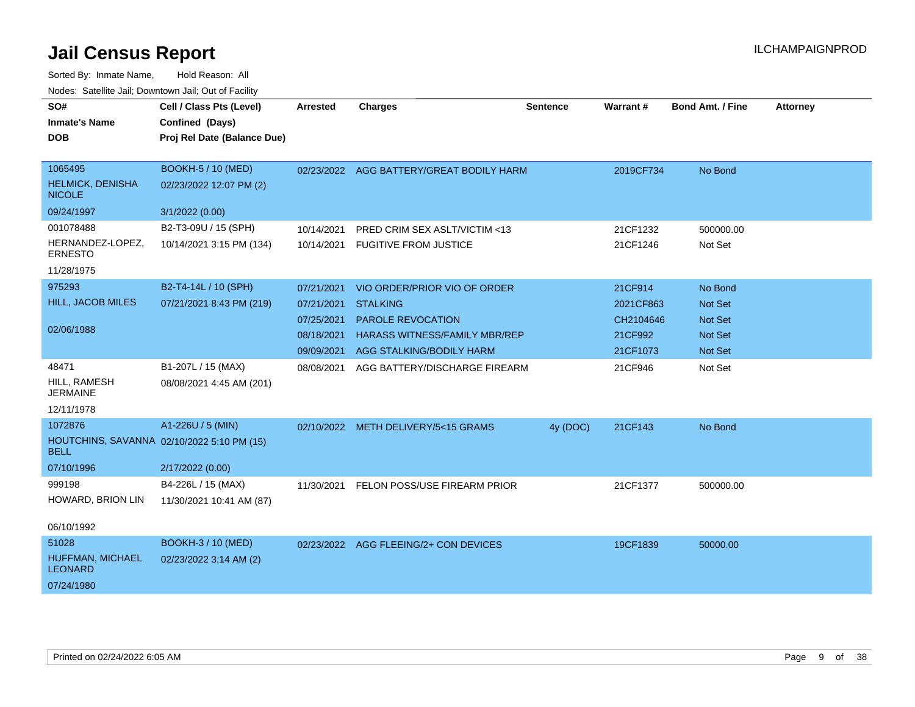# Jail Census Report

ILCHAMPAIGNPROD

Sorted By: Inmate Name, Hold Reason: All

Nodes: Satellite Jail; Downtown Jail; Out of Facility

| SO# / Inmate's Name / DOB | Cell / Class Pts (Level) / Confined (Days) / Proj Rel Date (Balance Due) | Arrested | Charges | Sentence | Warrant # | Bond Amt. / Fine | Attorney |
|---|---|---|---|---|---|---|---|
| 1065495<br>HELMICK, DENISHA NICOLE<br>09/24/1997 | BOOKH-5 / 10 (MED)<br>02/23/2022 12:07 PM (2)<br>3/1/2022 (0.00) | 02/23/2022 | AGG BATTERY/GREAT BODILY HARM | | 2019CF734 | No Bond | |
| 001078488<br>HERNANDEZ-LOPEZ, ERNESTO<br>11/28/1975 | B2-T3-09U / 15 (SPH)<br>10/14/2021 3:15 PM (134) | 10/14/2021 | PRED CRIM SEX ASLT/VICTIM <13 | | 21CF1232 | 500000.00 | |
| | | 10/14/2021 | FUGITIVE FROM JUSTICE | | 21CF1246 | Not Set | |
| 975293<br>HILL, JACOB MILES<br>02/06/1988 | B2-T4-14L / 10 (SPH)<br>07/21/2021 8:43 PM (219) | 07/21/2021 | VIO ORDER/PRIOR VIO OF ORDER | | 21CF914 | No Bond | |
| | | 07/21/2021 | STALKING | | 2021CF863 | Not Set | |
| | | 07/25/2021 | PAROLE REVOCATION | | CH2104646 | Not Set | |
| | | 08/18/2021 | HARASS WITNESS/FAMILY MBR/REP | | 21CF992 | Not Set | |
| | | 09/09/2021 | AGG STALKING/BODILY HARM | | 21CF1073 | Not Set | |
| 48471<br>HILL, RAMESH JERMAINE<br>12/11/1978 | B1-207L / 15 (MAX)<br>08/08/2021 4:45 AM (201) | 08/08/2021 | AGG BATTERY/DISCHARGE FIREARM | | 21CF946 | Not Set | |
| 1072876<br>HOUTCHINS, SAVANNA BELL<br>07/10/1996 | A1-226U / 5 (MIN)<br>02/10/2022 5:10 PM (15)<br>2/17/2022 (0.00) | 02/10/2022 | METH DELIVERY/5<15 GRAMS | 4y (DOC) | 21CF143 | No Bond | |
| 999198<br>HOWARD, BRION LIN<br>06/10/1992 | B4-226L / 15 (MAX)<br>11/30/2021 10:41 AM (87) | 11/30/2021 | FELON POSS/USE FIREARM PRIOR | | 21CF1377 | 500000.00 | |
| 51028<br>HUFFMAN, MICHAEL LEONARD<br>07/24/1980 | BOOKH-3 / 10 (MED)<br>02/23/2022 3:14 AM (2) | 02/23/2022 | AGG FLEEING/2+ CON DEVICES | | 19CF1839 | 50000.00 | |

Printed on 02/24/2022 6:05 AM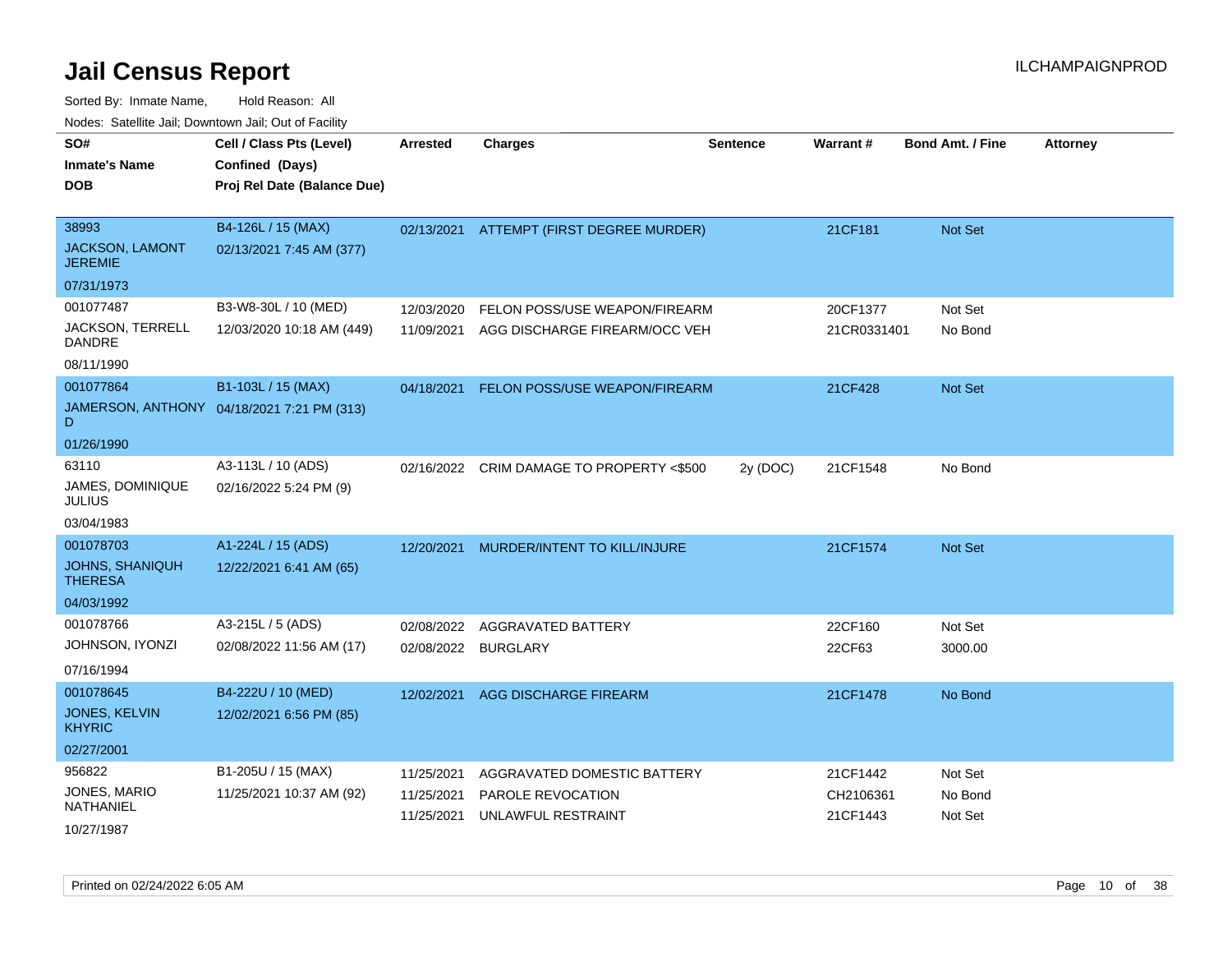# Jail Census Report

ILCHAMPAIGNPROD

Sorted By: Inmate Name, Hold Reason: All

Nodes: Satellite Jail; Downtown Jail; Out of Facility

| SO# / Inmate's Name / DOB | Cell / Class Pts (Level) / Confined (Days) / Proj Rel Date (Balance Due) | Arrested | Charges | Sentence | Warrant # | Bond Amt. / Fine | Attorney |
|---|---|---|---|---|---|---|---|
| 38993<br>JACKSON, LAMONT JEREMIE<br>07/31/1973 | B4-126L / 15 (MAX)<br>02/13/2021 7:45 AM (377) | 02/13/2021 | ATTEMPT (FIRST DEGREE MURDER) | | 21CF181 | Not Set | |
| 001077487<br>JACKSON, TERRELL DANDRE<br>08/11/1990 | B3-W8-30L / 10 (MED)<br>12/03/2020 10:18 AM (449) | 12/03/2020 | FELON POSS/USE WEAPON/FIREARM | | 20CF1377 | Not Set | |
| | | 11/09/2021 | AGG DISCHARGE FIREARM/OCC VEH | | 21CR0331401 | No Bond | |
| 001077864<br>JAMERSON, ANTHONY D<br>01/26/1990 | B1-103L / 15 (MAX)<br>04/18/2021 7:21 PM (313) | 04/18/2021 | FELON POSS/USE WEAPON/FIREARM | | 21CF428 | Not Set | |
| 63110<br>JAMES, DOMINIQUE JULIUS<br>03/04/1983 | A3-113L / 10 (ADS)<br>02/16/2022 5:24 PM (9) | 02/16/2022 | CRIM DAMAGE TO PROPERTY <$500 | 2y (DOC) | 21CF1548 | No Bond | |
| 001078703<br>JOHNS, SHANIQUH THERESA<br>04/03/1992 | A1-224L / 15 (ADS)<br>12/22/2021 6:41 AM (65) | 12/20/2021 | MURDER/INTENT TO KILL/INJURE | | 21CF1574 | Not Set | |
| 001078766<br>JOHNSON, IYONZI<br>07/16/1994 | A3-215L / 5 (ADS)<br>02/08/2022 11:56 AM (17) | 02/08/2022 | AGGRAVATED BATTERY | | 22CF160 | Not Set | |
| | | 02/08/2022 | BURGLARY | | 22CF63 | 3000.00 | |
| 001078645<br>JONES, KELVIN KHYRIC<br>02/27/2001 | B4-222U / 10 (MED)<br>12/02/2021 6:56 PM (85) | 12/02/2021 | AGG DISCHARGE FIREARM | | 21CF1478 | No Bond | |
| 956822<br>JONES, MARIO NATHANIEL<br>10/27/1987 | B1-205U / 15 (MAX)<br>11/25/2021 10:37 AM (92) | 11/25/2021 | AGGRAVATED DOMESTIC BATTERY | | 21CF1442 | Not Set | |
| | | 11/25/2021 | PAROLE REVOCATION | | CH2106361 | No Bond | |
| | | 11/25/2021 | UNLAWFUL RESTRAINT | | 21CF1443 | Not Set | |

Printed on 02/24/2022 6:05 AM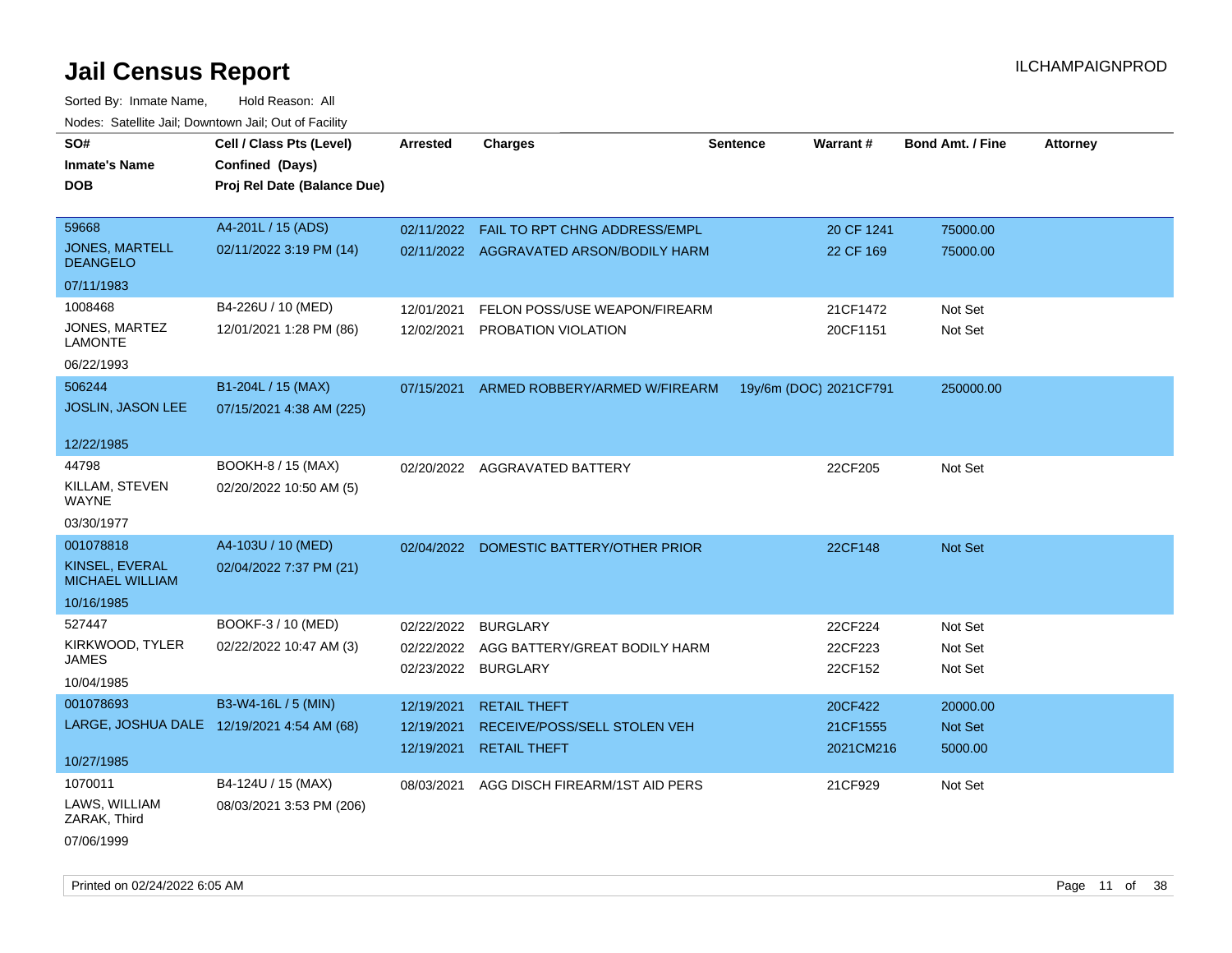# Jail Census Report

ILCHAMPAIGNPROD

Sorted By: Inmate Name, Hold Reason: All

Nodes: Satellite Jail; Downtown Jail; Out of Facility

| SO# / Inmate's Name / DOB | Cell / Class Pts (Level) / Confined (Days) / Proj Rel Date (Balance Due) | Arrested | Charges | Sentence | Warrant # | Bond Amt. / Fine | Attorney |
|---|---|---|---|---|---|---|---|
| 59668<br>JONES, MARTELL DEANGELO<br>07/11/1983 | A4-201L / 15 (ADS)<br>02/11/2022 3:19 PM (14) | 02/11/2022<br>02/11/2022 | FAIL TO RPT CHNG ADDRESS/EMPL<br>AGGRAVATED ARSON/BODILY HARM | | 20 CF 1241<br>22 CF 169 | 75000.00<br>75000.00 | |
| 1008468<br>JONES, MARTEZ LAMONTE<br>06/22/1993 | B4-226U / 10 (MED)<br>12/01/2021 1:28 PM (86) | 12/01/2021<br>12/02/2021 | FELON POSS/USE WEAPON/FIREARM<br>PROBATION VIOLATION | | 21CF1472<br>20CF1151 | Not Set<br>Not Set | |
| 506244<br>JOSLIN, JASON LEE<br>12/22/1985 | B1-204L / 15 (MAX)<br>07/15/2021 4:38 AM (225) | 07/15/2021 | ARMED ROBBERY/ARMED W/FIREARM | 19y/6m (DOC) | 2021CF791 | 250000.00 | |
| 44798<br>KILLAM, STEVEN WAYNE<br>03/30/1977 | BOOKH-8 / 15 (MAX)<br>02/20/2022 10:50 AM (5) | 02/20/2022 | AGGRAVATED BATTERY | | 22CF205 | Not Set | |
| 001078818<br>KINSEL, EVERAL MICHAEL WILLIAM<br>10/16/1985 | A4-103U / 10 (MED)<br>02/04/2022 7:37 PM (21) | 02/04/2022 | DOMESTIC BATTERY/OTHER PRIOR | | 22CF148 | Not Set | |
| 527447<br>KIRKWOOD, TYLER JAMES<br>10/04/1985 | BOOKF-3 / 10 (MED)<br>02/22/2022 10:47 AM (3) | 02/22/2022<br>02/22/2022<br>02/23/2022 | BURGLARY<br>AGG BATTERY/GREAT BODILY HARM<br>BURGLARY | | 22CF224<br>22CF223<br>22CF152 | Not Set<br>Not Set<br>Not Set | |
| 001078693<br>LARGE, JOSHUA DALE<br>10/27/1985 | B3-W4-16L / 5 (MIN)<br>12/19/2021 4:54 AM (68) | 12/19/2021<br>12/19/2021<br>12/19/2021 | RETAIL THEFT<br>RECEIVE/POSS/SELL STOLEN VEH<br>RETAIL THEFT | | 20CF422<br>21CF1555<br>2021CM216 | 20000.00<br>Not Set<br>5000.00 | |
| 1070011<br>LAWS, WILLIAM ZARAK, Third<br>07/06/1999 | B4-124U / 15 (MAX)<br>08/03/2021 3:53 PM (206) | 08/03/2021 | AGG DISCH FIREARM/1ST AID PERS | | 21CF929 | Not Set | |

Printed on 02/24/2022 6:05 AM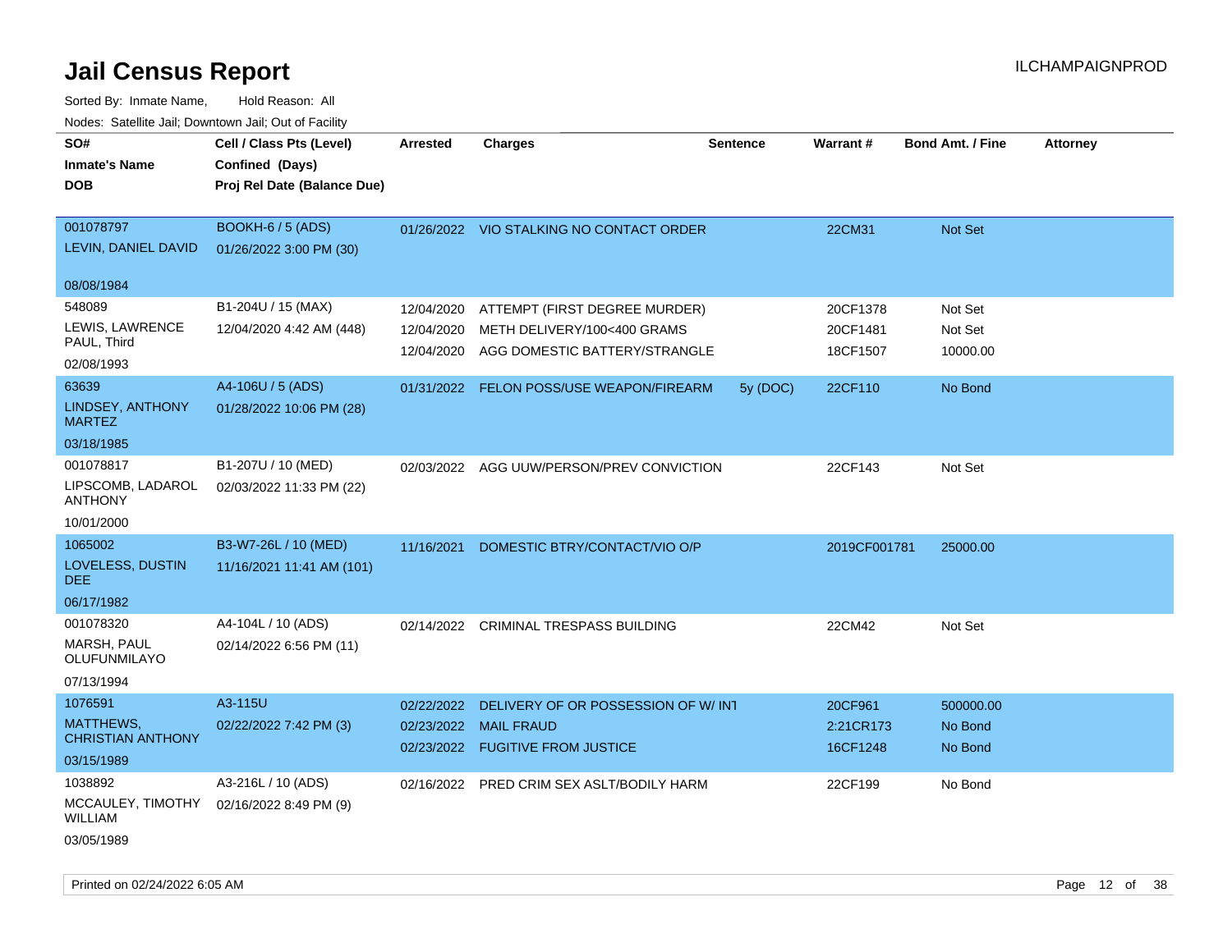# Jail Census Report

ILCHAMPAIGNPROD

Sorted By: Inmate Name, Hold Reason: All

Nodes: Satellite Jail; Downtown Jail; Out of Facility

| SO# / Inmate's Name / DOB | Cell / Class Pts (Level) / Confined (Days) / Proj Rel Date (Balance Due) | Arrested | Charges | Sentence | Warrant # | Bond Amt. / Fine | Attorney |
|---|---|---|---|---|---|---|---|
| 001078797<br>LEVIN, DANIEL DAVID<br>08/08/1984 | BOOKH-6 / 5 (ADS)<br>01/26/2022 3:00 PM (30) | 01/26/2022 | VIO STALKING NO CONTACT ORDER | | 22CM31 | Not Set | |
| 548089<br>LEWIS, LAWRENCE PAUL, Third<br>02/08/1993 | B1-204U / 15 (MAX)<br>12/04/2020 4:42 AM (448) | 12/04/2020<br>12/04/2020<br>12/04/2020 | ATTEMPT (FIRST DEGREE MURDER)<br>METH DELIVERY/100<400 GRAMS<br>AGG DOMESTIC BATTERY/STRANGLE | | 20CF1378<br>20CF1481<br>18CF1507 | Not Set<br>Not Set<br>10000.00 | |
| 63639<br>LINDSEY, ANTHONY MARTEZ<br>03/18/1985 | A4-106U / 5 (ADS)<br>01/28/2022 10:06 PM (28) | 01/31/2022 | FELON POSS/USE WEAPON/FIREARM | 5y (DOC) | 22CF110 | No Bond | |
| 001078817<br>LIPSCOMB, LADAROL ANTHONY<br>10/01/2000 | B1-207U / 10 (MED)<br>02/03/2022 11:33 PM (22) | 02/03/2022 | AGG UUW/PERSON/PREV CONVICTION | | 22CF143 | Not Set | |
| 1065002<br>LOVELESS, DUSTIN DEE<br>06/17/1982 | B3-W7-26L / 10 (MED)<br>11/16/2021 11:41 AM (101) | 11/16/2021 | DOMESTIC BTRY/CONTACT/VIO O/P | | 2019CF001781 | 25000.00 | |
| 001078320<br>MARSH, PAUL OLUFUNMILAYO<br>07/13/1994 | A4-104L / 10 (ADS)<br>02/14/2022 6:56 PM (11) | 02/14/2022 | CRIMINAL TRESPASS BUILDING | | 22CM42 | Not Set | |
| 1076591<br>MATTHEWS, CHRISTIAN ANTHONY<br>03/15/1989 | A3-115U<br>02/22/2022 7:42 PM (3) | 02/22/2022<br>02/23/2022<br>02/23/2022 | DELIVERY OF OR POSSESSION OF W/ INT<br>MAIL FRAUD<br>FUGITIVE FROM JUSTICE | | 20CF961<br>2:21CR173<br>16CF1248 | 500000.00<br>No Bond<br>No Bond | |
| 1038892<br>MCCAULEY, TIMOTHY WILLIAM<br>03/05/1989 | A3-216L / 10 (ADS)<br>02/16/2022 8:49 PM (9) | 02/16/2022 | PRED CRIM SEX ASLT/BODILY HARM | | 22CF199 | No Bond | |

Printed on 02/24/2022 6:05 AM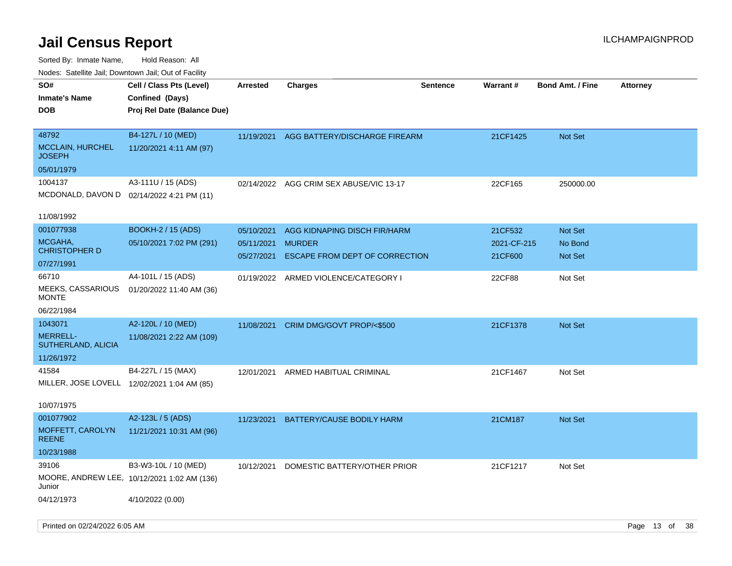# Jail Census Report

ILCHAMPAIGNPROD

Sorted By: Inmate Name, Hold Reason: All

Nodes: Satellite Jail; Downtown Jail; Out of Facility

| SO# / Inmate's Name / DOB | Cell / Class Pts (Level) / Confined (Days) / Proj Rel Date (Balance Due) | Arrested | Charges | Sentence | Warrant # | Bond Amt. / Fine | Attorney |
|---|---|---|---|---|---|---|---|
| 48792<br>MCCLAIN, HURCHEL JOSEPH<br>05/01/1979 | B4-127L / 10 (MED)<br>11/20/2021 4:11 AM (97) | 11/19/2021 | AGG BATTERY/DISCHARGE FIREARM | | 21CF1425 | Not Set | |
| 1004137<br>MCDONALD, DAVON D<br>11/08/1992 | A3-111U / 15 (ADS)<br>02/14/2022 4:21 PM (11) | 02/14/2022 | AGG CRIM SEX ABUSE/VIC 13-17 | | 22CF165 | 250000.00 | |
| 001077938<br>MCGAHA, CHRISTOPHER D<br>07/27/1991 | BOOKH-2 / 15 (ADS)<br>05/10/2021 7:02 PM (291) | 05/10/2021<br>05/11/2021<br>05/27/2021 | AGG KIDNAPING DISCH FIR/HARM<br>MURDER<br>ESCAPE FROM DEPT OF CORRECTION | | 21CF532<br>2021-CF-215<br>21CF600 | Not Set<br>No Bond<br>Not Set | |
| 66710<br>MEEKS, CASSARIOUS MONTE<br>06/22/1984 | A4-101L / 15 (ADS)<br>01/20/2022 11:40 AM (36) | 01/19/2022 | ARMED VIOLENCE/CATEGORY I | | 22CF88 | Not Set | |
| 1043071<br>MERRELL-SUTHERLAND, ALICIA<br>11/26/1972 | A2-120L / 10 (MED)<br>11/08/2021 2:22 AM (109) | 11/08/2021 | CRIM DMG/GOVT PROP/<$500 | | 21CF1378 | Not Set | |
| 41584<br>MILLER, JOSE LOVELL<br>10/07/1975 | B4-227L / 15 (MAX)<br>12/02/2021 1:04 AM (85) | 12/01/2021 | ARMED HABITUAL CRIMINAL | | 21CF1467 | Not Set | |
| 001077902<br>MOFFETT, CAROLYN REENE<br>10/23/1988 | A2-123L / 5 (ADS)<br>11/21/2021 10:31 AM (96) | 11/23/2021 | BATTERY/CAUSE BODILY HARM | | 21CM187 | Not Set | |
| 39106<br>MOORE, ANDREW LEE, Junior<br>04/12/1973 | B3-W3-10L / 10 (MED)<br>10/12/2021 1:02 AM (136)<br>4/10/2022 (0.00) | 10/12/2021 | DOMESTIC BATTERY/OTHER PRIOR | | 21CF1217 | Not Set | |

Printed on 02/24/2022 6:05 AM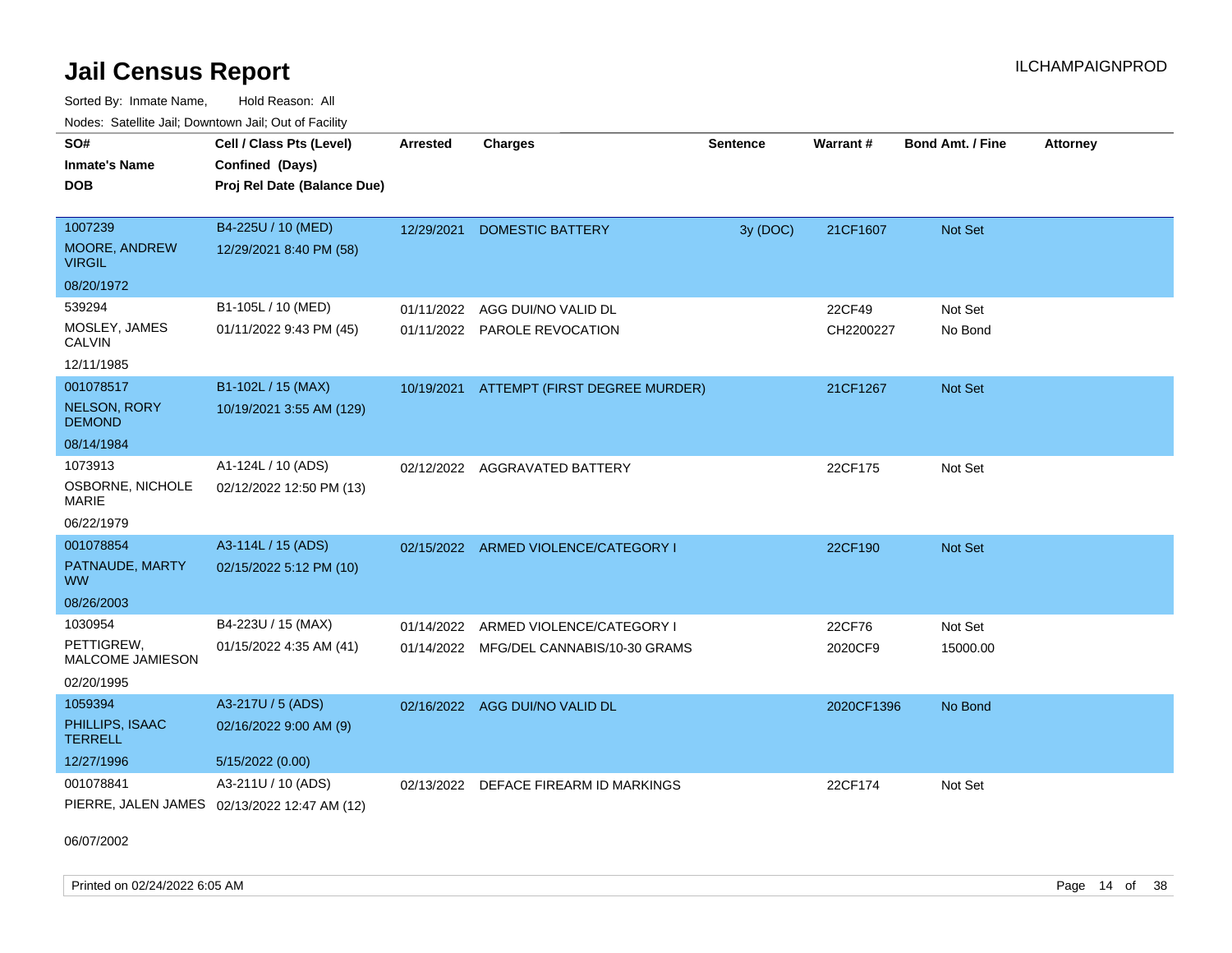# Jail Census Report

Sorted By: Inmate Name, Hold Reason: All

Nodes: Satellite Jail; Downtown Jail; Out of Facility

| SO# / Inmate's Name / DOB | Cell / Class Pts (Level) / Confined (Days) / Proj Rel Date (Balance Due) | Arrested | Charges | Sentence | Warrant # | Bond Amt. / Fine | Attorney |
|---|---|---|---|---|---|---|---|
| 1007239<br>MOORE, ANDREW VIRGIL<br>08/20/1972 | B4-225U / 10 (MED)<br>12/29/2021 8:40 PM (58) | 12/29/2021 | DOMESTIC BATTERY | 3y (DOC) | 21CF1607 | Not Set | |
| 539294<br>MOSLEY, JAMES CALVIN<br>12/11/1985 | B1-105L / 10 (MED)<br>01/11/2022 9:43 PM (45) | 01/11/2022<br>01/11/2022 | AGG DUI/NO VALID DL<br>PAROLE REVOCATION | | 22CF49<br>CH2200227 | Not Set<br>No Bond | |
| 001078517<br>NELSON, RORY DEMOND<br>08/14/1984 | B1-102L / 15 (MAX)<br>10/19/2021 3:55 AM (129) | 10/19/2021 | ATTEMPT (FIRST DEGREE MURDER) | | 21CF1267 | Not Set | |
| 1073913<br>OSBORNE, NICHOLE MARIE<br>06/22/1979 | A1-124L / 10 (ADS)<br>02/12/2022 12:50 PM (13) | 02/12/2022 | AGGRAVATED BATTERY | | 22CF175 | Not Set | |
| 001078854<br>PATNAUDE, MARTY WW<br>08/26/2003 | A3-114L / 15 (ADS)<br>02/15/2022 5:12 PM (10) | 02/15/2022 | ARMED VIOLENCE/CATEGORY I | | 22CF190 | Not Set | |
| 1030954<br>PETTIGREW, MALCOME JAMIESON<br>02/20/1995 | B4-223U / 15 (MAX)<br>01/15/2022 4:35 AM (41) | 01/14/2022<br>01/14/2022 | ARMED VIOLENCE/CATEGORY I<br>MFG/DEL CANNABIS/10-30 GRAMS | | 22CF76<br>2020CF9 | Not Set<br>15000.00 | |
| 1059394<br>PHILLIPS, ISAAC TERRELL<br>12/27/1996 | A3-217U / 5 (ADS)<br>02/16/2022 9:00 AM (9)<br>5/15/2022 (0.00) | 02/16/2022 | AGG DUI/NO VALID DL | | 2020CF1396 | No Bond | |
| 001078841<br>PIERRE, JALEN JAMES<br>06/07/2002 | A3-211U / 10 (ADS)<br>02/13/2022 12:47 AM (12) | 02/13/2022 | DEFACE FIREARM ID MARKINGS | | 22CF174 | Not Set | |

Printed on 02/24/2022 6:05 AM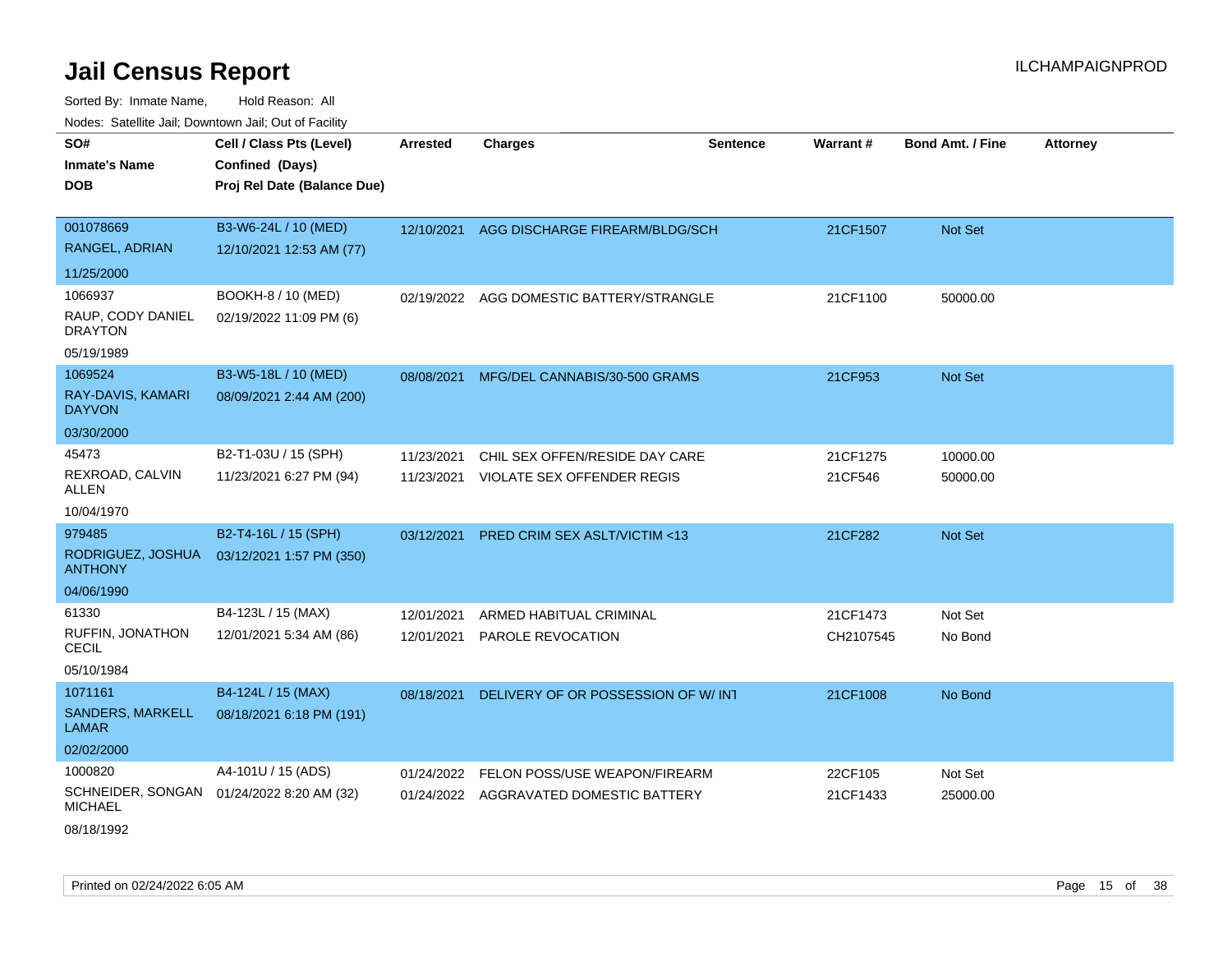# Jail Census Report

ILCHAMPAIGNPROD

Sorted By: Inmate Name, Hold Reason: All

Nodes: Satellite Jail; Downtown Jail; Out of Facility

| SO# / Inmate's Name / DOB | Cell / Class Pts (Level) / Confined (Days) / Proj Rel Date (Balance Due) | Arrested | Charges | Sentence | Warrant # | Bond Amt. / Fine | Attorney |
|---|---|---|---|---|---|---|---|
| 001078669<br>RANGEL, ADRIAN<br>11/25/2000 | B3-W6-24L / 10 (MED)<br>12/10/2021 12:53 AM (77) | 12/10/2021 | AGG DISCHARGE FIREARM/BLDG/SCH | | 21CF1507 | Not Set | |
| 1066937<br>RAUP, CODY DANIEL DRAYTON<br>05/19/1989 | BOOKH-8 / 10 (MED)<br>02/19/2022 11:09 PM (6) | 02/19/2022 | AGG DOMESTIC BATTERY/STRANGLE | | 21CF1100 | 50000.00 | |
| 1069524<br>RAY-DAVIS, KAMARI DAYVON<br>03/30/2000 | B3-W5-18L / 10 (MED)<br>08/09/2021 2:44 AM (200) | 08/08/2021 | MFG/DEL CANNABIS/30-500 GRAMS | | 21CF953 | Not Set | |
| 45473<br>REXROAD, CALVIN ALLEN<br>10/04/1970 | B2-T1-03U / 15 (SPH)<br>11/23/2021 6:27 PM (94) | 11/23/2021<br>11/23/2021 | CHIL SEX OFFEN/RESIDE DAY CARE<br>VIOLATE SEX OFFENDER REGIS | | 21CF1275<br>21CF546 | 10000.00<br>50000.00 | |
| 979485<br>RODRIGUEZ, JOSHUA ANTHONY<br>04/06/1990 | B2-T4-16L / 15 (SPH)<br>03/12/2021 1:57 PM (350) | 03/12/2021 | PRED CRIM SEX ASLT/VICTIM <13 | | 21CF282 | Not Set | |
| 61330<br>RUFFIN, JONATHON CECIL<br>05/10/1984 | B4-123L / 15 (MAX)<br>12/01/2021 5:34 AM (86) | 12/01/2021<br>12/01/2021 | ARMED HABITUAL CRIMINAL<br>PAROLE REVOCATION | | 21CF1473<br>CH2107545 | Not Set<br>No Bond | |
| 1071161<br>SANDERS, MARKELL LAMAR<br>02/02/2000 | B4-124L / 15 (MAX)<br>08/18/2021 6:18 PM (191) | 08/18/2021 | DELIVERY OF OR POSSESSION OF W/ INT | | 21CF1008 | No Bond | |
| 1000820<br>SCHNEIDER, SONGAN MICHAEL<br>08/18/1992 | A4-101U / 15 (ADS)<br>01/24/2022 8:20 AM (32) | 01/24/2022<br>01/24/2022 | FELON POSS/USE WEAPON/FIREARM<br>AGGRAVATED DOMESTIC BATTERY | | 22CF105<br>21CF1433 | Not Set<br>25000.00 | |

Printed on 02/24/2022 6:05 AM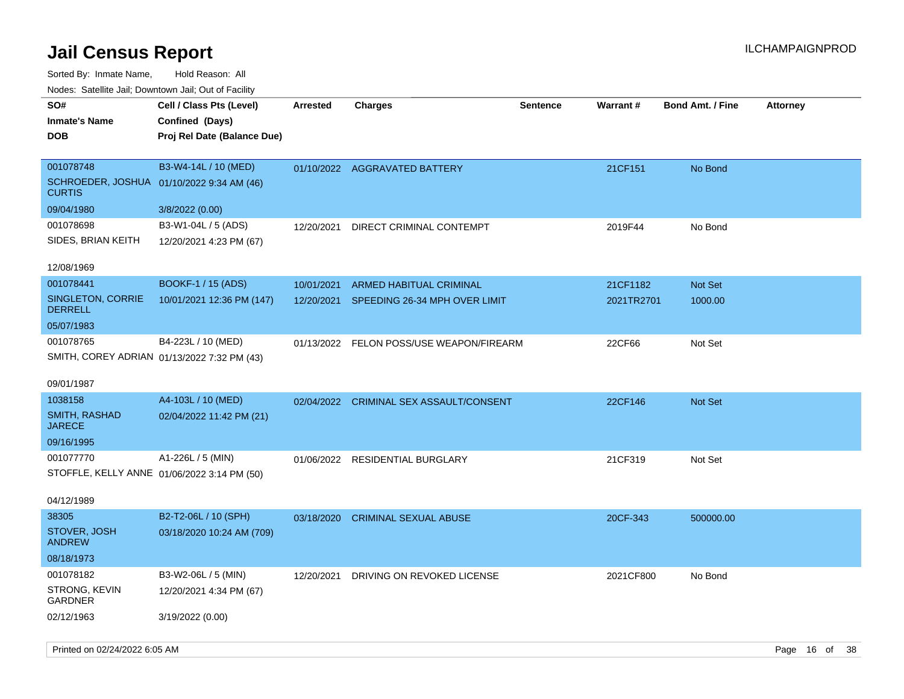# Jail Census Report

ILCHAMPAIGNPROD

Sorted By: Inmate Name, Hold Reason: All

Nodes: Satellite Jail; Downtown Jail; Out of Facility

| SO# / Inmate's Name / DOB | Cell / Class Pts (Level) / Confined (Days) / Proj Rel Date (Balance Due) | Arrested | Charges | Sentence | Warrant # | Bond Amt. / Fine | Attorney |
|---|---|---|---|---|---|---|---|
| 001078748 SCHROEDER, JOSHUA CURTIS 09/04/1980 | B3-W4-14L / 10 (MED) 01/10/2022 9:34 AM (46) 3/8/2022 (0.00) | 01/10/2022 | AGGRAVATED BATTERY | | 21CF151 | No Bond | |
| 001078698 SIDES, BRIAN KEITH 12/08/1969 | B3-W1-04L / 5 (ADS) 12/20/2021 4:23 PM (67) | 12/20/2021 | DIRECT CRIMINAL CONTEMPT | | 2019F44 | No Bond | |
| 001078441 SINGLETON, CORRIE DERRELL 05/07/1983 | BOOKF-1 / 15 (ADS) 10/01/2021 12:36 PM (147) | 10/01/2021 | ARMED HABITUAL CRIMINAL | | 21CF1182 | Not Set | |
| | | 12/20/2021 | SPEEDING 26-34 MPH OVER LIMIT | | 2021TR2701 | 1000.00 | |
| 001078765 SMITH, COREY ADRIAN 09/01/1987 | B4-223L / 10 (MED) 01/13/2022 7:32 PM (43) | 01/13/2022 | FELON POSS/USE WEAPON/FIREARM | | 22CF66 | Not Set | |
| 1038158 SMITH, RASHAD JARECE 09/16/1995 | A4-103L / 10 (MED) 02/04/2022 11:42 PM (21) | 02/04/2022 | CRIMINAL SEX ASSAULT/CONSENT | | 22CF146 | Not Set | |
| 001077770 STOFFLE, KELLY ANNE 04/12/1989 | A1-226L / 5 (MIN) 01/06/2022 3:14 PM (50) | 01/06/2022 | RESIDENTIAL BURGLARY | | 21CF319 | Not Set | |
| 38305 STOVER, JOSH ANDREW 08/18/1973 | B2-T2-06L / 10 (SPH) 03/18/2020 10:24 AM (709) | 03/18/2020 | CRIMINAL SEXUAL ABUSE | | 20CF-343 | 500000.00 | |
| 001078182 STRONG, KEVIN GARDNER 02/12/1963 | B3-W2-06L / 5 (MIN) 12/20/2021 4:34 PM (67) 3/19/2022 (0.00) | 12/20/2021 | DRIVING ON REVOKED LICENSE | | 2021CF800 | No Bond | |

Printed on 02/24/2022 6:05 AM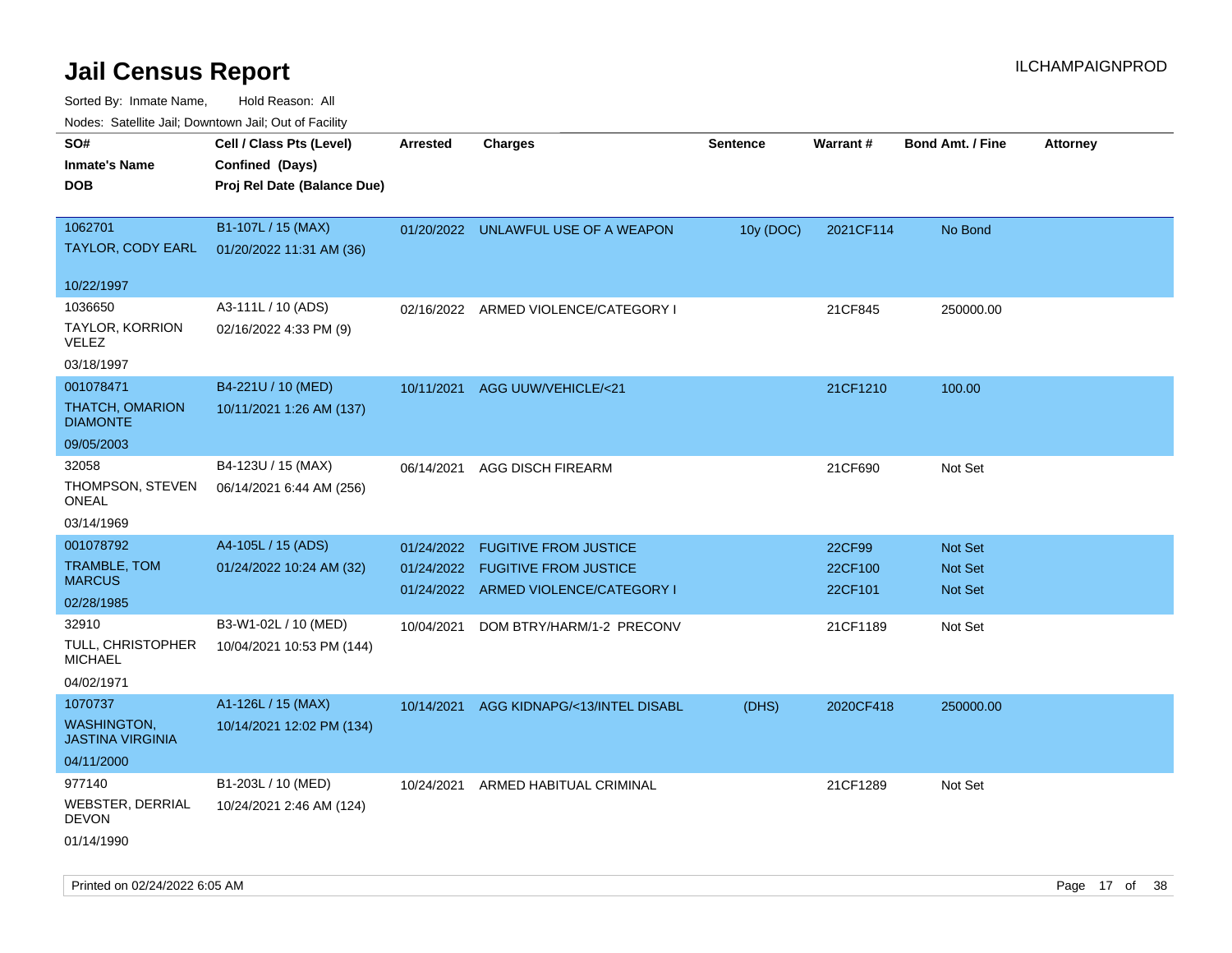# Jail Census Report

ILCHAMPAIGNPROD

Sorted By: Inmate Name, Hold Reason: All

Nodes: Satellite Jail; Downtown Jail; Out of Facility

| SO# / Inmate's Name / DOB | Cell / Class Pts (Level) / Confined (Days) / Proj Rel Date (Balance Due) | Arrested | Charges | Sentence | Warrant # | Bond Amt. / Fine | Attorney |
|---|---|---|---|---|---|---|---|
| 1062701<br>TAYLOR, CODY EARL<br>10/22/1997 | B1-107L / 15 (MAX)<br>01/20/2022 11:31 AM (36) | 01/20/2022 | UNLAWFUL USE OF A WEAPON | 10y (DOC) | 2021CF114 | No Bond | |
| 1036650<br>TAYLOR, KORRION VELEZ<br>03/18/1997 | A3-111L / 10 (ADS)<br>02/16/2022 4:33 PM (9) | 02/16/2022 | ARMED VIOLENCE/CATEGORY I | | 21CF845 | 250000.00 | |
| 001078471<br>THATCH, OMARION DIAMONTE<br>09/05/2003 | B4-221U / 10 (MED)<br>10/11/2021 1:26 AM (137) | 10/11/2021 | AGG UUW/VEHICLE/<21 | | 21CF1210 | 100.00 | |
| 32058<br>THOMPSON, STEVEN ONEAL<br>03/14/1969 | B4-123U / 15 (MAX)<br>06/14/2021 6:44 AM (256) | 06/14/2021 | AGG DISCH FIREARM | | 21CF690 | Not Set | |
| 001078792<br>TRAMBLE, TOM MARCUS<br>02/28/1985 | A4-105L / 15 (ADS)<br>01/24/2022 10:24 AM (32) | 01/24/2022<br>01/24/2022<br>01/24/2022 | FUGITIVE FROM JUSTICE<br>FUGITIVE FROM JUSTICE<br>ARMED VIOLENCE/CATEGORY I | | 22CF99<br>22CF100<br>22CF101 | Not Set<br>Not Set<br>Not Set | |
| 32910<br>TULL, CHRISTOPHER MICHAEL<br>04/02/1971 | B3-W1-02L / 10 (MED)<br>10/04/2021 10:53 PM (144) | 10/04/2021 | DOM BTRY/HARM/1-2 PRECONV | | 21CF1189 | Not Set | |
| 1070737<br>WASHINGTON, JASTINA VIRGINIA<br>04/11/2000 | A1-126L / 15 (MAX)<br>10/14/2021 12:02 PM (134) | 10/14/2021 | AGG KIDNAPG/<13/INTEL DISABL | (DHS) | 2020CF418 | 250000.00 | |
| 977140<br>WEBSTER, DERRIAL DEVON<br>01/14/1990 | B1-203L / 10 (MED)<br>10/24/2021 2:46 AM (124) | 10/24/2021 | ARMED HABITUAL CRIMINAL | | 21CF1289 | Not Set | |

Printed on 02/24/2022 6:05 AM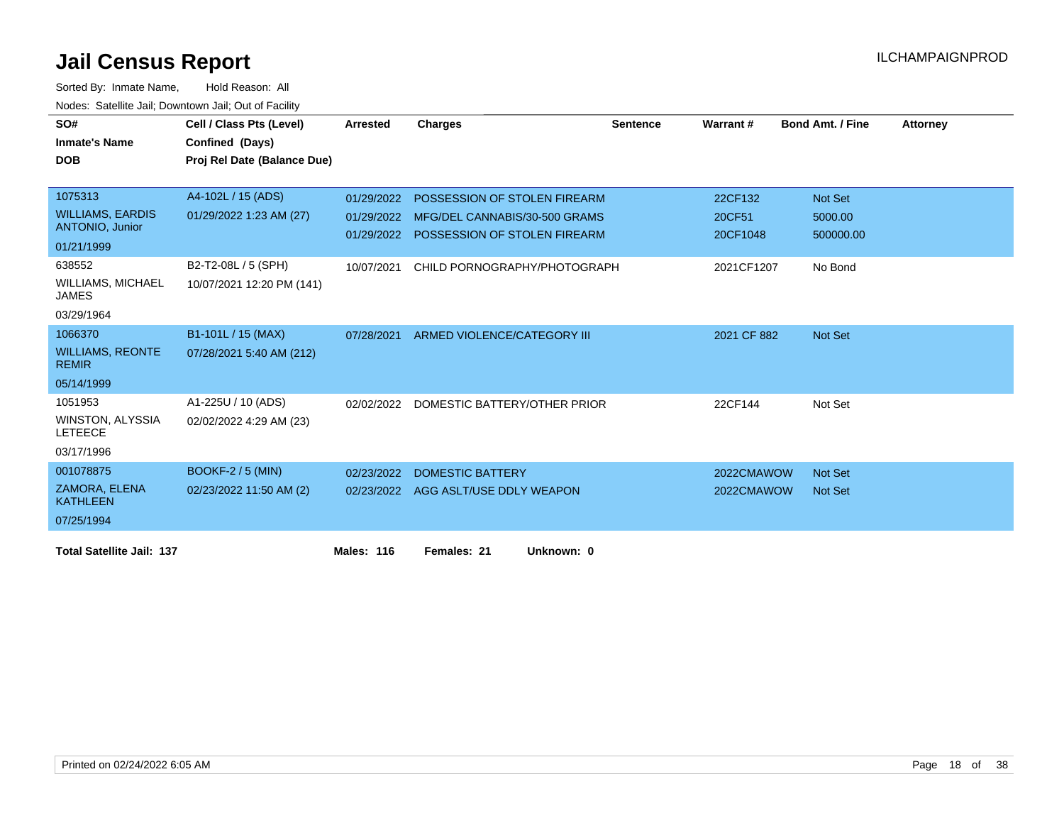# Jail Census Report

ILCHAMPAIGNPROD

Sorted By: Inmate Name, Hold Reason: All

Nodes: Satellite Jail; Downtown Jail; Out of Facility

| SO# / Inmate's Name / DOB | Cell / Class Pts (Level) / Confined (Days) / Proj Rel Date (Balance Due) | Arrested | Charges | Sentence | Warrant # | Bond Amt. / Fine | Attorney |
|---|---|---|---|---|---|---|---|
| 1075313<br>WILLIAMS, EARDIS ANTONIO, Junior<br>01/21/1999 | A4-102L / 15 (ADS)<br>01/29/2022 1:23 AM (27) | 01/29/2022<br>01/29/2022<br>01/29/2022 | POSSESSION OF STOLEN FIREARM<br>MFG/DEL CANNABIS/30-500 GRAMS<br>POSSESSION OF STOLEN FIREARM | | 22CF132<br>20CF51<br>20CF1048 | Not Set<br>5000.00<br>500000.00 | |
| 638552<br>WILLIAMS, MICHAEL JAMES<br>03/29/1964 | B2-T2-08L / 5 (SPH)<br>10/07/2021 12:20 PM (141) | 10/07/2021 | CHILD PORNOGRAPHY/PHOTOGRAPH | | 2021CF1207 | No Bond | |
| 1066370<br>WILLIAMS, REONTE REMIR<br>05/14/1999 | B1-101L / 15 (MAX)<br>07/28/2021 5:40 AM (212) | 07/28/2021 | ARMED VIOLENCE/CATEGORY III | | 2021 CF 882 | Not Set | |
| 1051953<br>WINSTON, ALYSSIA LETEECE<br>03/17/1996 | A1-225U / 10 (ADS)<br>02/02/2022 4:29 AM (23) | 02/02/2022 | DOMESTIC BATTERY/OTHER PRIOR | | 22CF144 | Not Set | |
| 001078875<br>ZAMORA, ELENA KATHLEEN<br>07/25/1994 | BOOKF-2 / 5 (MIN)<br>02/23/2022 11:50 AM (2) | 02/23/2022<br>02/23/2022 | DOMESTIC BATTERY<br>AGG ASLT/USE DDLY WEAPON | | 2022CMAWOW<br>2022CMAWOW | Not Set<br>Not Set | |

**Total Satellite Jail: 137** **Males: 116** **Females: 21** **Unknown: 0**

Printed on 02/24/2022 6:05 AM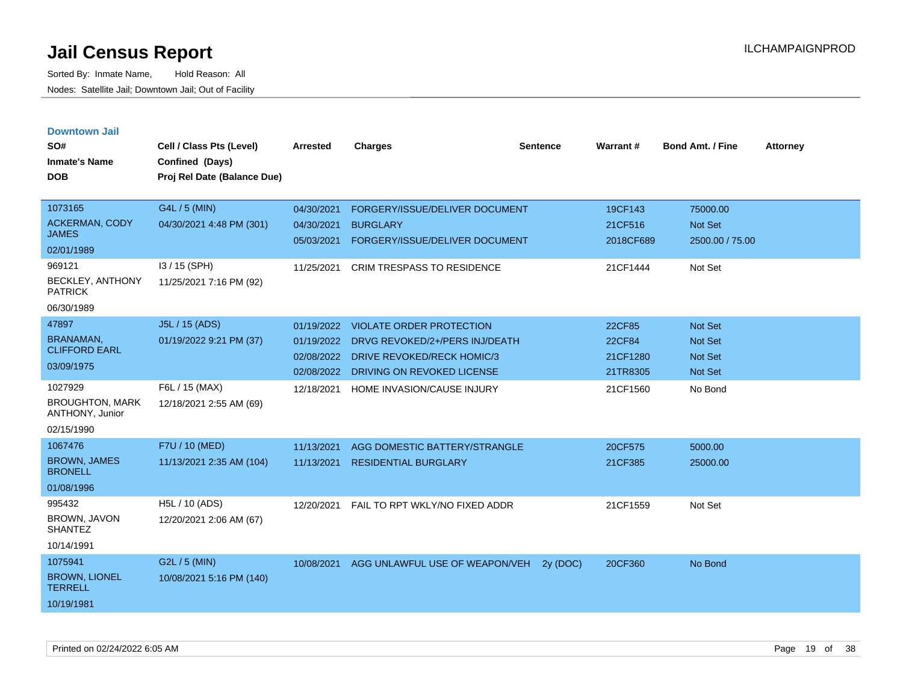# Jail Census Report

Sorted By: Inmate Name, Hold Reason: All

Nodes: Satellite Jail; Downtown Jail; Out of Facility

## Downtown Jail

| SO# / Inmate's Name / DOB | Cell / Class Pts (Level) / Confined (Days) / Proj Rel Date (Balance Due) | Arrested | Charges | Sentence | Warrant # | Bond Amt. / Fine | Attorney |
|---|---|---|---|---|---|---|---|
| 1073165 ACKERMAN, CODY JAMES 02/01/1989 | G4L / 5 (MIN) 04/30/2021 4:48 PM (301) | 04/30/2021 | FORGERY/ISSUE/DELIVER DOCUMENT | | 19CF143 | 75000.00 | |
| | | 04/30/2021 | BURGLARY | | 21CF516 | Not Set | |
| | | 05/03/2021 | FORGERY/ISSUE/DELIVER DOCUMENT | | 2018CF689 | 2500.00 / 75.00 | |
| 969121 BECKLEY, ANTHONY PATRICK 06/30/1989 | I3 / 15 (SPH) 11/25/2021 7:16 PM (92) | 11/25/2021 | CRIM TRESPASS TO RESIDENCE | | 21CF1444 | Not Set | |
| 47897 BRANAMAN, CLIFFORD EARL 03/09/1975 | J5L / 15 (ADS) 01/19/2022 9:21 PM (37) | 01/19/2022 | VIOLATE ORDER PROTECTION | | 22CF85 | Not Set | |
| | | 01/19/2022 | DRVG REVOKED/2+/PERS INJ/DEATH | | 22CF84 | Not Set | |
| | | 02/08/2022 | DRIVE REVOKED/RECK HOMIC/3 | | 21CF1280 | Not Set | |
| | | 02/08/2022 | DRIVING ON REVOKED LICENSE | | 21TR8305 | Not Set | |
| 1027929 BROUGHTON, MARK ANTHONY, Junior 02/15/1990 | F6L / 15 (MAX) 12/18/2021 2:55 AM (69) | 12/18/2021 | HOME INVASION/CAUSE INJURY | | 21CF1560 | No Bond | |
| 1067476 BROWN, JAMES BRONELL 01/08/1996 | F7U / 10 (MED) 11/13/2021 2:35 AM (104) | 11/13/2021 | AGG DOMESTIC BATTERY/STRANGLE | | 20CF575 | 5000.00 | |
| | | 11/13/2021 | RESIDENTIAL BURGLARY | | 21CF385 | 25000.00 | |
| 995432 BROWN, JAVON SHANTEZ 10/14/1991 | H5L / 10 (ADS) 12/20/2021 2:06 AM (67) | 12/20/2021 | FAIL TO RPT WKLY/NO FIXED ADDR | | 21CF1559 | Not Set | |
| 1075941 BROWN, LIONEL TERRELL 10/19/1981 | G2L / 5 (MIN) 10/08/2021 5:16 PM (140) | 10/08/2021 | AGG UNLAWFUL USE OF WEAPON/VEH | 2y (DOC) | 20CF360 | No Bond | |

Printed on 02/24/2022 6:05 AM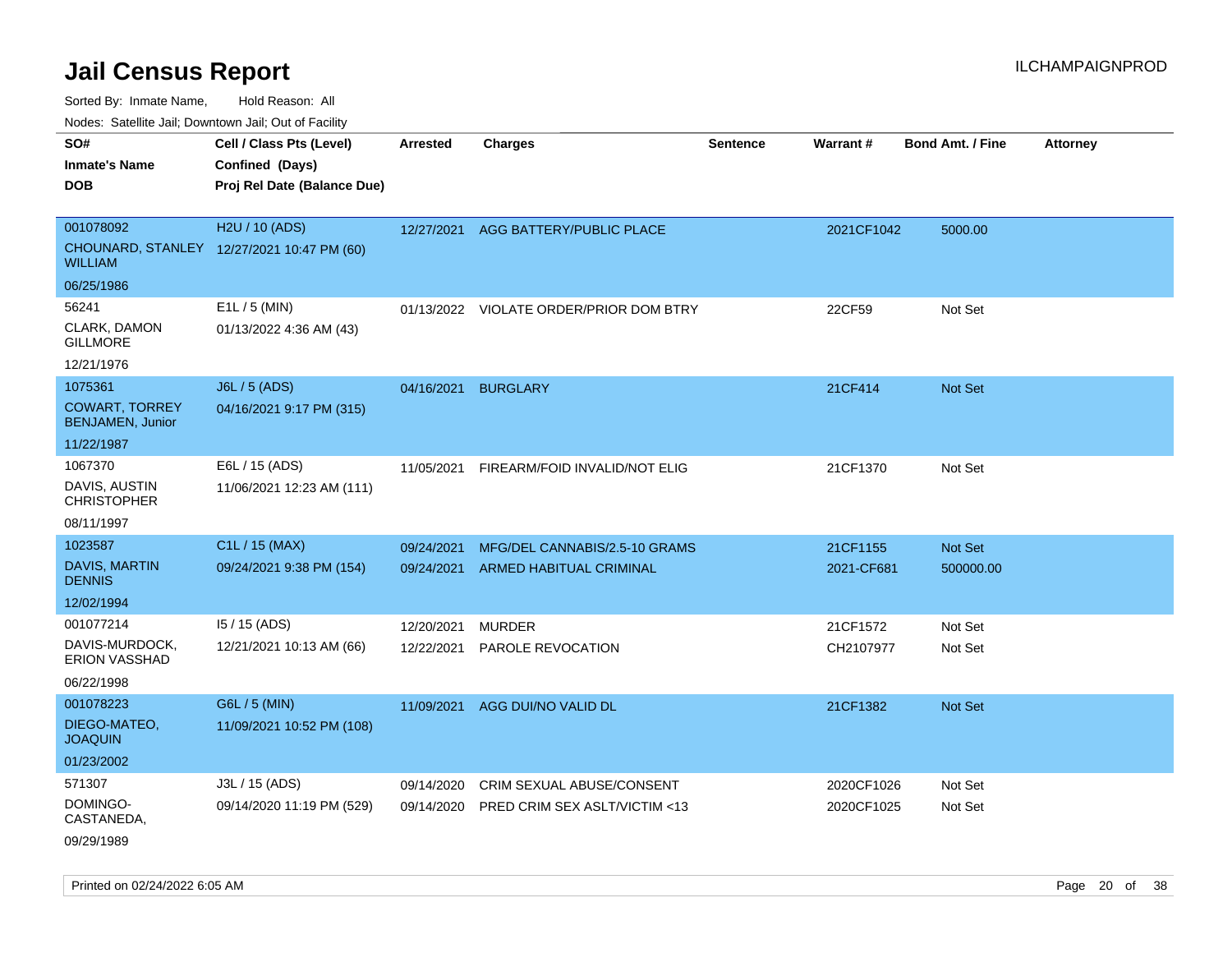# Jail Census Report

ILCHAMPAIGNPROD

Sorted By: Inmate Name, Hold Reason: All

Nodes: Satellite Jail; Downtown Jail; Out of Facility

| SO# / Inmate's Name / DOB | Cell / Class Pts (Level) / Confined (Days) / Proj Rel Date (Balance Due) | Arrested | Charges | Sentence | Warrant # | Bond Amt. / Fine | Attorney |
|---|---|---|---|---|---|---|---|
| 001078092 CHOUNARD, STANLEY WILLIAM 06/25/1986 | H2U / 10 (ADS) 12/27/2021 10:47 PM (60) | 12/27/2021 | AGG BATTERY/PUBLIC PLACE | | 2021CF1042 | 5000.00 | |
| 56241 CLARK, DAMON GILLMORE 12/21/1976 | E1L / 5 (MIN) 01/13/2022 4:36 AM (43) | 01/13/2022 | VIOLATE ORDER/PRIOR DOM BTRY | | 22CF59 | Not Set | |
| 1075361 COWART, TORREY BENJAMEN, Junior 11/22/1987 | J6L / 5 (ADS) 04/16/2021 9:17 PM (315) | 04/16/2021 | BURGLARY | | 21CF414 | Not Set | |
| 1067370 DAVIS, AUSTIN CHRISTOPHER 08/11/1997 | E6L / 15 (ADS) 11/06/2021 12:23 AM (111) | 11/05/2021 | FIREARM/FOID INVALID/NOT ELIG | | 21CF1370 | Not Set | |
| 1023587 DAVIS, MARTIN DENNIS 12/02/1994 | C1L / 15 (MAX) 09/24/2021 9:38 PM (154) | 09/24/2021 | MFG/DEL CANNABIS/2.5-10 GRAMS | | 21CF1155 | Not Set | |
| | | 09/24/2021 | ARMED HABITUAL CRIMINAL | | 2021-CF681 | 500000.00 | |
| 001077214 DAVIS-MURDOCK, ERION VASSHAD 06/22/1998 | I5 / 15 (ADS) 12/21/2021 10:13 AM (66) | 12/20/2021 | MURDER | | 21CF1572 | Not Set | |
| | | 12/22/2021 | PAROLE REVOCATION | | CH2107977 | Not Set | |
| 001078223 DIEGO-MATEO, JOAQUIN 01/23/2002 | G6L / 5 (MIN) 11/09/2021 10:52 PM (108) | 11/09/2021 | AGG DUI/NO VALID DL | | 21CF1382 | Not Set | |
| 571307 DOMINGO-CASTANEDA, 09/29/1989 | J3L / 15 (ADS) 09/14/2020 11:19 PM (529) | 09/14/2020 | CRIM SEXUAL ABUSE/CONSENT | | 2020CF1026 | Not Set | |
| | | 09/14/2020 | PRED CRIM SEX ASLT/VICTIM <13 | | 2020CF1025 | Not Set | |

Printed on 02/24/2022 6:05 AM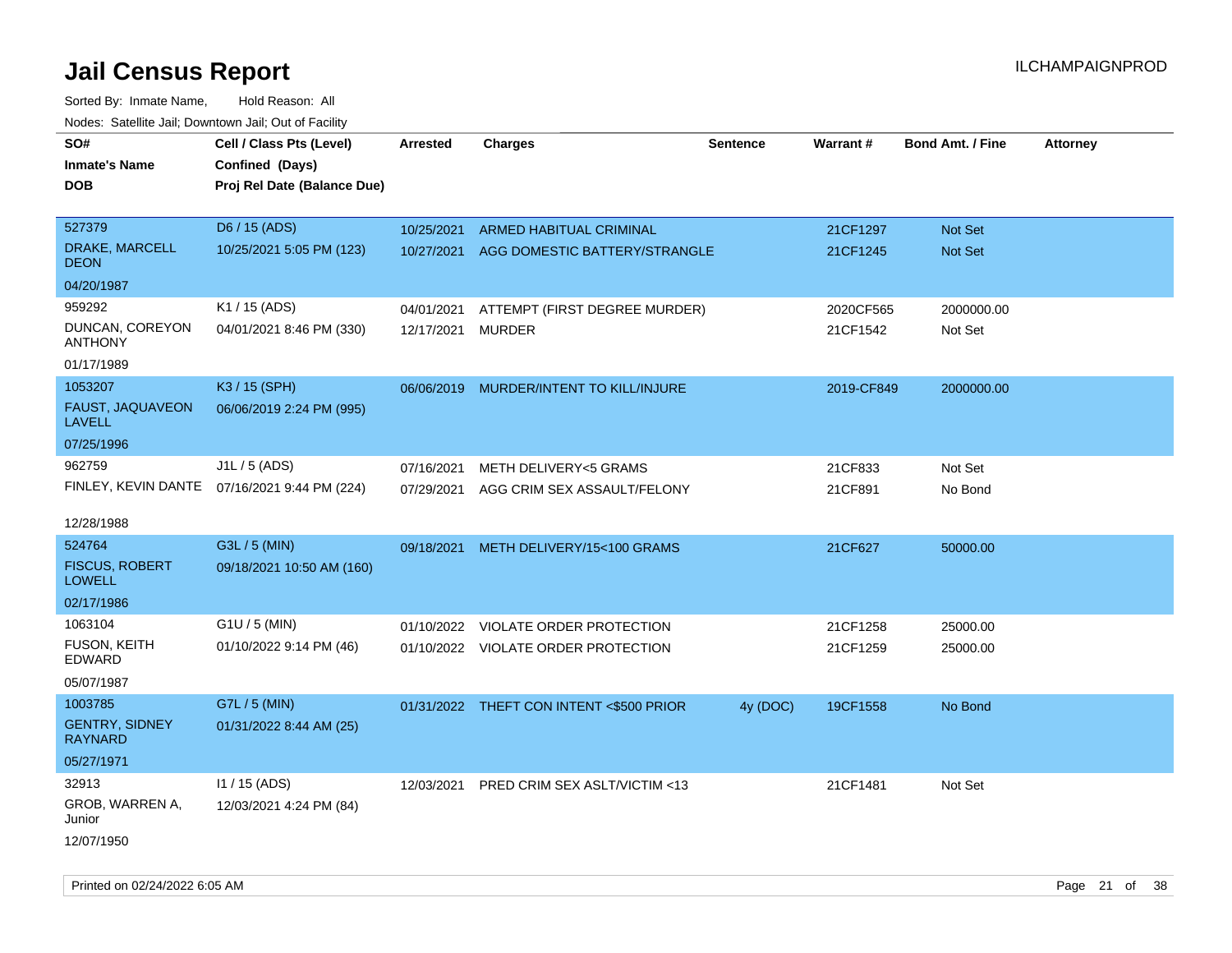# Jail Census Report

ILCHAMPAIGNPROD

Sorted By: Inmate Name, Hold Reason: All

Nodes: Satellite Jail; Downtown Jail; Out of Facility

| SO# / Inmate's Name / DOB | Cell / Class Pts (Level) / Confined (Days) / Proj Rel Date (Balance Due) | Arrested | Charges | Sentence | Warrant # | Bond Amt. / Fine | Attorney |
|---|---|---|---|---|---|---|---|
| 527379<br>DRAKE, MARCELL DEON<br>04/20/1987 | D6 / 15 (ADS)<br>10/25/2021 5:05 PM (123) | 10/25/2021<br>10/27/2021 | ARMED HABITUAL CRIMINAL<br>AGG DOMESTIC BATTERY/STRANGLE | | 21CF1297<br>21CF1245 | Not Set<br>Not Set | |
| 959292<br>DUNCAN, COREYON ANTHONY<br>01/17/1989 | K1 / 15 (ADS)<br>04/01/2021 8:46 PM (330) | 04/01/2021<br>12/17/2021 | ATTEMPT (FIRST DEGREE MURDER)<br>MURDER | | 2020CF565<br>21CF1542 | 2000000.00<br>Not Set | |
| 1053207<br>FAUST, JAQUAVEON LAVELL<br>07/25/1996 | K3 / 15 (SPH)<br>06/06/2019 2:24 PM (995) | 06/06/2019 | MURDER/INTENT TO KILL/INJURE | | 2019-CF849 | 2000000.00 | |
| 962759<br>FINLEY, KEVIN DANTE<br>12/28/1988 | J1L / 5 (ADS)<br>07/16/2021 9:44 PM (224) | 07/16/2021<br>07/29/2021 | METH DELIVERY<5 GRAMS<br>AGG CRIM SEX ASSAULT/FELONY | | 21CF833<br>21CF891 | Not Set<br>No Bond | |
| 524764<br>FISCUS, ROBERT LOWELL<br>02/17/1986 | G3L / 5 (MIN)<br>09/18/2021 10:50 AM (160) | 09/18/2021 | METH DELIVERY/15<100 GRAMS | | 21CF627 | 50000.00 | |
| 1063104<br>FUSON, KEITH EDWARD<br>05/07/1987 | G1U / 5 (MIN)<br>01/10/2022 9:14 PM (46) | 01/10/2022<br>01/10/2022 | VIOLATE ORDER PROTECTION<br>VIOLATE ORDER PROTECTION | | 21CF1258<br>21CF1259 | 25000.00<br>25000.00 | |
| 1003785<br>GENTRY, SIDNEY RAYNARD<br>05/27/1971 | G7L / 5 (MIN)<br>01/31/2022 8:44 AM (25) | 01/31/2022 | THEFT CON INTENT <$500 PRIOR | 4y (DOC) | 19CF1558 | No Bond | |
| 32913<br>GROB, WARREN A, Junior<br>12/07/1950 | I1 / 15 (ADS)<br>12/03/2021 4:24 PM (84) | 12/03/2021 | PRED CRIM SEX ASLT/VICTIM <13 | | 21CF1481 | Not Set | |

Printed on 02/24/2022 6:05 AM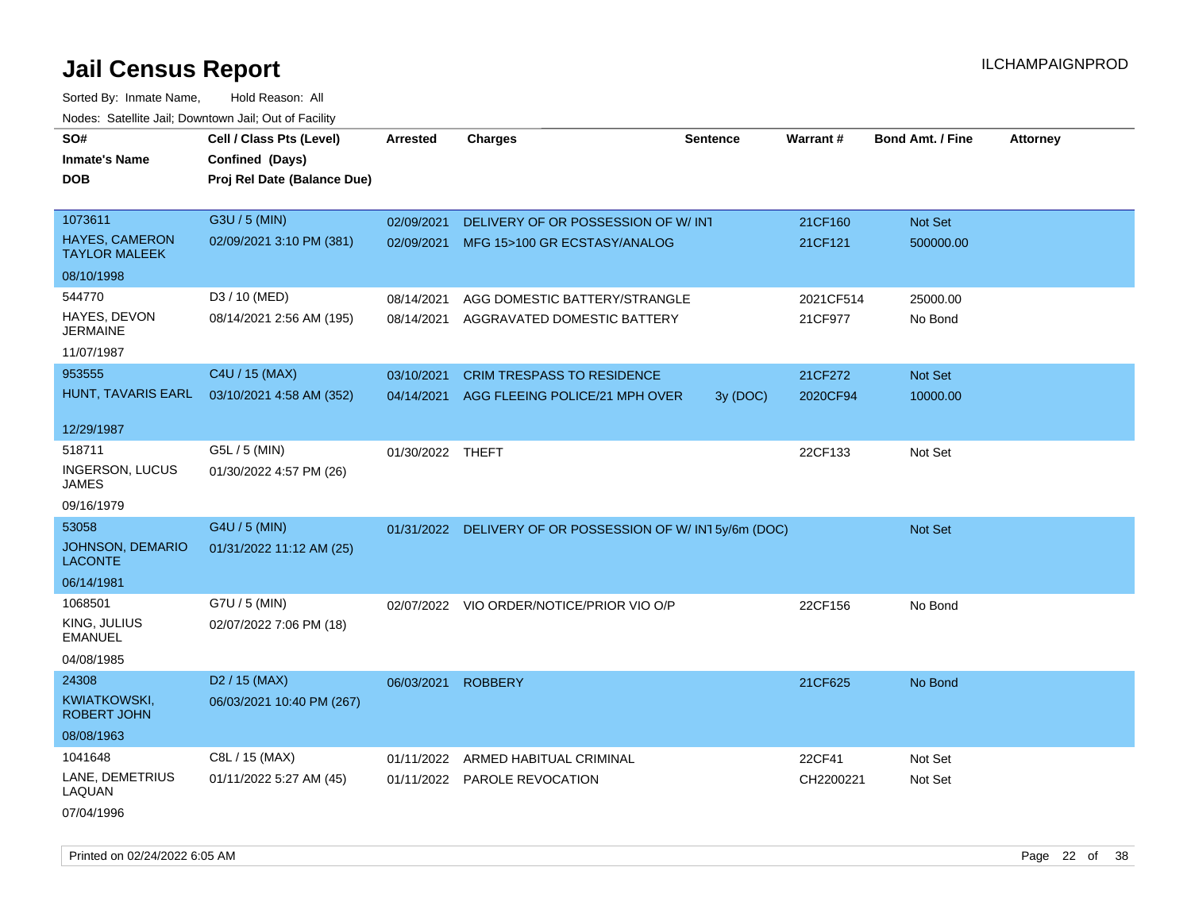# Jail Census Report

ILCHAMPAIGNPROD

Sorted By: Inmate Name, Hold Reason: All

Nodes: Satellite Jail; Downtown Jail; Out of Facility

| SO#<br>Inmate's Name<br>DOB | Cell / Class Pts (Level)<br>Confined (Days)<br>Proj Rel Date (Balance Due) | Arrested | Charges | Sentence | Warrant # | Bond Amt. / Fine | Attorney |
|---|---|---|---|---|---|---|---|
| 1073611<br>HAYES, CAMERON TAYLOR MALEEK<br>08/10/1998 | G3U / 5 (MIN)<br>02/09/2021 3:10 PM (381) | 02/09/2021<br>02/09/2021 | DELIVERY OF OR POSSESSION OF W/ INT<br>MFG 15>100 GR ECSTASY/ANALOG | | 21CF160<br>21CF121 | Not Set<br>500000.00 | |
| 544770<br>HAYES, DEVON JERMAINE<br>11/07/1987 | D3 / 10 (MED)<br>08/14/2021 2:56 AM (195) | 08/14/2021<br>08/14/2021 | AGG DOMESTIC BATTERY/STRANGLE<br>AGGRAVATED DOMESTIC BATTERY | | 2021CF514<br>21CF977 | 25000.00<br>No Bond | |
| 953555<br>HUNT, TAVARIS EARL<br>12/29/1987 | C4U / 15 (MAX)<br>03/10/2021 4:58 AM (352) | 03/10/2021<br>04/14/2021 | CRIM TRESPASS TO RESIDENCE<br>AGG FLEEING POLICE/21 MPH OVER | <br>3y (DOC) | 21CF272<br>2020CF94 | Not Set<br>10000.00 | |
| 518711<br>INGERSON, LUCUS JAMES<br>09/16/1979 | G5L / 5 (MIN)<br>01/30/2022 4:57 PM (26) | 01/30/2022 | THEFT | | 22CF133 | Not Set | |
| 53058<br>JOHNSON, DEMARIO LACONTE<br>06/14/1981 | G4U / 5 (MIN)<br>01/31/2022 11:12 AM (25) | 01/31/2022 | DELIVERY OF OR POSSESSION OF W/ INT | 5y/6m (DOC) | | Not Set | |
| 1068501<br>KING, JULIUS EMANUEL<br>04/08/1985 | G7U / 5 (MIN)<br>02/07/2022 7:06 PM (18) | 02/07/2022 | VIO ORDER/NOTICE/PRIOR VIO O/P | | 22CF156 | No Bond | |
| 24308<br>KWIATKOWSKI, ROBERT JOHN<br>08/08/1963 | D2 / 15 (MAX)<br>06/03/2021 10:40 PM (267) | 06/03/2021 | ROBBERY | | 21CF625 | No Bond | |
| 1041648<br>LANE, DEMETRIUS LAQUAN<br>07/04/1996 | C8L / 15 (MAX)<br>01/11/2022 5:27 AM (45) | 01/11/2022<br>01/11/2022 | ARMED HABITUAL CRIMINAL<br>PAROLE REVOCATION | | 22CF41<br>CH2200221 | Not Set<br>Not Set | |

Printed on 02/24/2022 6:05 AM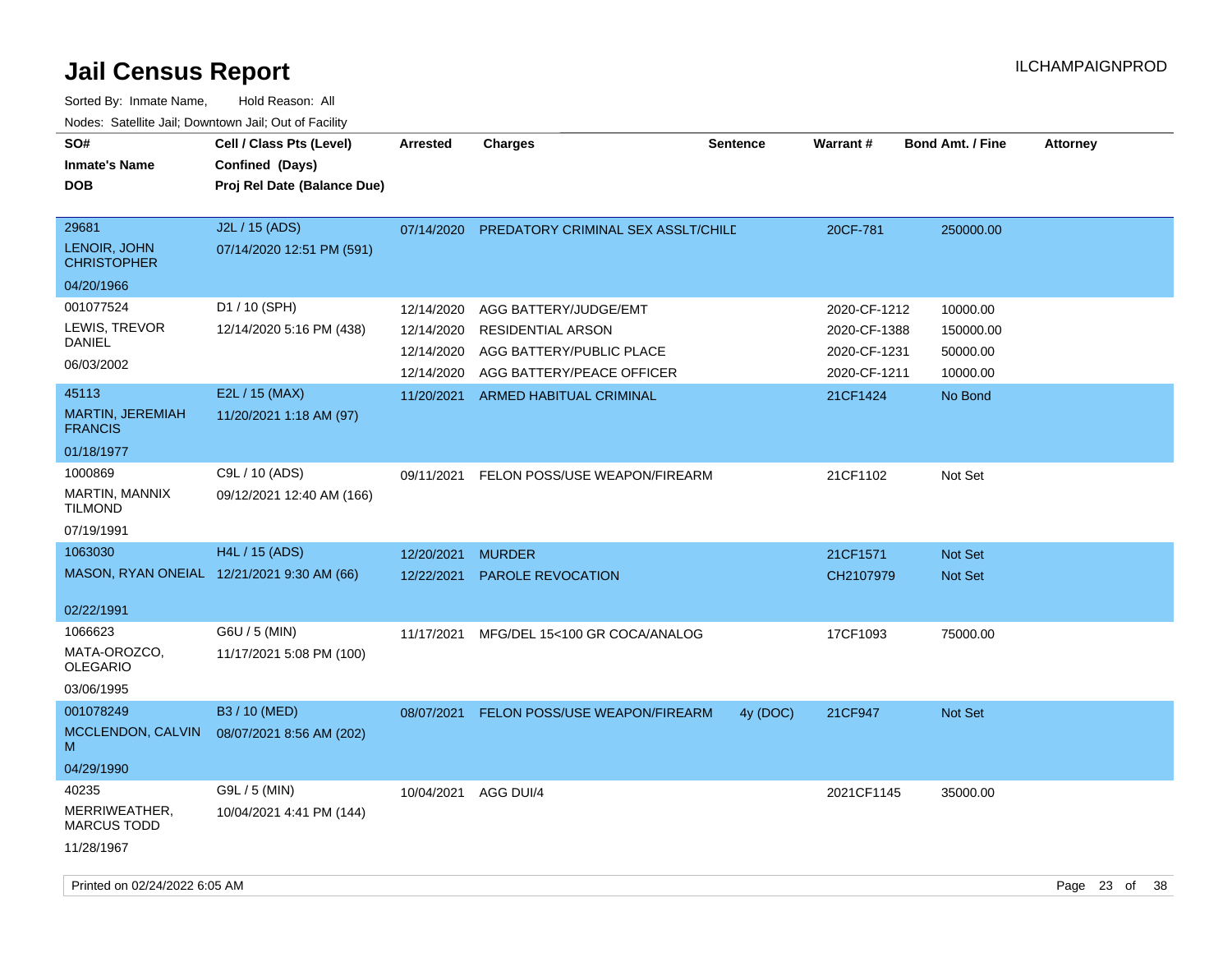# Jail Census Report

ILCHAMPAIGNPROD

Sorted By: Inmate Name, Hold Reason: All

Nodes: Satellite Jail; Downtown Jail; Out of Facility

| SO# / Inmate's Name / DOB | Cell / Class Pts (Level) / Confined (Days) / Proj Rel Date (Balance Due) | Arrested | Charges | Sentence | Warrant # | Bond Amt. / Fine | Attorney |
|---|---|---|---|---|---|---|---|
| 29681<br>LENOIR, JOHN CHRISTOPHER<br>04/20/1966 | J2L / 15 (ADS)<br>07/14/2020 12:51 PM (591) | 07/14/2020 | PREDATORY CRIMINAL SEX ASSLT/CHILD | | 20CF-781 | 250000.00 | |
| 001077524<br>LEWIS, TREVOR DANIEL<br>06/03/2002 | D1 / 10 (SPH)<br>12/14/2020 5:16 PM (438) | 12/14/2020 | AGG BATTERY/JUDGE/EMT | | 2020-CF-1212 | 10000.00 | |
| | | 12/14/2020 | RESIDENTIAL ARSON | | 2020-CF-1388 | 150000.00 | |
| | | 12/14/2020 | AGG BATTERY/PUBLIC PLACE | | 2020-CF-1231 | 50000.00 | |
| | | 12/14/2020 | AGG BATTERY/PEACE OFFICER | | 2020-CF-1211 | 10000.00 | |
| 45113<br>MARTIN, JEREMIAH FRANCIS<br>01/18/1977 | E2L / 15 (MAX)<br>11/20/2021 1:18 AM (97) | 11/20/2021 | ARMED HABITUAL CRIMINAL | | 21CF1424 | No Bond | |
| 1000869<br>MARTIN, MANNIX TILMOND<br>07/19/1991 | C9L / 10 (ADS)<br>09/12/2021 12:40 AM (166) | 09/11/2021 | FELON POSS/USE WEAPON/FIREARM | | 21CF1102 | Not Set | |
| 1063030<br>MASON, RYAN ONEIAL<br>02/22/1991 | H4L / 15 (ADS)<br>12/21/2021 9:30 AM (66) | 12/20/2021 | MURDER | | 21CF1571 | Not Set | |
| | | 12/22/2021 | PAROLE REVOCATION | | CH2107979 | Not Set | |
| 1066623<br>MATA-OROZCO, OLEGARIO<br>03/06/1995 | G6U / 5 (MIN)<br>11/17/2021 5:08 PM (100) | 11/17/2021 | MFG/DEL 15<100 GR COCA/ANALOG | | 17CF1093 | 75000.00 | |
| 001078249<br>MCCLENDON, CALVIN M<br>04/29/1990 | B3 / 10 (MED)<br>08/07/2021 8:56 AM (202) | 08/07/2021 | FELON POSS/USE WEAPON/FIREARM | 4y (DOC) | 21CF947 | Not Set | |
| 40235<br>MERRIWEATHER, MARCUS TODD<br>11/28/1967 | G9L / 5 (MIN)<br>10/04/2021 4:41 PM (144) | 10/04/2021 | AGG DUI/4 | | 2021CF1145 | 35000.00 | |

Printed on 02/24/2022 6:05 AM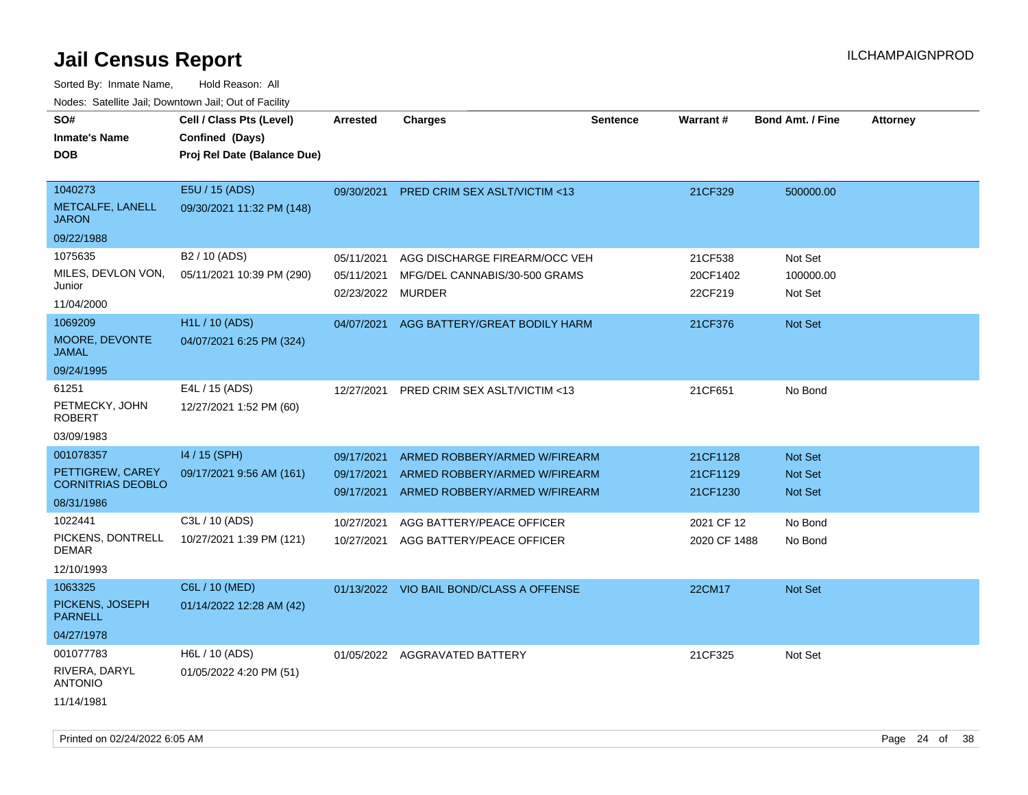# Jail Census Report

ILCHAMPAIGNPROD

Sorted By: Inmate Name, Hold Reason: All

Nodes: Satellite Jail; Downtown Jail; Out of Facility

| SO# / Inmate's Name / DOB | Cell / Class Pts (Level) / Confined (Days) / Proj Rel Date (Balance Due) | Arrested | Charges | Sentence | Warrant # | Bond Amt. / Fine | Attorney |
|---|---|---|---|---|---|---|---|
| 1040273<br>METCALFE, LANELL JARON<br>09/22/1988 | E5U / 15 (ADS)<br>09/30/2021 11:32 PM (148) | 09/30/2021 | PRED CRIM SEX ASLT/VICTIM <13 | | 21CF329 | 500000.00 | |
| 1075635<br>MILES, DEVLON VON, Junior<br>11/04/2000 | B2 / 10 (ADS)<br>05/11/2021 10:39 PM (290) | 05/11/2021<br>05/11/2021<br>02/23/2022 | AGG DISCHARGE FIREARM/OCC VEH<br>MFG/DEL CANNABIS/30-500 GRAMS<br>MURDER | | 21CF538<br>20CF1402<br>22CF219 | Not Set<br>100000.00<br>Not Set | |
| 1069209<br>MOORE, DEVONTE JAMAL<br>09/24/1995 | H1L / 10 (ADS)<br>04/07/2021 6:25 PM (324) | 04/07/2021 | AGG BATTERY/GREAT BODILY HARM | | 21CF376 | Not Set | |
| 61251<br>PETMECKY, JOHN ROBERT<br>03/09/1983 | E4L / 15 (ADS)<br>12/27/2021 1:52 PM (60) | 12/27/2021 | PRED CRIM SEX ASLT/VICTIM <13 | | 21CF651 | No Bond | |
| 001078357<br>PETTIGREW, CAREY CORNITRIAS DEOBLO<br>08/31/1986 | I4 / 15 (SPH)<br>09/17/2021 9:56 AM (161) | 09/17/2021<br>09/17/2021<br>09/17/2021 | ARMED ROBBERY/ARMED W/FIREARM<br>ARMED ROBBERY/ARMED W/FIREARM<br>ARMED ROBBERY/ARMED W/FIREARM | | 21CF1128<br>21CF1129<br>21CF1230 | Not Set<br>Not Set<br>Not Set | |
| 1022441<br>PICKENS, DONTRELL DEMAR<br>12/10/1993 | C3L / 10 (ADS)<br>10/27/2021 1:39 PM (121) | 10/27/2021<br>10/27/2021 | AGG BATTERY/PEACE OFFICER<br>AGG BATTERY/PEACE OFFICER | | 2021 CF 12<br>2020 CF 1488 | No Bond<br>No Bond | |
| 1063325<br>PICKENS, JOSEPH PARNELL<br>04/27/1978 | C6L / 10 (MED)<br>01/14/2022 12:28 AM (42) | 01/13/2022 | VIO BAIL BOND/CLASS A OFFENSE | | 22CM17 | Not Set | |
| 001077783<br>RIVERA, DARYL ANTONIO<br>11/14/1981 | H6L / 10 (ADS)<br>01/05/2022 4:20 PM (51) | 01/05/2022 | AGGRAVATED BATTERY | | 21CF325 | Not Set | |

Printed on 02/24/2022 6:05 AM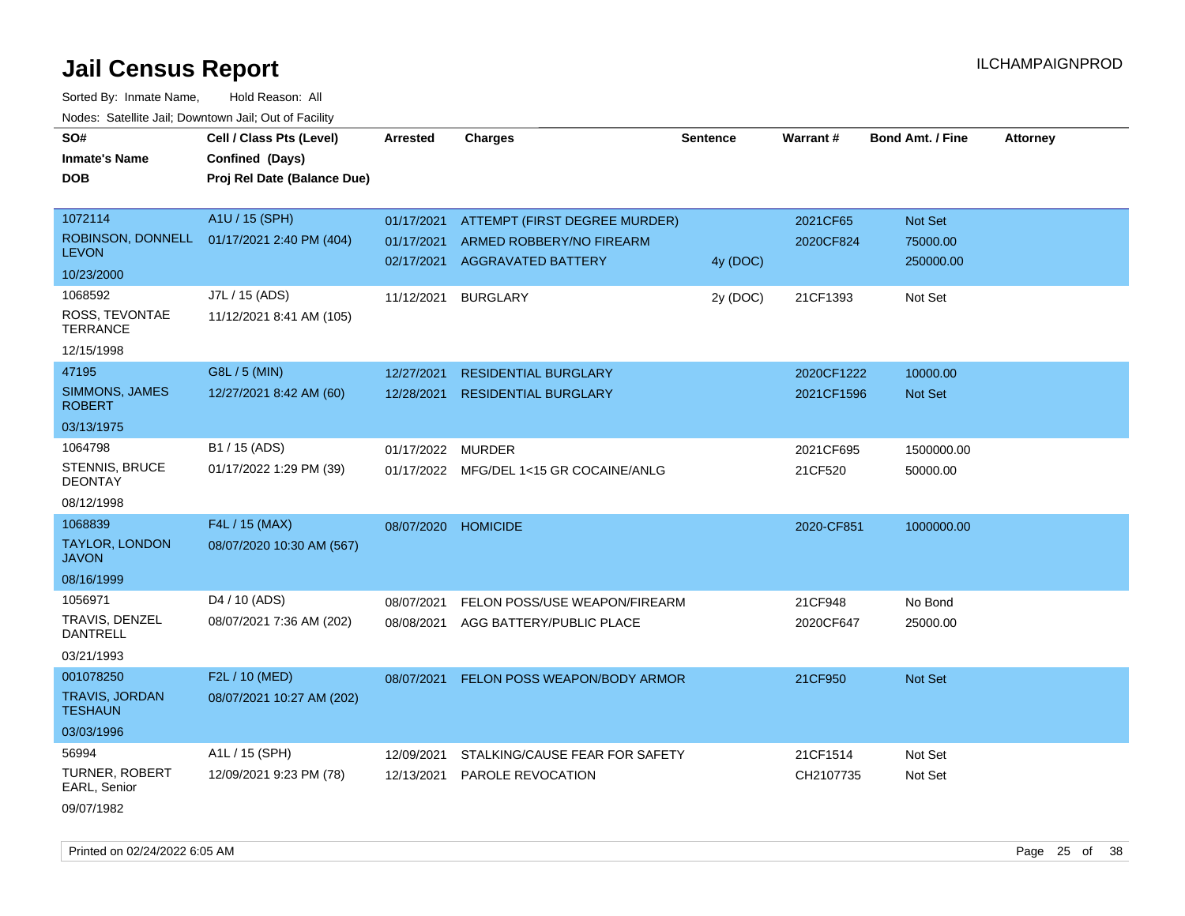# Jail Census Report

ILCHAMPAIGNPROD

Sorted By: Inmate Name, Hold Reason: All

Nodes: Satellite Jail; Downtown Jail; Out of Facility

| SO# / Inmate's Name / DOB | Cell / Class Pts (Level) / Confined (Days) / Proj Rel Date (Balance Due) | Arrested | Charges | Sentence | Warrant # | Bond Amt. / Fine | Attorney |
|---|---|---|---|---|---|---|---|
| 1072114<br>ROBINSON, DONNELL LEVON<br>10/23/2000 | A1U / 15 (SPH)<br>01/17/2021 2:40 PM (404) | 01/17/2021 | ATTEMPT (FIRST DEGREE MURDER) | | 2021CF65 | Not Set | |
| | | 01/17/2021 | ARMED ROBBERY/NO FIREARM | | 2020CF824 | 75000.00 | |
| | | 02/17/2021 | AGGRAVATED BATTERY | 4y (DOC) | | 250000.00 | |
| 1068592<br>ROSS, TEVONTAE TERRANCE<br>12/15/1998 | J7L / 15 (ADS)<br>11/12/2021 8:41 AM (105) | 11/12/2021 | BURGLARY | 2y (DOC) | 21CF1393 | Not Set | |
| 47195<br>SIMMONS, JAMES ROBERT<br>03/13/1975 | G8L / 5 (MIN)<br>12/27/2021 8:42 AM (60) | 12/27/2021 | RESIDENTIAL BURGLARY | | 2020CF1222 | 10000.00 | |
| | | 12/28/2021 | RESIDENTIAL BURGLARY | | 2021CF1596 | Not Set | |
| 1064798<br>STENNIS, BRUCE DEONTAY<br>08/12/1998 | B1 / 15 (ADS)<br>01/17/2022 1:29 PM (39) | 01/17/2022 | MURDER | | 2021CF695 | 1500000.00 | |
| | | 01/17/2022 | MFG/DEL 1<15 GR COCAINE/ANLG | | 21CF520 | 50000.00 | |
| 1068839<br>TAYLOR, LONDON JAVON<br>08/16/1999 | F4L / 15 (MAX)<br>08/07/2020 10:30 AM (567) | 08/07/2020 | HOMICIDE | | 2020-CF851 | 1000000.00 | |
| 1056971<br>TRAVIS, DENZEL DANTRELL<br>03/21/1993 | D4 / 10 (ADS)<br>08/07/2021 7:36 AM (202) | 08/07/2021 | FELON POSS/USE WEAPON/FIREARM | | 21CF948 | No Bond | |
| | | 08/08/2021 | AGG BATTERY/PUBLIC PLACE | | 2020CF647 | 25000.00 | |
| 001078250<br>TRAVIS, JORDAN TESHAUN<br>03/03/1996 | F2L / 10 (MED)<br>08/07/2021 10:27 AM (202) | 08/07/2021 | FELON POSS WEAPON/BODY ARMOR | | 21CF950 | Not Set | |
| 56994<br>TURNER, ROBERT EARL, Senior<br>09/07/1982 | A1L / 15 (SPH)<br>12/09/2021 9:23 PM (78) | 12/09/2021 | STALKING/CAUSE FEAR FOR SAFETY | | 21CF1514 | Not Set | |
| | | 12/13/2021 | PAROLE REVOCATION | | CH2107735 | Not Set | |

Printed on 02/24/2022 6:05 AM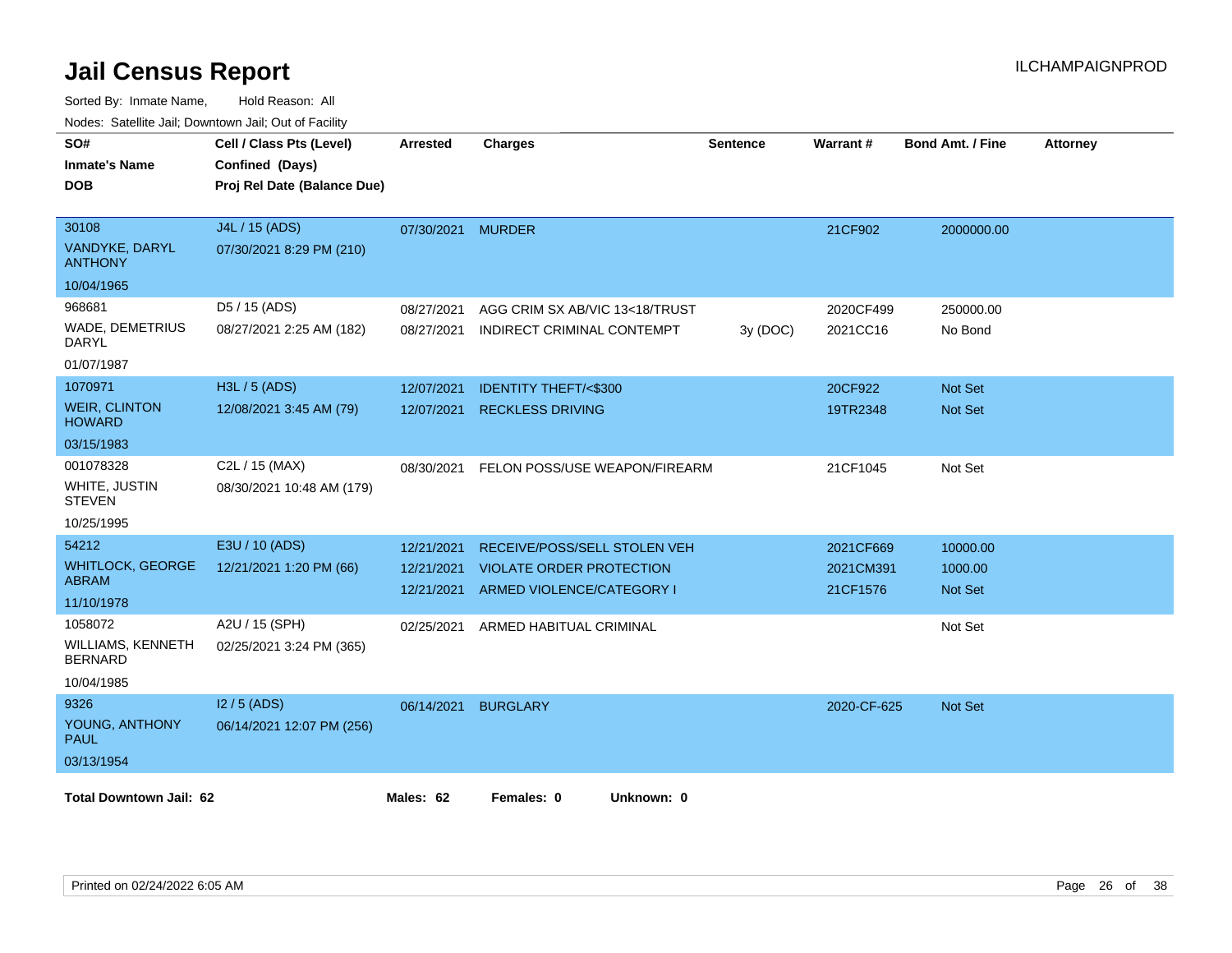# Jail Census Report

ILCHAMPAIGNPROD

Sorted By: Inmate Name, Hold Reason: All

Nodes: Satellite Jail; Downtown Jail; Out of Facility

| SO# / Inmate's Name / DOB | Cell / Class Pts (Level) / Confined (Days) / Proj Rel Date (Balance Due) | Arrested | Charges | Sentence | Warrant # | Bond Amt. / Fine | Attorney |
|---|---|---|---|---|---|---|---|
| 30108<br>VANDYKE, DARYL ANTHONY<br>10/04/1965 | J4L / 15 (ADS)<br>07/30/2021 8:29 PM (210) | 07/30/2021 | MURDER | | 21CF902 | 2000000.00 | |
| 968681<br>WADE, DEMETRIUS DARYL<br>01/07/1987 | D5 / 15 (ADS)<br>08/27/2021 2:25 AM (182) | 08/27/2021 | AGG CRIM SX AB/VIC 13<18/TRUST | | 2020CF499 | 250000.00 | |
| | | 08/27/2021 | INDIRECT CRIMINAL CONTEMPT | 3y (DOC) | 2021CC16 | No Bond | |
| 1070971<br>WEIR, CLINTON HOWARD<br>03/15/1983 | H3L / 5 (ADS)<br>12/08/2021 3:45 AM (79) | 12/07/2021 | IDENTITY THEFT/<$300 | | 20CF922 | Not Set | |
| | | 12/07/2021 | RECKLESS DRIVING | | 19TR2348 | Not Set | |
| 001078328<br>WHITE, JUSTIN STEVEN<br>10/25/1995 | C2L / 15 (MAX)<br>08/30/2021 10:48 AM (179) | 08/30/2021 | FELON POSS/USE WEAPON/FIREARM | | 21CF1045 | Not Set | |
| 54212<br>WHITLOCK, GEORGE ABRAM<br>11/10/1978 | E3U / 10 (ADS)<br>12/21/2021 1:20 PM (66) | 12/21/2021 | RECEIVE/POSS/SELL STOLEN VEH | | 2021CF669 | 10000.00 | |
| | | 12/21/2021 | VIOLATE ORDER PROTECTION | | 2021CM391 | 1000.00 | |
| | | 12/21/2021 | ARMED VIOLENCE/CATEGORY I | | 21CF1576 | Not Set | |
| 1058072<br>WILLIAMS, KENNETH BERNARD<br>10/04/1985 | A2U / 15 (SPH)<br>02/25/2021 3:24 PM (365) | 02/25/2021 | ARMED HABITUAL CRIMINAL | | | Not Set | |
| 9326<br>YOUNG, ANTHONY PAUL<br>03/13/1954 | I2 / 5 (ADS)<br>06/14/2021 12:07 PM (256) | 06/14/2021 | BURGLARY | | 2020-CF-625 | Not Set | |

**Total Downtown Jail: 62** **Males: 62** **Females: 0** **Unknown: 0**

Printed on 02/24/2022 6:05 AM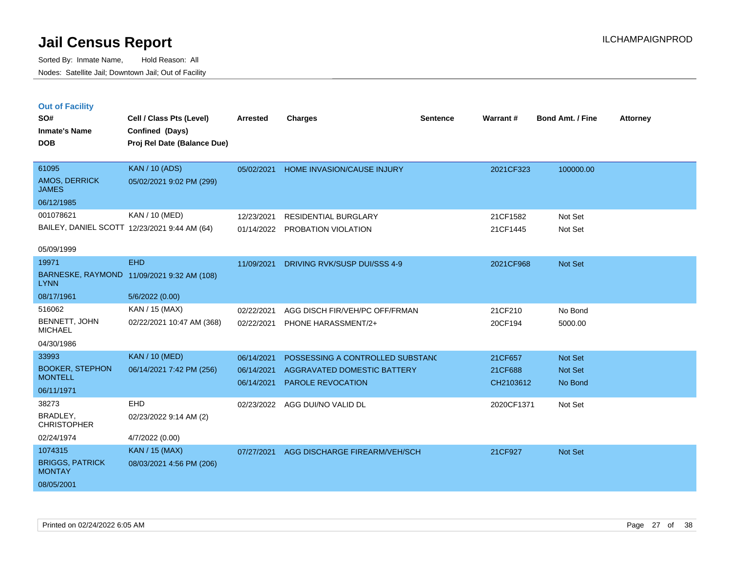# Jail Census Report

Sorted By: Inmate Name, Hold Reason: All

Nodes: Satellite Jail; Downtown Jail; Out of Facility

ILCHAMPAIGNPROD

## Out of Facility

| SO# / Inmate's Name / DOB | Cell / Class Pts (Level) / Confined (Days) / Proj Rel Date (Balance Due) | Arrested | Charges | Sentence | Warrant # | Bond Amt. / Fine | Attorney |
|---|---|---|---|---|---|---|---|
| 61095<br>AMOS, DERRICK JAMES<br>06/12/1985 | KAN / 10 (ADS)<br>05/02/2021 9:02 PM (299) | 05/02/2021 | HOME INVASION/CAUSE INJURY | | 2021CF323 | 100000.00 | |
| 001078621<br>BAILEY, DANIEL SCOTT<br>05/09/1999 | KAN / 10 (MED)<br>12/23/2021 9:44 AM (64) | 12/23/2021<br>01/14/2022 | RESIDENTIAL BURGLARY<br>PROBATION VIOLATION | | 21CF1582<br>21CF1445 | Not Set<br>Not Set | |
| 19971<br>BARNESKE, RAYMOND LYNN<br>08/17/1961 | EHD<br>11/09/2021 9:32 AM (108)<br>5/6/2022 (0.00) | 11/09/2021 | DRIVING RVK/SUSP DUI/SSS 4-9 | | 2021CF968 | Not Set | |
| 516062<br>BENNETT, JOHN MICHAEL<br>04/30/1986 | KAN / 15 (MAX)<br>02/22/2021 10:47 AM (368) | 02/22/2021<br>02/22/2021 | AGG DISCH FIR/VEH/PC OFF/FRMAN<br>PHONE HARASSMENT/2+ | | 21CF210<br>20CF194 | No Bond<br>5000.00 | |
| 33993<br>BOOKER, STEPHON MONTELL<br>06/11/1971 | KAN / 10 (MED)<br>06/14/2021 7:42 PM (256) | 06/14/2021<br>06/14/2021<br>06/14/2021 | POSSESSING A CONTROLLED SUBSTANC<br>AGGRAVATED DOMESTIC BATTERY<br>PAROLE REVOCATION | | 21CF657<br>21CF688<br>CH2103612 | Not Set<br>Not Set<br>No Bond | |
| 38273<br>BRADLEY, CHRISTOPHER<br>02/24/1974 | EHD<br>02/23/2022 9:14 AM (2)<br>4/7/2022 (0.00) | 02/23/2022 | AGG DUI/NO VALID DL | | 2020CF1371 | Not Set | |
| 1074315<br>BRIGGS, PATRICK MONTAY<br>08/05/2001 | KAN / 15 (MAX)<br>08/03/2021 4:56 PM (206) | 07/27/2021 | AGG DISCHARGE FIREARM/VEH/SCH | | 21CF927 | Not Set | |

Printed on 02/24/2022 6:05 AM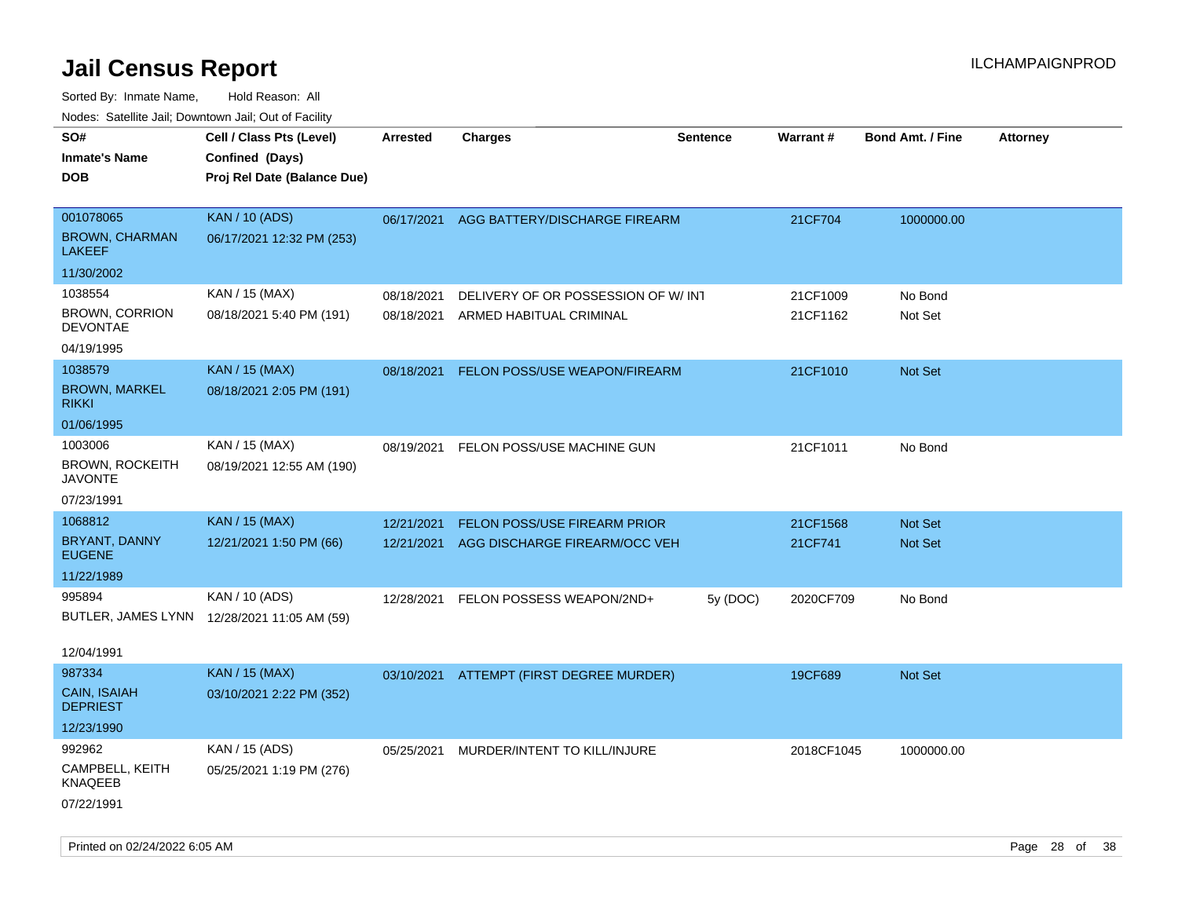# Jail Census Report

ILCHAMPAIGNPROD

Sorted By: Inmate Name, Hold Reason: All

Nodes: Satellite Jail; Downtown Jail; Out of Facility

| SO# / Inmate's Name / DOB | Cell / Class Pts (Level) / Confined (Days) / Proj Rel Date (Balance Due) | Arrested | Charges | Sentence | Warrant # | Bond Amt. / Fine | Attorney |
|---|---|---|---|---|---|---|---|
| 001078065<br>BROWN, CHARMAN LAKEEF<br>11/30/2002 | KAN / 10 (ADS)<br>06/17/2021 12:32 PM (253) | 06/17/2021 | AGG BATTERY/DISCHARGE FIREARM | | 21CF704 | 1000000.00 | |
| 1038554<br>BROWN, CORRION DEVONTAE<br>04/19/1995 | KAN / 15 (MAX)<br>08/18/2021 5:40 PM (191) | 08/18/2021<br>08/18/2021 | DELIVERY OF OR POSSESSION OF W/ INT<br>ARMED HABITUAL CRIMINAL | | 21CF1009<br>21CF1162 | No Bond<br>Not Set | |
| 1038579<br>BROWN, MARKEL RIKKI<br>01/06/1995 | KAN / 15 (MAX)<br>08/18/2021 2:05 PM (191) | 08/18/2021 | FELON POSS/USE WEAPON/FIREARM | | 21CF1010 | Not Set | |
| 1003006<br>BROWN, ROCKEITH JAVONTE<br>07/23/1991 | KAN / 15 (MAX)<br>08/19/2021 12:55 AM (190) | 08/19/2021 | FELON POSS/USE MACHINE GUN | | 21CF1011 | No Bond | |
| 1068812<br>BRYANT, DANNY EUGENE<br>11/22/1989 | KAN / 15 (MAX)<br>12/21/2021 1:50 PM (66) | 12/21/2021<br>12/21/2021 | FELON POSS/USE FIREARM PRIOR<br>AGG DISCHARGE FIREARM/OCC VEH | | 21CF1568<br>21CF741 | Not Set<br>Not Set | |
| 995894<br>BUTLER, JAMES LYNN<br>12/04/1991 | KAN / 10 (ADS)<br>12/28/2021 11:05 AM (59) | 12/28/2021 | FELON POSSESS WEAPON/2ND+ | 5y (DOC) | 2020CF709 | No Bond | |
| 987334<br>CAIN, ISAIAH DEPRIEST<br>12/23/1990 | KAN / 15 (MAX)<br>03/10/2021 2:22 PM (352) | 03/10/2021 | ATTEMPT (FIRST DEGREE MURDER) | | 19CF689 | Not Set | |
| 992962<br>CAMPBELL, KEITH KNAQEEB<br>07/22/1991 | KAN / 15 (ADS)<br>05/25/2021 1:19 PM (276) | 05/25/2021 | MURDER/INTENT TO KILL/INJURE | | 2018CF1045 | 1000000.00 | |

Printed on 02/24/2022 6:05 AM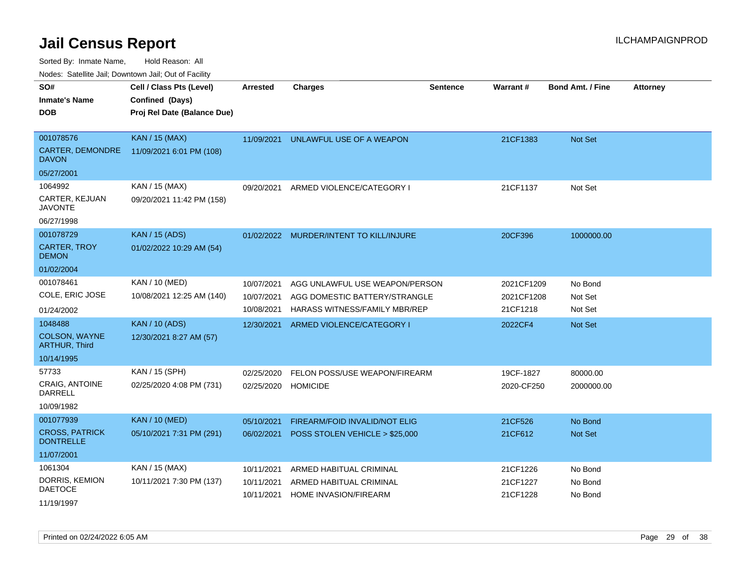# Jail Census Report

ILCHAMPAIGNPROD

Sorted By: Inmate Name, Hold Reason: All

Nodes: Satellite Jail; Downtown Jail; Out of Facility

| SO# / Inmate's Name / DOB | Cell / Class Pts (Level) / Confined (Days) / Proj Rel Date (Balance Due) | Arrested | Charges | Sentence | Warrant # | Bond Amt. / Fine | Attorney |
|---|---|---|---|---|---|---|---|
| 001078576<br>CARTER, DEMONDRE DAVON<br>05/27/2001 | KAN / 15 (MAX)<br>11/09/2021 6:01 PM (108) | 11/09/2021 | UNLAWFUL USE OF A WEAPON | | 21CF1383 | Not Set | |
| 1064992<br>CARTER, KEJUAN JAVONTE<br>06/27/1998 | KAN / 15 (MAX)<br>09/20/2021 11:42 PM (158) | 09/20/2021 | ARMED VIOLENCE/CATEGORY I | | 21CF1137 | Not Set | |
| 001078729<br>CARTER, TROY DEMON<br>01/02/2004 | KAN / 15 (ADS)<br>01/02/2022 10:29 AM (54) | 01/02/2022 | MURDER/INTENT TO KILL/INJURE | | 20CF396 | 1000000.00 | |
| 001078461<br>COLE, ERIC JOSE<br>01/24/2002 | KAN / 10 (MED)<br>10/08/2021 12:25 AM (140) | 10/07/2021<br>10/07/2021<br>10/08/2021 | AGG UNLAWFUL USE WEAPON/PERSON<br>AGG DOMESTIC BATTERY/STRANGLE<br>HARASS WITNESS/FAMILY MBR/REP | | 2021CF1209<br>2021CF1208<br>21CF1218 | No Bond<br>Not Set<br>Not Set | |
| 1048488<br>COLSON, WAYNE ARTHUR, Third<br>10/14/1995 | KAN / 10 (ADS)<br>12/30/2021 8:27 AM (57) | 12/30/2021 | ARMED VIOLENCE/CATEGORY I | | 2022CF4 | Not Set | |
| 57733<br>CRAIG, ANTOINE DARRELL<br>10/09/1982 | KAN / 15 (SPH)<br>02/25/2020 4:08 PM (731) | 02/25/2020<br>02/25/2020 | FELON POSS/USE WEAPON/FIREARM<br>HOMICIDE | | 19CF-1827<br>2020-CF250 | 80000.00<br>2000000.00 | |
| 001077939<br>CROSS, PATRICK DONTRELLE<br>11/07/2001 | KAN / 10 (MED)<br>05/10/2021 7:31 PM (291) | 05/10/2021<br>06/02/2021 | FIREARM/FOID INVALID/NOT ELIG<br>POSS STOLEN VEHICLE > $25,000 | | 21CF526<br>21CF612 | No Bond<br>Not Set | |
| 1061304<br>DORRIS, KEMION DAETOCE<br>11/19/1997 | KAN / 15 (MAX)<br>10/11/2021 7:30 PM (137) | 10/11/2021<br>10/11/2021<br>10/11/2021 | ARMED HABITUAL CRIMINAL<br>ARMED HABITUAL CRIMINAL<br>HOME INVASION/FIREARM | | 21CF1226<br>21CF1227<br>21CF1228 | No Bond<br>No Bond<br>No Bond | |

Printed on 02/24/2022 6:05 AM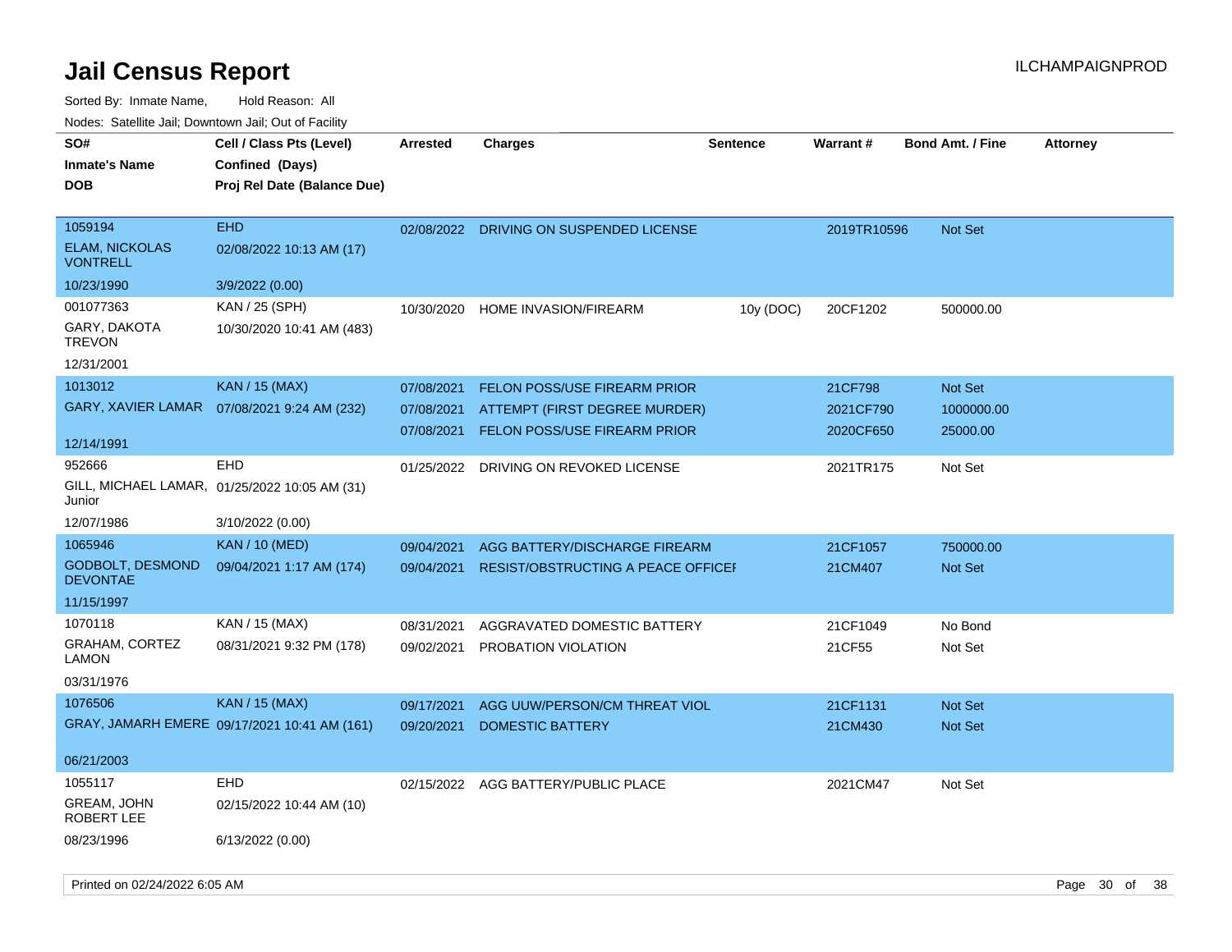# Jail Census Report

ILCHAMPAIGNPROD

Sorted By: Inmate Name, Hold Reason: All

Nodes: Satellite Jail; Downtown Jail; Out of Facility

| SO# / Inmate's Name / DOB | Cell / Class Pts (Level) / Confined (Days) / Proj Rel Date (Balance Due) | Arrested | Charges | Sentence | Warrant # | Bond Amt. / Fine | Attorney |
|---|---|---|---|---|---|---|---|
| 1059194<br>ELAM, NICKOLAS VONTRELL<br>10/23/1990 | EHD<br>02/08/2022 10:13 AM (17)<br>3/9/2022 (0.00) | 02/08/2022 | DRIVING ON SUSPENDED LICENSE | | 2019TR10596 | Not Set | |
| 001077363<br>GARY, DAKOTA TREVON<br>12/31/2001 | KAN / 25 (SPH)<br>10/30/2020 10:41 AM (483) | 10/30/2020 | HOME INVASION/FIREARM | 10y (DOC) | 20CF1202 | 500000.00 | |
| 1013012<br>GARY, XAVIER LAMAR<br>12/14/1991 | KAN / 15 (MAX)<br>07/08/2021 9:24 AM (232) | 07/08/2021 | FELON POSS/USE FIREARM PRIOR | | 21CF798 | Not Set | |
| | | 07/08/2021 | ATTEMPT (FIRST DEGREE MURDER) | | 2021CF790 | 1000000.00 | |
| | | 07/08/2021 | FELON POSS/USE FIREARM PRIOR | | 2020CF650 | 25000.00 | |
| 952666<br>GILL, MICHAEL LAMAR, Junior<br>12/07/1986 | EHD<br>01/25/2022 10:05 AM (31)<br>3/10/2022 (0.00) | 01/25/2022 | DRIVING ON REVOKED LICENSE | | 2021TR175 | Not Set | |
| 1065946<br>GODBOLT, DESMOND DEVONTAE<br>11/15/1997 | KAN / 10 (MED)<br>09/04/2021 1:17 AM (174) | 09/04/2021 | AGG BATTERY/DISCHARGE FIREARM | | 21CF1057 | 750000.00 | |
| | | 09/04/2021 | RESIST/OBSTRUCTING A PEACE OFFICER | | 21CM407 | Not Set | |
| 1070118<br>GRAHAM, CORTEZ LAMON<br>03/31/1976 | KAN / 15 (MAX)<br>08/31/2021 9:32 PM (178) | 08/31/2021 | AGGRAVATED DOMESTIC BATTERY | | 21CF1049 | No Bond | |
| | | 09/02/2021 | PROBATION VIOLATION | | 21CF55 | Not Set | |
| 1076506<br>GRAY, JAMARH EMERE<br>06/21/2003 | KAN / 15 (MAX)<br>09/17/2021 10:41 AM (161) | 09/17/2021 | AGG UUW/PERSON/CM THREAT VIOL | | 21CF1131 | Not Set | |
| | | 09/20/2021 | DOMESTIC BATTERY | | 21CM430 | Not Set | |
| 1055117<br>GREAM, JOHN ROBERT LEE<br>08/23/1996 | EHD<br>02/15/2022 10:44 AM (10)<br>6/13/2022 (0.00) | 02/15/2022 | AGG BATTERY/PUBLIC PLACE | | 2021CM47 | Not Set | |

Printed on 02/24/2022 6:05 AM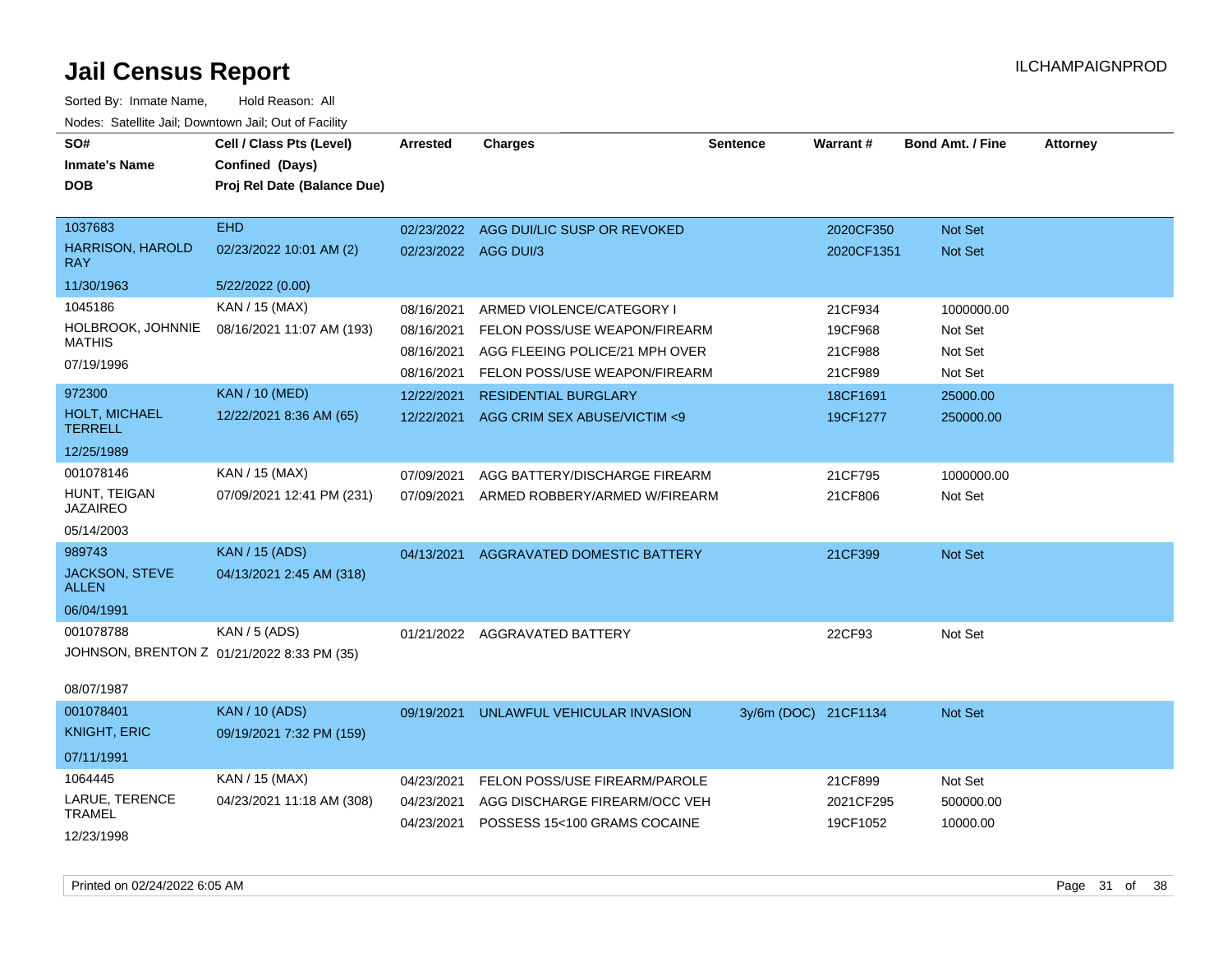# Jail Census Report

ILCHAMPAIGNPROD

Sorted By: Inmate Name, Hold Reason: All

Nodes: Satellite Jail; Downtown Jail; Out of Facility

| SO# / Inmate's Name / DOB | Cell / Class Pts (Level) / Confined (Days) / Proj Rel Date (Balance Due) | Arrested | Charges | Sentence | Warrant # | Bond Amt. / Fine | Attorney |
|---|---|---|---|---|---|---|---|
| 1037683 | EHD | 02/23/2022 | AGG DUI/LIC SUSP OR REVOKED | | 2020CF350 | Not Set | |
| HARRISON, HAROLD RAY | 02/23/2022 10:01 AM (2) | 02/23/2022 | AGG DUI/3 | | 2020CF1351 | Not Set | |
| 11/30/1963 | 5/22/2022 (0.00) | | | | | | |
| 1045186 | KAN / 15 (MAX) | 08/16/2021 | ARMED VIOLENCE/CATEGORY I | | 21CF934 | 1000000.00 | |
| HOLBROOK, JOHNNIE MATHIS | 08/16/2021 11:07 AM (193) | 08/16/2021 | FELON POSS/USE WEAPON/FIREARM | | 19CF968 | Not Set | |
| 07/19/1996 | | 08/16/2021 | AGG FLEEING POLICE/21 MPH OVER | | 21CF988 | Not Set | |
| | | 08/16/2021 | FELON POSS/USE WEAPON/FIREARM | | 21CF989 | Not Set | |
| 972300 | KAN / 10 (MED) | 12/22/2021 | RESIDENTIAL BURGLARY | | 18CF1691 | 25000.00 | |
| HOLT, MICHAEL TERRELL | 12/22/2021 8:36 AM (65) | 12/22/2021 | AGG CRIM SEX ABUSE/VICTIM <9 | | 19CF1277 | 250000.00 | |
| 12/25/1989 | | | | | | | |
| 001078146 | KAN / 15 (MAX) | 07/09/2021 | AGG BATTERY/DISCHARGE FIREARM | | 21CF795 | 1000000.00 | |
| HUNT, TEIGAN JAZAIREO | 07/09/2021 12:41 PM (231) | 07/09/2021 | ARMED ROBBERY/ARMED W/FIREARM | | 21CF806 | Not Set | |
| 05/14/2003 | | | | | | | |
| 989743 | KAN / 15 (ADS) | 04/13/2021 | AGGRAVATED DOMESTIC BATTERY | | 21CF399 | Not Set | |
| JACKSON, STEVE ALLEN | 04/13/2021 2:45 AM (318) | | | | | | |
| 06/04/1991 | | | | | | | |
| 001078788 | KAN / 5 (ADS) | 01/21/2022 | AGGRAVATED BATTERY | | 22CF93 | Not Set | |
| JOHNSON, BRENTON Z | 01/21/2022 8:33 PM (35) | | | | | | |
| 08/07/1987 | | | | | | | |
| 001078401 | KAN / 10 (ADS) | 09/19/2021 | UNLAWFUL VEHICULAR INVASION | 3y/6m (DOC) | 21CF1134 | Not Set | |
| KNIGHT, ERIC | 09/19/2021 7:32 PM (159) | | | | | | |
| 07/11/1991 | | | | | | | |
| 1064445 | KAN / 15 (MAX) | 04/23/2021 | FELON POSS/USE FIREARM/PAROLE | | 21CF899 | Not Set | |
| LARUE, TERENCE TRAMEL | 04/23/2021 11:18 AM (308) | 04/23/2021 | AGG DISCHARGE FIREARM/OCC VEH | | 2021CF295 | 500000.00 | |
| 12/23/1998 | | 04/23/2021 | POSSESS 15<100 GRAMS COCAINE | | 19CF1052 | 10000.00 | |

Printed on 02/24/2022 6:05 AM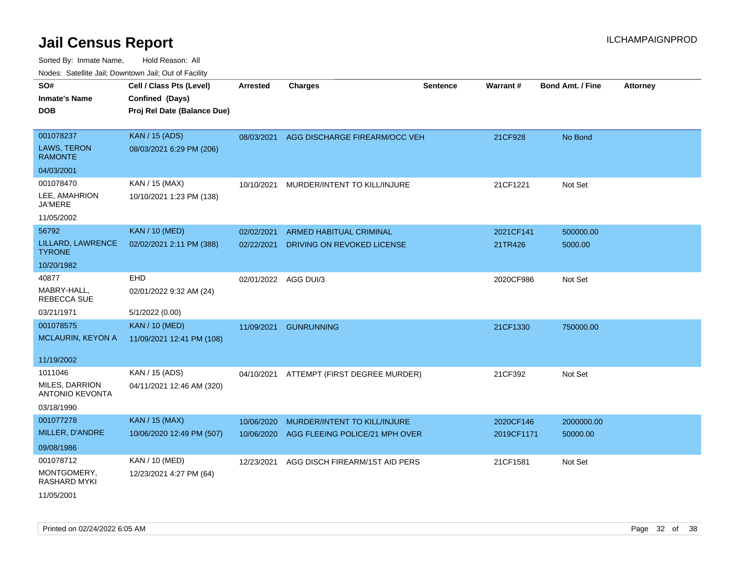# Jail Census Report

Sorted By: Inmate Name, Hold Reason: All

Nodes: Satellite Jail; Downtown Jail; Out of Facility

| SO# / Inmate's Name / DOB | Cell / Class Pts (Level) / Confined (Days) / Proj Rel Date (Balance Due) | Arrested | Charges | Sentence | Warrant # | Bond Amt. / Fine | Attorney |
|---|---|---|---|---|---|---|---|
| 001078237<br>LAWS, TERON RAMONTE<br>04/03/2001 | KAN / 15 (ADS)<br>08/03/2021 6:29 PM (206) | 08/03/2021 | AGG DISCHARGE FIREARM/OCC VEH | | 21CF928 | No Bond | |
| 001078470<br>LEE, AMAHRION JA'MERE<br>11/05/2002 | KAN / 15 (MAX)<br>10/10/2021 1:23 PM (138) | 10/10/2021 | MURDER/INTENT TO KILL/INJURE | | 21CF1221 | Not Set | |
| 56792<br>LILLARD, LAWRENCE TYRONE<br>10/20/1982 | KAN / 10 (MED)<br>02/02/2021 2:11 PM (388) | 02/02/2021<br>02/22/2021 | ARMED HABITUAL CRIMINAL<br>DRIVING ON REVOKED LICENSE | | 2021CF141<br>21TR426 | 500000.00<br>5000.00 | |
| 40877<br>MABRY-HALL, REBECCA SUE<br>03/21/1971 | EHD<br>02/01/2022 9:32 AM (24)<br>5/1/2022 (0.00) | 02/01/2022 | AGG DUI/3 | | 2020CF986 | Not Set | |
| 001078575<br>MCLAURIN, KEYON A<br>11/19/2002 | KAN / 10 (MED)<br>11/09/2021 12:41 PM (108) | 11/09/2021 | GUNRUNNING | | 21CF1330 | 750000.00 | |
| 1011046<br>MILES, DARRION ANTONIO KEVONTA<br>03/18/1990 | KAN / 15 (ADS)<br>04/11/2021 12:46 AM (320) | 04/10/2021 | ATTEMPT (FIRST DEGREE MURDER) | | 21CF392 | Not Set | |
| 001077278<br>MILLER, D'ANDRE<br>09/08/1986 | KAN / 15 (MAX)<br>10/06/2020 12:49 PM (507) | 10/06/2020<br>10/06/2020 | MURDER/INTENT TO KILL/INJURE<br>AGG FLEEING POLICE/21 MPH OVER | | 2020CF146<br>2019CF1171 | 2000000.00<br>50000.00 | |
| 001078712<br>MONTGOMERY, RASHARD MYKI<br>11/05/2001 | KAN / 10 (MED)<br>12/23/2021 4:27 PM (64) | 12/23/2021 | AGG DISCH FIREARM/1ST AID PERS | | 21CF1581 | Not Set | |

Printed on 02/24/2022 6:05 AM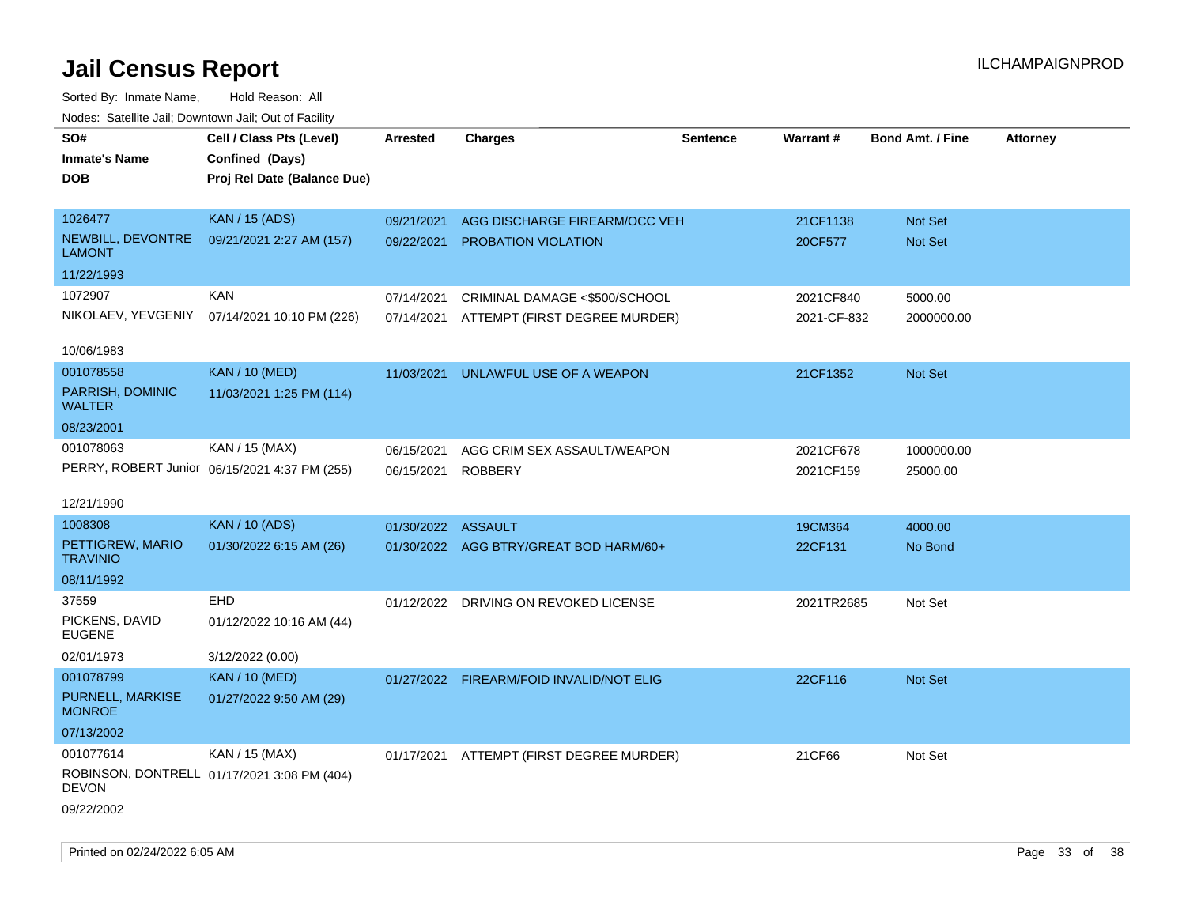# Jail Census Report

Sorted By: Inmate Name, Hold Reason: All

Nodes: Satellite Jail; Downtown Jail; Out of Facility

ILCHAMPAIGNPROD

| SO# / Inmate's Name / DOB | Cell / Class Pts (Level) / Confined (Days) / Proj Rel Date (Balance Due) | Arrested | Charges | Sentence | Warrant # | Bond Amt. / Fine | Attorney |
|---|---|---|---|---|---|---|---|
| 1026477 NEWBILL, DEVONTRE LAMONT 11/22/1993 | KAN / 15 (ADS) 09/21/2021 2:27 AM (157) | 09/21/2021 | AGG DISCHARGE FIREARM/OCC VEH | | 21CF1138 | Not Set | |
| | | 09/22/2021 | PROBATION VIOLATION | | 20CF577 | Not Set | |
| 1072907 NIKOLAEV, YEVGENIY 10/06/1983 | KAN 07/14/2021 10:10 PM (226) | 07/14/2021 | CRIMINAL DAMAGE <$500/SCHOOL | | 2021CF840 | 5000.00 | |
| | | 07/14/2021 | ATTEMPT (FIRST DEGREE MURDER) | | 2021-CF-832 | 2000000.00 | |
| 001078558 PARRISH, DOMINIC WALTER 08/23/2001 | KAN / 10 (MED) 11/03/2021 1:25 PM (114) | 11/03/2021 | UNLAWFUL USE OF A WEAPON | | 21CF1352 | Not Set | |
| 001078063 PERRY, ROBERT Junior 12/21/1990 | KAN / 15 (MAX) 06/15/2021 4:37 PM (255) | 06/15/2021 | AGG CRIM SEX ASSAULT/WEAPON | | 2021CF678 | 1000000.00 | |
| | | 06/15/2021 | ROBBERY | | 2021CF159 | 25000.00 | |
| 1008308 PETTIGREW, MARIO TRAVINIO 08/11/1992 | KAN / 10 (ADS) 01/30/2022 6:15 AM (26) | 01/30/2022 | ASSAULT | | 19CM364 | 4000.00 | |
| | | 01/30/2022 | AGG BTRY/GREAT BOD HARM/60+ | | 22CF131 | No Bond | |
| 37559 PICKENS, DAVID EUGENE 02/01/1973 | EHD 01/12/2022 10:16 AM (44) 3/12/2022 (0.00) | 01/12/2022 | DRIVING ON REVOKED LICENSE | | 2021TR2685 | Not Set | |
| 001078799 PURNELL, MARKISE MONROE 07/13/2002 | KAN / 10 (MED) 01/27/2022 9:50 AM (29) | 01/27/2022 | FIREARM/FOID INVALID/NOT ELIG | | 22CF116 | Not Set | |
| 001077614 ROBINSON, DONTRELL DEVON 09/22/2002 | KAN / 15 (MAX) 01/17/2021 3:08 PM (404) | 01/17/2021 | ATTEMPT (FIRST DEGREE MURDER) | | 21CF66 | Not Set | |

Printed on 02/24/2022 6:05 AM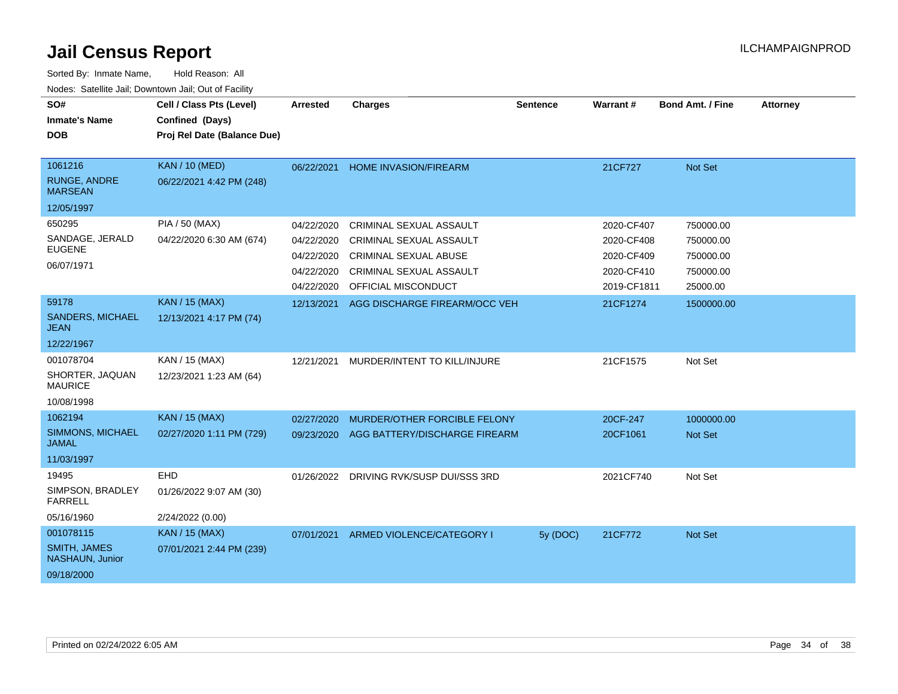# Jail Census Report

ILCHAMPAIGNPROD

Sorted By: Inmate Name, Hold Reason: All

Nodes: Satellite Jail; Downtown Jail; Out of Facility

| SO# / Inmate's Name / DOB | Cell / Class Pts (Level) / Confined (Days) / Proj Rel Date (Balance Due) | Arrested | Charges | Sentence | Warrant # | Bond Amt. / Fine | Attorney |
|---|---|---|---|---|---|---|---|
| 1061216<br>RUNGE, ANDRE MARSEAN<br>12/05/1997 | KAN / 10 (MED)<br>06/22/2021 4:42 PM (248) | 06/22/2021 | HOME INVASION/FIREARM | | 21CF727 | Not Set | |
| 650295<br>SANDAGE, JERALD EUGENE<br>06/07/1971 | PIA / 50 (MAX)<br>04/22/2020 6:30 AM (674) | 04/22/2020 | CRIMINAL SEXUAL ASSAULT | | 2020-CF407 | 750000.00 | |
| | | 04/22/2020 | CRIMINAL SEXUAL ASSAULT | | 2020-CF408 | 750000.00 | |
| | | 04/22/2020 | CRIMINAL SEXUAL ABUSE | | 2020-CF409 | 750000.00 | |
| | | 04/22/2020 | CRIMINAL SEXUAL ASSAULT | | 2020-CF410 | 750000.00 | |
| | | 04/22/2020 | OFFICIAL MISCONDUCT | | 2019-CF1811 | 25000.00 | |
| 59178<br>SANDERS, MICHAEL JEAN<br>12/22/1967 | KAN / 15 (MAX)<br>12/13/2021 4:17 PM (74) | 12/13/2021 | AGG DISCHARGE FIREARM/OCC VEH | | 21CF1274 | 1500000.00 | |
| 001078704<br>SHORTER, JAQUAN MAURICE<br>10/08/1998 | KAN / 15 (MAX)<br>12/23/2021 1:23 AM (64) | 12/21/2021 | MURDER/INTENT TO KILL/INJURE | | 21CF1575 | Not Set | |
| 1062194<br>SIMMONS, MICHAEL JAMAL<br>11/03/1997 | KAN / 15 (MAX)<br>02/27/2020 1:11 PM (729) | 02/27/2020 | MURDER/OTHER FORCIBLE FELONY | | 20CF-247 | 1000000.00 | |
| | | 09/23/2020 | AGG BATTERY/DISCHARGE FIREARM | | 20CF1061 | Not Set | |
| 19495<br>SIMPSON, BRADLEY FARRELL<br>05/16/1960 | EHD<br>01/26/2022 9:07 AM (30)<br>2/24/2022 (0.00) | 01/26/2022 | DRIVING RVK/SUSP DUI/SSS 3RD | | 2021CF740 | Not Set | |
| 001078115<br>SMITH, JAMES NASHAUN, Junior<br>09/18/2000 | KAN / 15 (MAX)<br>07/01/2021 2:44 PM (239) | 07/01/2021 | ARMED VIOLENCE/CATEGORY I | 5y (DOC) | 21CF772 | Not Set | |

Printed on 02/24/2022 6:05 AM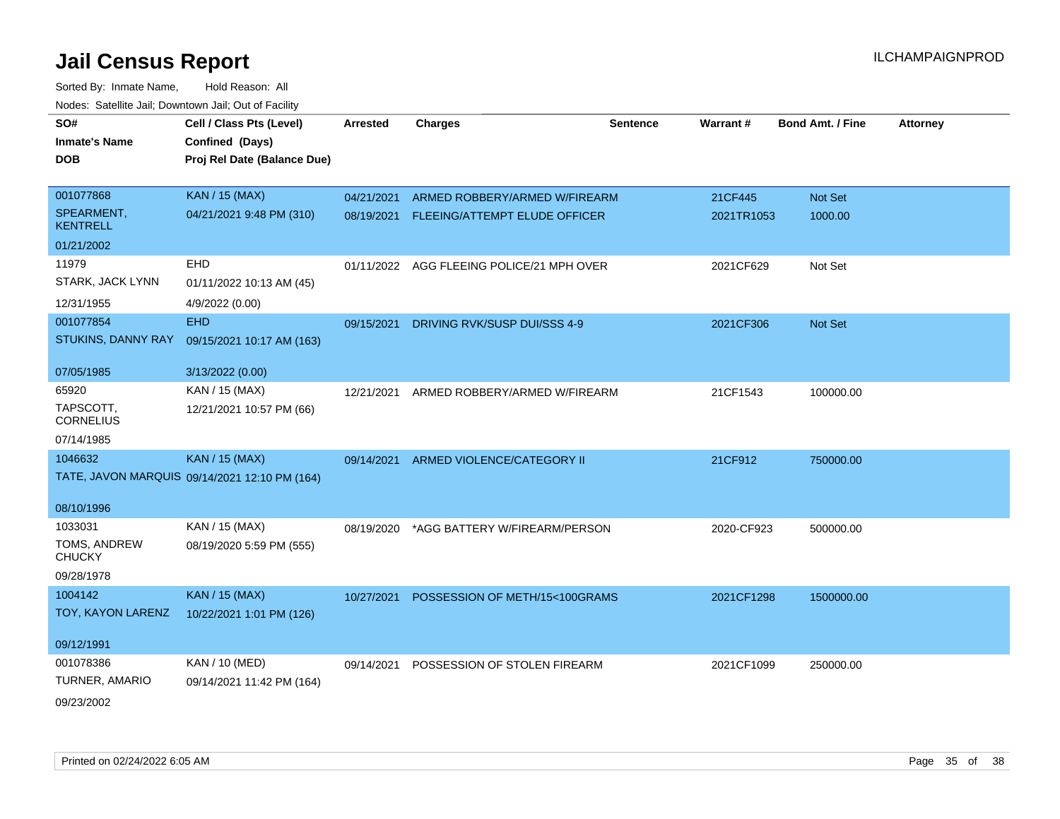# Jail Census Report

ILCHAMPAIGNPROD

Sorted By: Inmate Name, Hold Reason: All

Nodes: Satellite Jail; Downtown Jail; Out of Facility

| SO# / Inmate's Name / DOB | Cell / Class Pts (Level) / Confined (Days) / Proj Rel Date (Balance Due) | Arrested | Charges | Sentence | Warrant # | Bond Amt. / Fine | Attorney |
|---|---|---|---|---|---|---|---|
| 001077868<br>SPEARMENT, KENTRELL<br>01/21/2002 | KAN / 15 (MAX)<br>04/21/2021 9:48 PM (310) | 04/21/2021<br>08/19/2021 | ARMED ROBBERY/ARMED W/FIREARM<br>FLEEING/ATTEMPT ELUDE OFFICER | | 21CF445<br>2021TR1053 | Not Set<br>1000.00 | |
| 11979<br>STARK, JACK LYNN<br>12/31/1955 | EHD<br>01/11/2022 10:13 AM (45)<br>4/9/2022 (0.00) | 01/11/2022 | AGG FLEEING POLICE/21 MPH OVER | | 2021CF629 | Not Set | |
| 001077854<br>STUKINS, DANNY RAY<br>07/05/1985 | EHD<br>09/15/2021 10:17 AM (163)<br>3/13/2022 (0.00) | 09/15/2021 | DRIVING RVK/SUSP DUI/SSS 4-9 | | 2021CF306 | Not Set | |
| 65920<br>TAPSCOTT, CORNELIUS<br>07/14/1985 | KAN / 15 (MAX)<br>12/21/2021 10:57 PM (66) | 12/21/2021 | ARMED ROBBERY/ARMED W/FIREARM | | 21CF1543 | 100000.00 | |
| 1046632<br>TATE, JAVON MARQUIS<br>08/10/1996 | KAN / 15 (MAX)<br>09/14/2021 12:10 PM (164) | 09/14/2021 | ARMED VIOLENCE/CATEGORY II | | 21CF912 | 750000.00 | |
| 1033031<br>TOMS, ANDREW CHUCKY<br>09/28/1978 | KAN / 15 (MAX)<br>08/19/2020 5:59 PM (555) | 08/19/2020 | *AGG BATTERY W/FIREARM/PERSON | | 2020-CF923 | 500000.00 | |
| 1004142<br>TOY, KAYON LARENZ<br>09/12/1991 | KAN / 15 (MAX)<br>10/22/2021 1:01 PM (126) | 10/27/2021 | POSSESSION OF METH/15<100GRAMS | | 2021CF1298 | 1500000.00 | |
| 001078386<br>TURNER, AMARIO<br>09/23/2002 | KAN / 10 (MED)<br>09/14/2021 11:42 PM (164) | 09/14/2021 | POSSESSION OF STOLEN FIREARM | | 2021CF1099 | 250000.00 | |

Printed on 02/24/2022 6:05 AM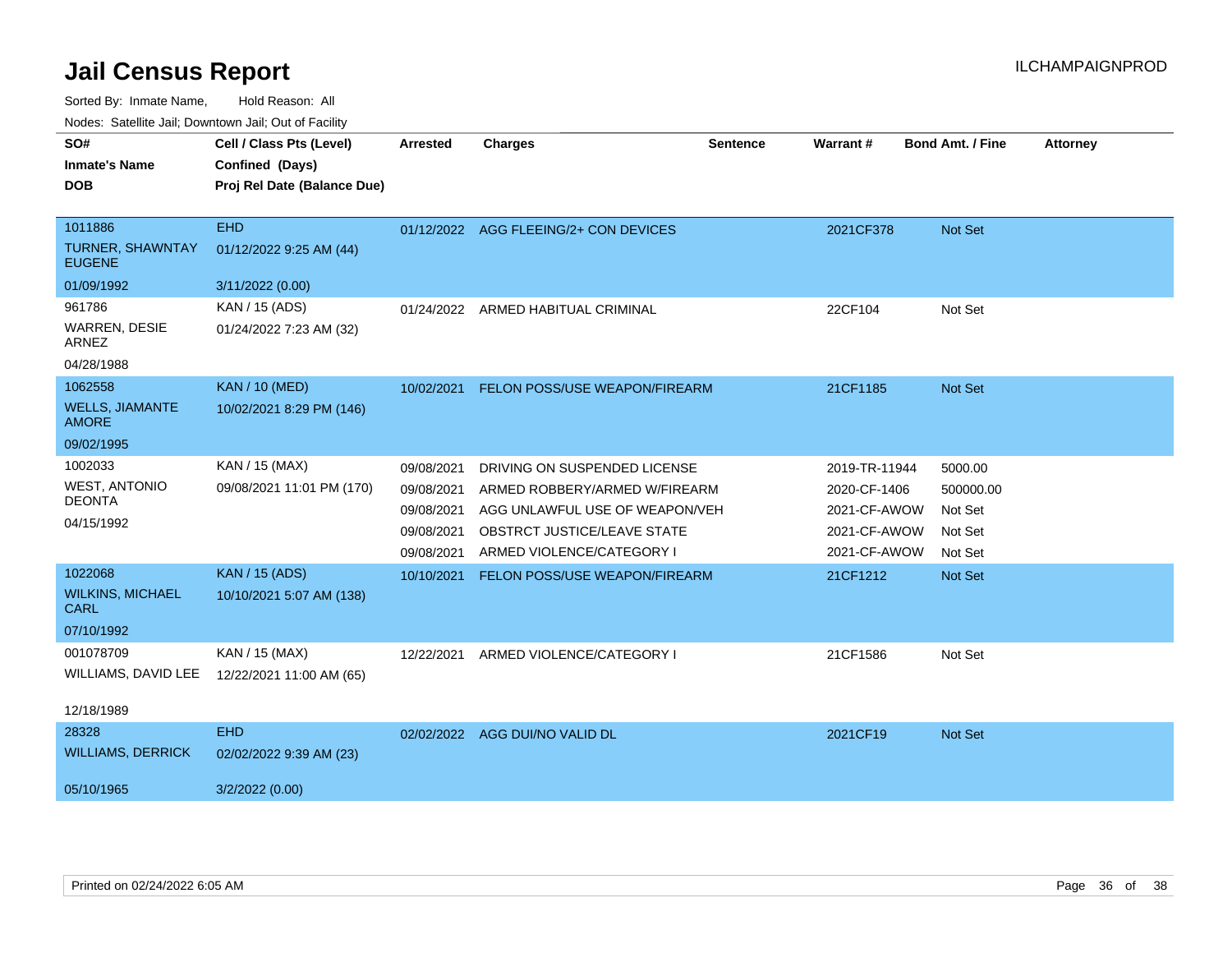# Jail Census Report

ILCHAMPAIGNPROD

Sorted By: Inmate Name, Hold Reason: All

Nodes: Satellite Jail; Downtown Jail; Out of Facility

| SO# / Inmate's Name / DOB | Cell / Class Pts (Level) / Confined (Days) / Proj Rel Date (Balance Due) | Arrested | Charges | Sentence | Warrant # | Bond Amt. / Fine | Attorney |
|---|---|---|---|---|---|---|---|
| 1011886<br>TURNER, SHAWNTAY EUGENE<br>01/09/1992 | EHD<br>01/12/2022 9:25 AM (44)<br>3/11/2022 (0.00) | 01/12/2022 | AGG FLEEING/2+ CON DEVICES | | 2021CF378 | Not Set | |
| 961786<br>WARREN, DESIE ARNEZ<br>04/28/1988 | KAN / 15 (ADS)<br>01/24/2022 7:23 AM (32) | 01/24/2022 | ARMED HABITUAL CRIMINAL | | 22CF104 | Not Set | |
| 1062558<br>WELLS, JIAMANTE AMORE<br>09/02/1995 | KAN / 10 (MED)<br>10/02/2021 8:29 PM (146) | 10/02/2021 | FELON POSS/USE WEAPON/FIREARM | | 21CF1185 | Not Set | |
| 1002033<br>WEST, ANTONIO DEONTA<br>04/15/1992 | KAN / 15 (MAX)<br>09/08/2021 11:01 PM (170) | 09/08/2021 | DRIVING ON SUSPENDED LICENSE | | 2019-TR-11944 | 5000.00 | |
| | | 09/08/2021 | ARMED ROBBERY/ARMED W/FIREARM | | 2020-CF-1406 | 500000.00 | |
| | | 09/08/2021 | AGG UNLAWFUL USE OF WEAPON/VEH | | 2021-CF-AWOW | Not Set | |
| | | 09/08/2021 | OBSTRCT JUSTICE/LEAVE STATE | | 2021-CF-AWOW | Not Set | |
| | | 09/08/2021 | ARMED VIOLENCE/CATEGORY I | | 2021-CF-AWOW | Not Set | |
| 1022068<br>WILKINS, MICHAEL CARL<br>07/10/1992 | KAN / 15 (ADS)<br>10/10/2021 5:07 AM (138) | 10/10/2021 | FELON POSS/USE WEAPON/FIREARM | | 21CF1212 | Not Set | |
| 001078709<br>WILLIAMS, DAVID LEE<br>12/18/1989 | KAN / 15 (MAX)<br>12/22/2021 11:00 AM (65) | 12/22/2021 | ARMED VIOLENCE/CATEGORY I | | 21CF1586 | Not Set | |
| 28328<br>WILLIAMS, DERRICK<br>05/10/1965 | EHD<br>02/02/2022 9:39 AM (23)<br>3/2/2022 (0.00) | 02/02/2022 | AGG DUI/NO VALID DL | | 2021CF19 | Not Set | |

Printed on 02/24/2022 6:05 AM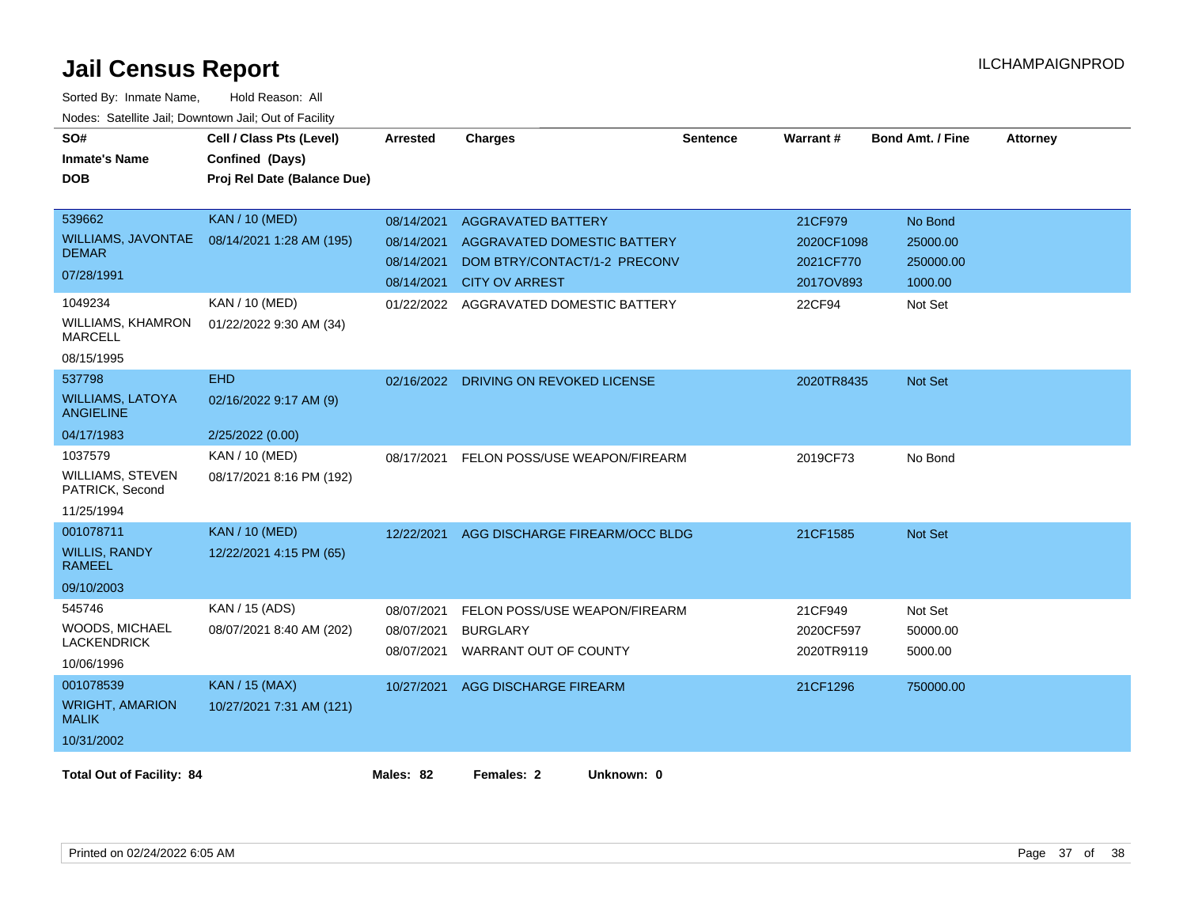# Jail Census Report

ILCHAMPAIGNPROD

Sorted By: Inmate Name, Hold Reason: All

Nodes: Satellite Jail; Downtown Jail; Out of Facility

| SO# / Inmate's Name / DOB | Cell / Class Pts (Level) / Confined (Days) / Proj Rel Date (Balance Due) | Arrested | Charges | Sentence | Warrant # | Bond Amt. / Fine | Attorney |
|---|---|---|---|---|---|---|---|
| 539662<br>WILLIAMS, JAVONTAE DEMAR<br>07/28/1991 | KAN / 10 (MED)<br>08/14/2021 1:28 AM (195) | 08/14/2021 | AGGRAVATED BATTERY | | 21CF979 | No Bond | |
| | | 08/14/2021 | AGGRAVATED DOMESTIC BATTERY | | 2020CF1098 | 25000.00 | |
| | | 08/14/2021 | DOM BTRY/CONTACT/1-2 PRECONV | | 2021CF770 | 250000.00 | |
| | | 08/14/2021 | CITY OV ARREST | | 2017OV893 | 1000.00 | |
| 1049234<br>WILLIAMS, KHAMRON MARCELL<br>08/15/1995 | KAN / 10 (MED)<br>01/22/2022 9:30 AM (34) | 01/22/2022 | AGGRAVATED DOMESTIC BATTERY | | 22CF94 | Not Set | |
| 537798<br>WILLIAMS, LATOYA ANGIELINE<br>04/17/1983 | EHD<br>02/16/2022 9:17 AM (9)<br>2/25/2022 (0.00) | 02/16/2022 | DRIVING ON REVOKED LICENSE | | 2020TR8435 | Not Set | |
| 1037579<br>WILLIAMS, STEVEN PATRICK, Second<br>11/25/1994 | KAN / 10 (MED)<br>08/17/2021 8:16 PM (192) | 08/17/2021 | FELON POSS/USE WEAPON/FIREARM | | 2019CF73 | No Bond | |
| 001078711<br>WILLIS, RANDY RAMEEL<br>09/10/2003 | KAN / 10 (MED)<br>12/22/2021 4:15 PM (65) | 12/22/2021 | AGG DISCHARGE FIREARM/OCC BLDG | | 21CF1585 | Not Set | |
| 545746<br>WOODS, MICHAEL LACKENDRICK<br>10/06/1996 | KAN / 15 (ADS)<br>08/07/2021 8:40 AM (202) | 08/07/2021 | FELON POSS/USE WEAPON/FIREARM | | 21CF949 | Not Set | |
| | | 08/07/2021 | BURGLARY | | 2020CF597 | 50000.00 | |
| | | 08/07/2021 | WARRANT OUT OF COUNTY | | 2020TR9119 | 5000.00 | |
| 001078539<br>WRIGHT, AMARION MALIK<br>10/31/2002 | KAN / 15 (MAX)<br>10/27/2021 7:31 AM (121) | 10/27/2021 | AGG DISCHARGE FIREARM | | 21CF1296 | 750000.00 | |

**Total Out of Facility: 84** **Males: 82** **Females: 2** **Unknown: 0**

Printed on 02/24/2022 6:05 AM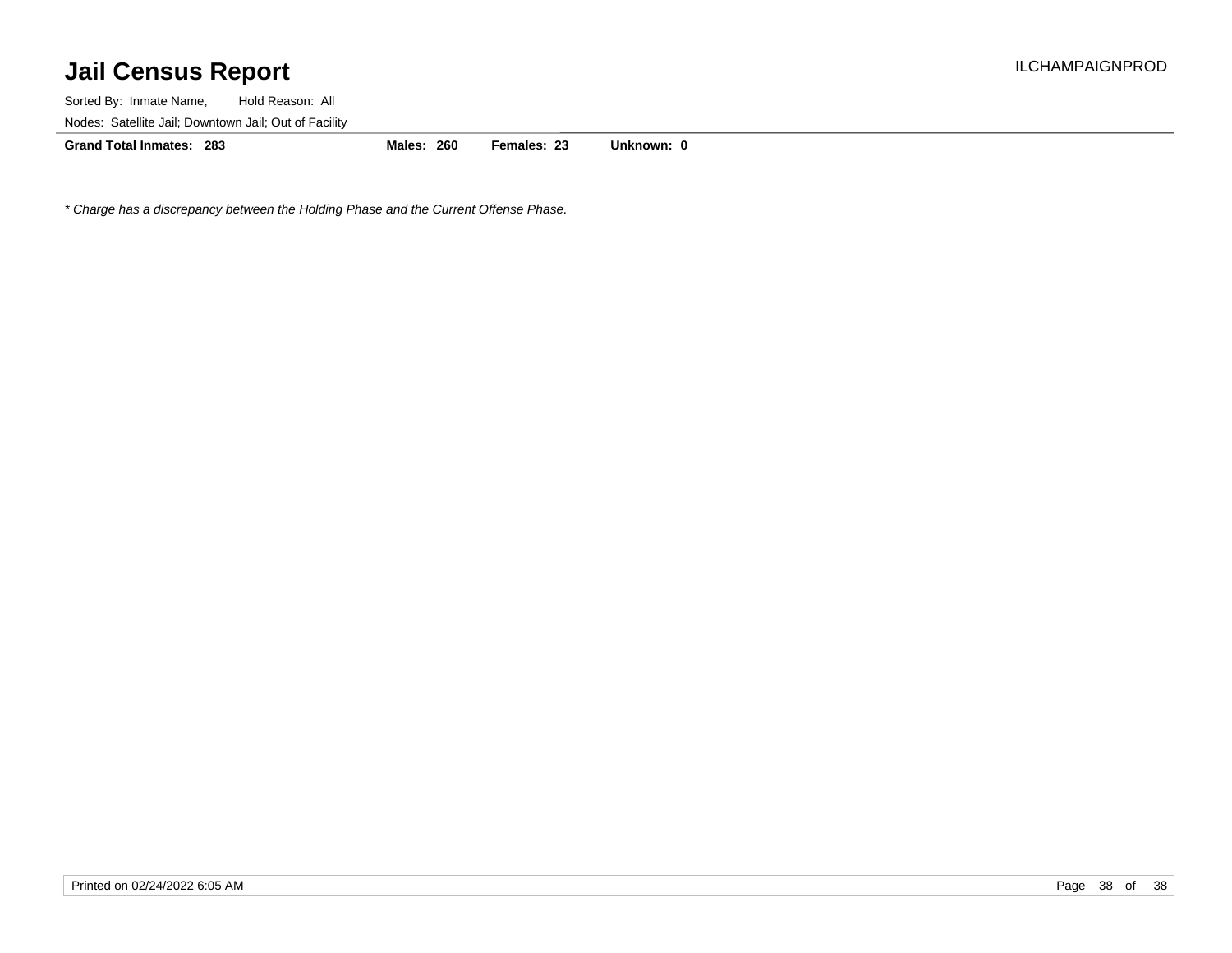# Jail Census Report

ILCHAMPAIGNPROD

Sorted By: Inmate Name, Hold Reason: All

Nodes: Satellite Jail; Downtown Jail; Out of Facility

**Grand Total Inmates: 283** **Males: 260** **Females: 23** **Unknown: 0**

*\* Charge has a discrepancy between the Holding Phase and the Current Offense Phase.*

Printed on 02/24/2022 6:05 AM